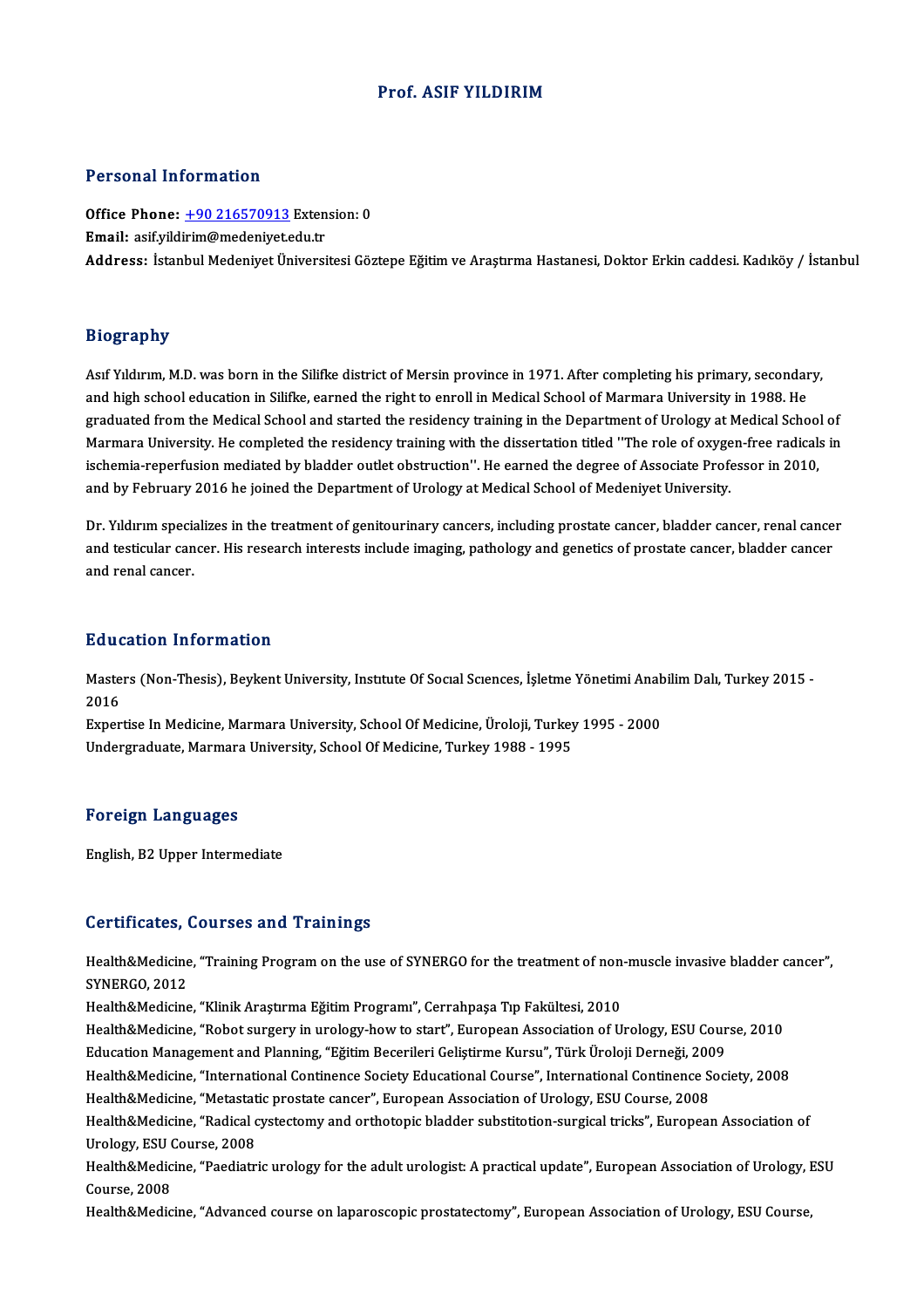# Prof. ASIF YILDIRIM

## Personal Information

**Office Phone:** +90 216570913 Extension: 0
**Email:** asif.yildirim@medeniyet.edu.tr
**Address:** İstanbul Medeniyet Üniversitesi Göztepe Eğitim ve Araştırma Hastanesi, Doktor Erkin caddesi. Kadıköy / İstanbul

## Biography

Asıf Yıldırım, M.D. was born in the Silifke district of Mersin province in 1971. After completing his primary, secondary, and high school education in Silifke, earned the right to enroll in Medical School of Marmara University in 1988. He graduated from the Medical School and started the residency training in the Department of Urology at Medical School of Marmara University. He completed the residency training with the dissertation titled ''The role of oxygen-free radicals in ischemia-reperfusion mediated by bladder outlet obstruction''. He earned the degree of Associate Professor in 2010, and by February 2016 he joined the Department of Urology at Medical School of Medeniyet University.

Dr. Yıldırım specializes in the treatment of genitourinary cancers, including prostate cancer, bladder cancer, renal cancer and testicular cancer. His research interests include imaging, pathology and genetics of prostate cancer, bladder cancer and renal cancer.

## Education Information

Masters (Non-Thesis), Beykent University, Instıtute Of Socıal Scıences, İşletme Yönetimi Anabilim Dalı, Turkey 2015 - 2016
Expertise In Medicine, Marmara University, School Of Medicine, Üroloji, Turkey 1995 - 2000
Undergraduate, Marmara University, School Of Medicine, Turkey 1988 - 1995

## Foreign Languages

English, B2 Upper Intermediate

## Certificates, Courses and Trainings

Health&Medicine, "Training Program on the use of SYNERGO for the treatment of non-muscle invasive bladder cancer", SYNERGO, 2012
Health&Medicine, "Klinik Araştırma Eğitim Programı", Cerrahpaşa Tıp Fakültesi, 2010
Health&Medicine, "Robot surgery in urology-how to start", European Association of Urology, ESU Course, 2010
Education Management and Planning, "Eğitim Becerileri Geliştirme Kursu", Türk Üroloji Derneği, 2009
Health&Medicine, "International Continence Society Educational Course", International Continence Society, 2008
Health&Medicine, "Metastatic prostate cancer", European Association of Urology, ESU Course, 2008
Health&Medicine, "Radical cystectomy and orthotopic bladder substitotion-surgical tricks", European Association of Urology, ESU Course, 2008
Health&Medicine, "Paediatric urology for the adult urologist: A practical update", European Association of Urology, ESU Course, 2008
Health&Medicine, "Advanced course on laparoscopic prostatectomy", European Association of Urology, ESU Course,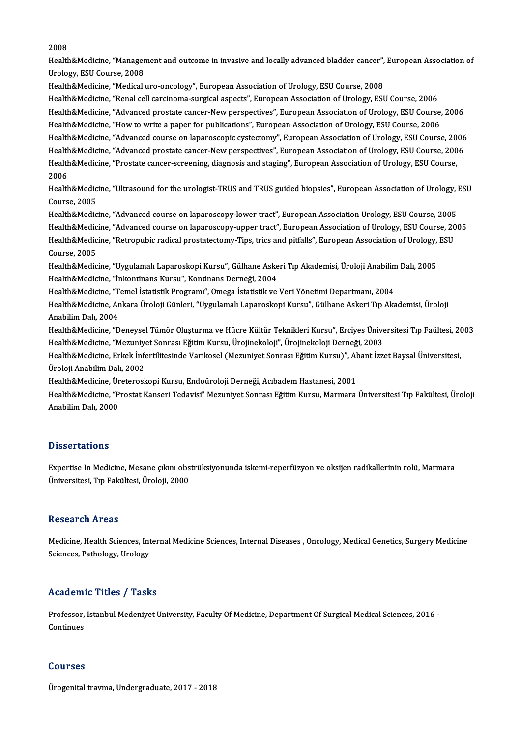2008

Health&Medicine, "Management and outcome in invasive and locally advanced bladder cancer", European Association of Urology, ESU Course, 2008

Health&Medicine, "Medical uro-oncology", European Association of Urology, ESU Course, 2008

Health&Medicine, "Renal cell carcinoma-surgical aspects", European Association of Urology, ESU Course, 2006

Health&Medicine, "Advanced prostate cancer-New perspectives", European Association of Urology, ESU Course, 2006

Health&Medicine, "How to write a paper for publications", European Association of Urology, ESU Course, 2006

Health&Medicine, "Advanced course on laparoscopic cystectomy", European Association of Urology, ESU Course, 2006

Health&Medicine, "Advanced prostate cancer-New perspectives", European Association of Urology, ESU Course, 2006

Health&Medicine, "Prostate cancer-screening, diagnosis and staging", European Association of Urology, ESU Course, 2006

Health&Medicine, "Ultrasound for the urologist-TRUS and TRUS guided biopsies", European Association of Urology, ESU Course, 2005

Health&Medicine, "Advanced course on laparoscopy-lower tract", European Association Urology, ESU Course, 2005

Health&Medicine, "Advanced course on laparoscopy-upper tract", European Association of Urology, ESU Course, 2005

Health&Medicine, "Retropubic radical prostatectomy-Tips, trics and pitfalls", European Association of Urology, ESU Course, 2005

Health&Medicine, "Uygulamalı Laparoskopi Kursu", Gülhane Askeri Tıp Akademisi, Üroloji Anabilim Dalı, 2005

Health&Medicine, "İnkontinans Kursu", Kontinans Derneği, 2004

Health&Medicine, "Temel İstatistik Programı", Omega İstatistik ve Veri Yönetimi Departmanı, 2004

Health&Medicine, Ankara Üroloji Günleri, "Uygulamalı Laparoskopi Kursu", Gülhane Askeri Tıp Akademisi, Üroloji Anabilim Dalı, 2004

Health&Medicine, "Deneysel Tümör Oluşturma ve Hücre Kültür Teknikleri Kursu", Erciyes Üniversitesi Tıp Faültesi, 2003

Health&Medicine, "Mezuniyet Sonrası Eğitim Kursu, Ürojinekoloji", Ürojinekoloji Derneği, 2003

Health&Medicine, Erkek İnfertilitesinde Varikosel (Mezuniyet Sonrası Eğitim Kursu)", Abant İzzet Baysal Üniversitesi, Üroloji Anabilim Dalı, 2002

Health&Medicine, Üreteroskopi Kursu, Endoüroloji Derneği, Acıbadem Hastanesi, 2001

Health&Medicine, "Prostat Kanseri Tedavisi" Mezuniyet Sonrası Eğitim Kursu, Marmara Üniversitesi Tıp Fakültesi, Üroloji Anabilim Dalı, 2000

## Dissertations

Expertise In Medicine, Mesane çıkım obstrüksiyonunda iskemi-reperfüzyon ve oksijen radikallerinin rolü, Marmara Üniversitesi, Tıp Fakültesi, Üroloji, 2000

## Research Areas

Medicine, Health Sciences, Internal Medicine Sciences, Internal Diseases , Oncology, Medical Genetics, Surgery Medicine Sciences, Pathology, Urology

## Academic Titles / Tasks

Professor, Istanbul Medeniyet University, Faculty Of Medicine, Department Of Surgical Medical Sciences, 2016 - Continues

## Courses

Ürogenital travma, Undergraduate, 2017 - 2018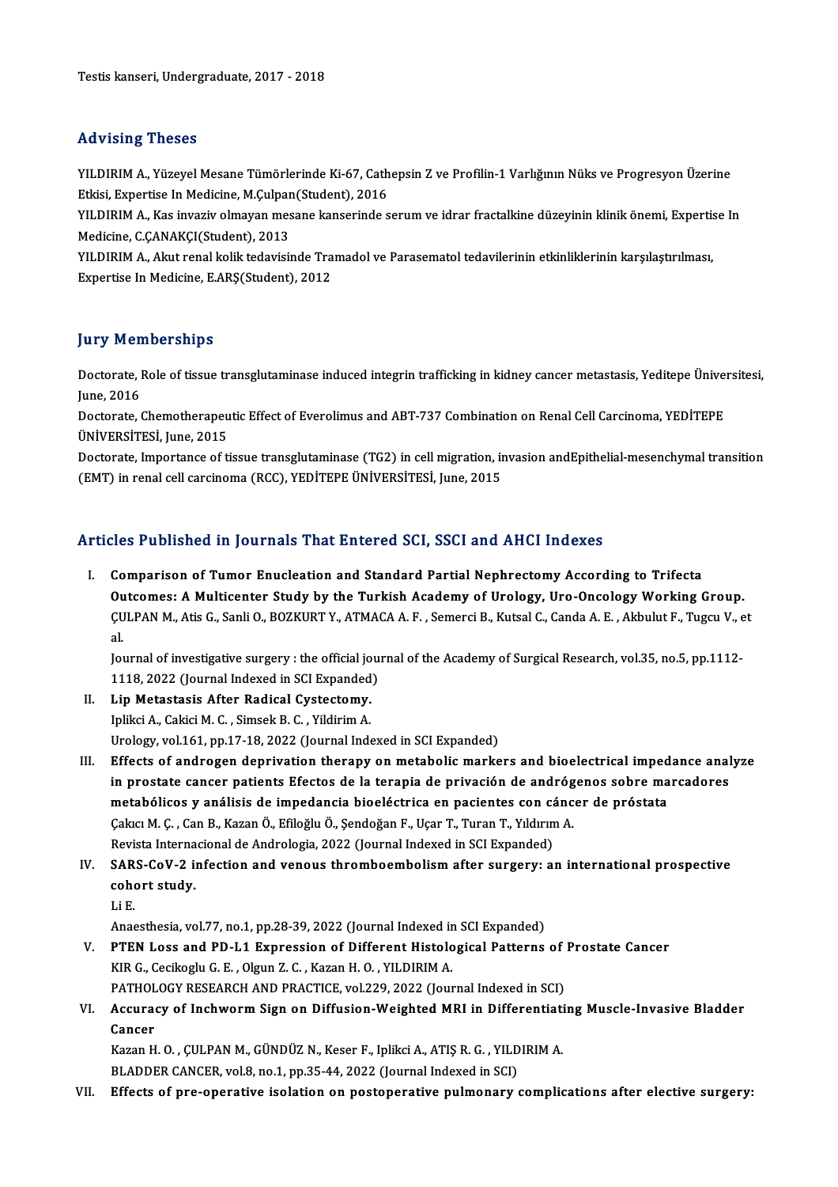Testis kanseri, Undergraduate, 2017 - 2018

## Advising Theses

YILDIRIM A., Yüzeyel Mesane Tümörlerinde Ki-67, Cathepsin Z ve Profilin-1 Varlığının Nüks ve Progresyon Üzerine Etkisi, Expertise In Medicine, M.Çulpan(Student), 2016

YILDIRIM A., Kas invaziv olmayan mesane kanserinde serum ve idrar fractalkine düzeyinin klinik önemi, Expertise In Medicine, C.ÇANAKÇI(Student), 2013

YILDIRIM A., Akut renal kolik tedavisinde Tramadol ve Parasematol tedavilerinin etkinliklerinin karşılaştırılması, Expertise In Medicine, E.ARŞ(Student), 2012

## Jury Memberships

Doctorate, Role of tissue transglutaminase induced integrin trafficking in kidney cancer metastasis, Yeditepe Üniversitesi, June, 2016

Doctorate, Chemotherapeutic Effect of Everolimus and ABT-737 Combination on Renal Cell Carcinoma, YEDİTEPE ÜNİVERSİTESİ, June, 2015

Doctorate, Importance of tissue transglutaminase (TG2) in cell migration, invasion andEpithelial-mesenchymal transition (EMT) in renal cell carcinoma (RCC), YEDİTEPE ÜNİVERSİTESİ, June, 2015

## Articles Published in Journals That Entered SCI, SSCI and AHCI Indexes

I. **Comparison of Tumor Enucleation and Standard Partial Nephrectomy According to Trifecta Outcomes: A Multicenter Study by the Turkish Academy of Urology, Uro-Oncology Working Group.**
   ÇULPAN M., Atis G., Sanli O., BOZKURT Y., ATMACA A. F. , Semerci B., Kutsal C., Canda A. E. , Akbulut F., Tugcu V., et al.
   Journal of investigative surgery : the official journal of the Academy of Surgical Research, vol.35, no.5, pp.1112-1118, 2022 (Journal Indexed in SCI Expanded)

II. **Lip Metastasis After Radical Cystectomy.**
   Iplikci A., Cakici M. C. , Simsek B. C. , Yildirim A.
   Urology, vol.161, pp.17-18, 2022 (Journal Indexed in SCI Expanded)

III. **Effects of androgen deprivation therapy on metabolic markers and bioelectrical impedance analyze in prostate cancer patients Efectos de la terapia de privación de andrógenos sobre marcadores metabólicos y análisis de impedancia bioeléctrica en pacientes con cáncer de próstata**
   Çakıcı M. Ç. , Can B., Kazan Ö., Efiloğlu Ö., Şendoğan F., Uçar T., Turan T., Yıldırım A.
   Revista Internacional de Andrologia, 2022 (Journal Indexed in SCI Expanded)

IV. **SARS-CoV-2 infection and venous thromboembolism after surgery: an international prospective cohort study.**
   Li E.
   Anaesthesia, vol.77, no.1, pp.28-39, 2022 (Journal Indexed in SCI Expanded)

V. **PTEN Loss and PD-L1 Expression of Different Histological Patterns of Prostate Cancer**
   KIR G., Cecikoglu G. E. , Olgun Z. C. , Kazan H. O. , YILDIRIM A.
   PATHOLOGY RESEARCH AND PRACTICE, vol.229, 2022 (Journal Indexed in SCI)

VI. **Accuracy of Inchworm Sign on Diffusion-Weighted MRI in Differentiating Muscle-Invasive Bladder Cancer**
   Kazan H. O. , ÇULPAN M., GÜNDÜZ N., Keser F., Iplikci A., ATIŞ R. G. , YILDIRIM A.
   BLADDER CANCER, vol.8, no.1, pp.35-44, 2022 (Journal Indexed in SCI)

VII. **Effects of pre-operative isolation on postoperative pulmonary complications after elective surgery:**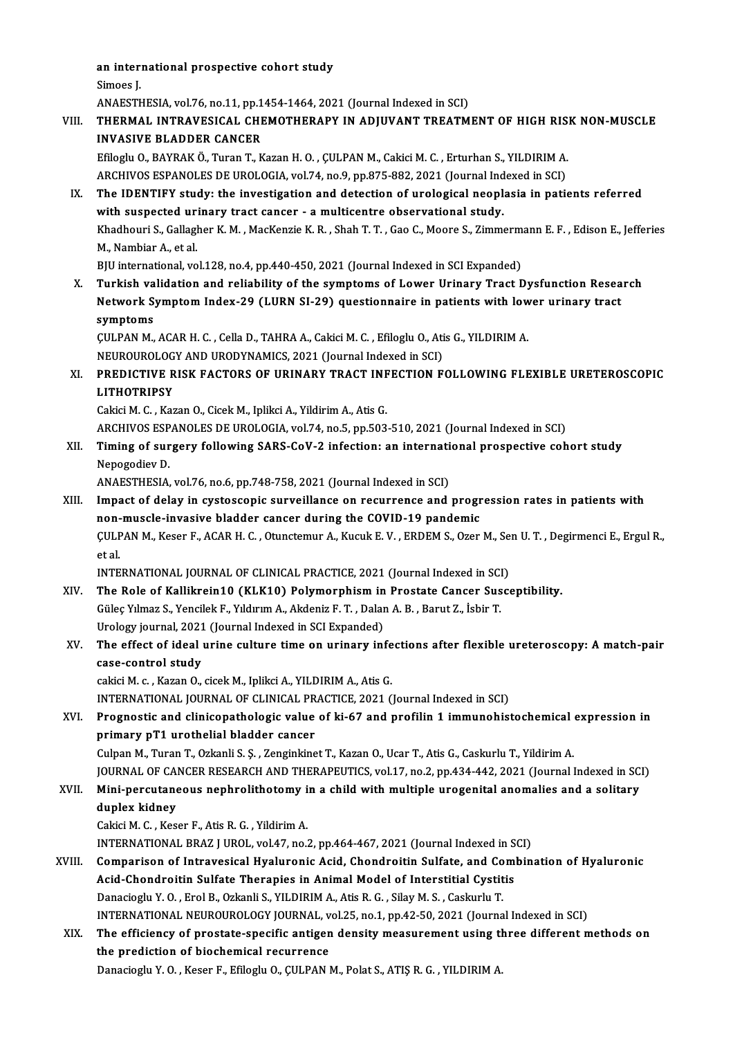an international prospective cohort study
Simoes J.
ANAESTHESIA, vol.76, no.11, pp.1454-1464, 2021 (Journal Indexed in SCI)

VIII. **THERMAL INTRAVESICAL CHEMOTHERAPY IN ADJUVANT TREATMENT OF HIGH RISK NON-MUSCLE INVASIVE BLADDER CANCER**
Efiloglu O., BAYRAK Ö., Turan T., Kazan H. O. , ÇULPAN M., Cakici M. C. , Erturhan S., YILDIRIM A.
ARCHIVOS ESPANOLES DE UROLOGIA, vol.74, no.9, pp.875-882, 2021 (Journal Indexed in SCI)

IX. **The IDENTIFY study: the investigation and detection of urological neoplasia in patients referred with suspected urinary tract cancer - a multicentre observational study.**
Khadhouri S., Gallagher K. M. , MacKenzie K. R. , Shah T. T. , Gao C., Moore S., Zimmermann E. F. , Edison E., Jefferies M., Nambiar A., et al.
BJU international, vol.128, no.4, pp.440-450, 2021 (Journal Indexed in SCI Expanded)

X. **Turkish validation and reliability of the symptoms of Lower Urinary Tract Dysfunction Research Network Symptom Index-29 (LURN SI-29) questionnaire in patients with lower urinary tract symptoms**
ÇULPAN M., ACAR H. C. , Cella D., TAHRA A., Cakici M. C. , Efiloglu O., Atis G., YILDIRIM A.
NEUROUROLOGY AND URODYNAMICS, 2021 (Journal Indexed in SCI)

XI. **PREDICTIVE RISK FACTORS OF URINARY TRACT INFECTION FOLLOWING FLEXIBLE URETEROSCOPIC LITHOTRIPSY**
Cakici M. C. , Kazan O., Cicek M., Iplikci A., Yildirim A., Atis G.
ARCHIVOS ESPANOLES DE UROLOGIA, vol.74, no.5, pp.503-510, 2021 (Journal Indexed in SCI)

XII. **Timing of surgery following SARS-CoV-2 infection: an international prospective cohort study**
Nepogodiev D.
ANAESTHESIA, vol.76, no.6, pp.748-758, 2021 (Journal Indexed in SCI)

XIII. **Impact of delay in cystoscopic surveillance on recurrence and progression rates in patients with non-muscle-invasive bladder cancer during the COVID-19 pandemic**
ÇULPAN M., Keser F., ACAR H. C. , Otunctemur A., Kucuk E. V. , ERDEM S., Ozer M., Sen U. T. , Degirmenci E., Ergul R., et al.
INTERNATIONAL JOURNAL OF CLINICAL PRACTICE, 2021 (Journal Indexed in SCI)

XIV. **The Role of Kallikrein10 (KLK10) Polymorphism in Prostate Cancer Susceptibility.**
Güleç Yılmaz S., Yencilek F., Yıldırım A., Akdeniz F. T. , Dalan A. B. , Barut Z., İsbir T.
Urology journal, 2021 (Journal Indexed in SCI Expanded)

XV. **The effect of ideal urine culture time on urinary infections after flexible ureteroscopy: A match-pair case-control study**
cakici M. c. , Kazan O., cicek M., Iplikci A., YILDIRIM A., Atis G.
INTERNATIONAL JOURNAL OF CLINICAL PRACTICE, 2021 (Journal Indexed in SCI)

XVI. **Prognostic and clinicopathologic value of ki-67 and profilin 1 immunohistochemical expression in primary pT1 urothelial bladder cancer**
Culpan M., Turan T., Ozkanli S. Ş. , Zenginkinet T., Kazan O., Ucar T., Atis G., Caskurlu T., Yildirim A.
JOURNAL OF CANCER RESEARCH AND THERAPEUTICS, vol.17, no.2, pp.434-442, 2021 (Journal Indexed in SCI)

XVII. **Mini-percutaneous nephrolithotomy in a child with multiple urogenital anomalies and a solitary duplex kidney**
Cakici M. C. , Keser F., Atis R. G. , Yildirim A.
INTERNATIONAL BRAZ J UROL, vol.47, no.2, pp.464-467, 2021 (Journal Indexed in SCI)

XVIII. **Comparison of Intravesical Hyaluronic Acid, Chondroitin Sulfate, and Combination of Hyaluronic Acid-Chondroitin Sulfate Therapies in Animal Model of Interstitial Cystitis**
Danacioglu Y. O. , Erol B., Ozkanli S., YILDIRIM A., Atis R. G. , Silay M. S. , Caskurlu T.
INTERNATIONAL NEUROUROLOGY JOURNAL, vol.25, no.1, pp.42-50, 2021 (Journal Indexed in SCI)

XIX. **The efficiency of prostate-specific antigen density measurement using three different methods on the prediction of biochemical recurrence**
Danacioglu Y. O. , Keser F., Efiloglu O., ÇULPAN M., Polat S., ATIŞ R. G. , YILDIRIM A.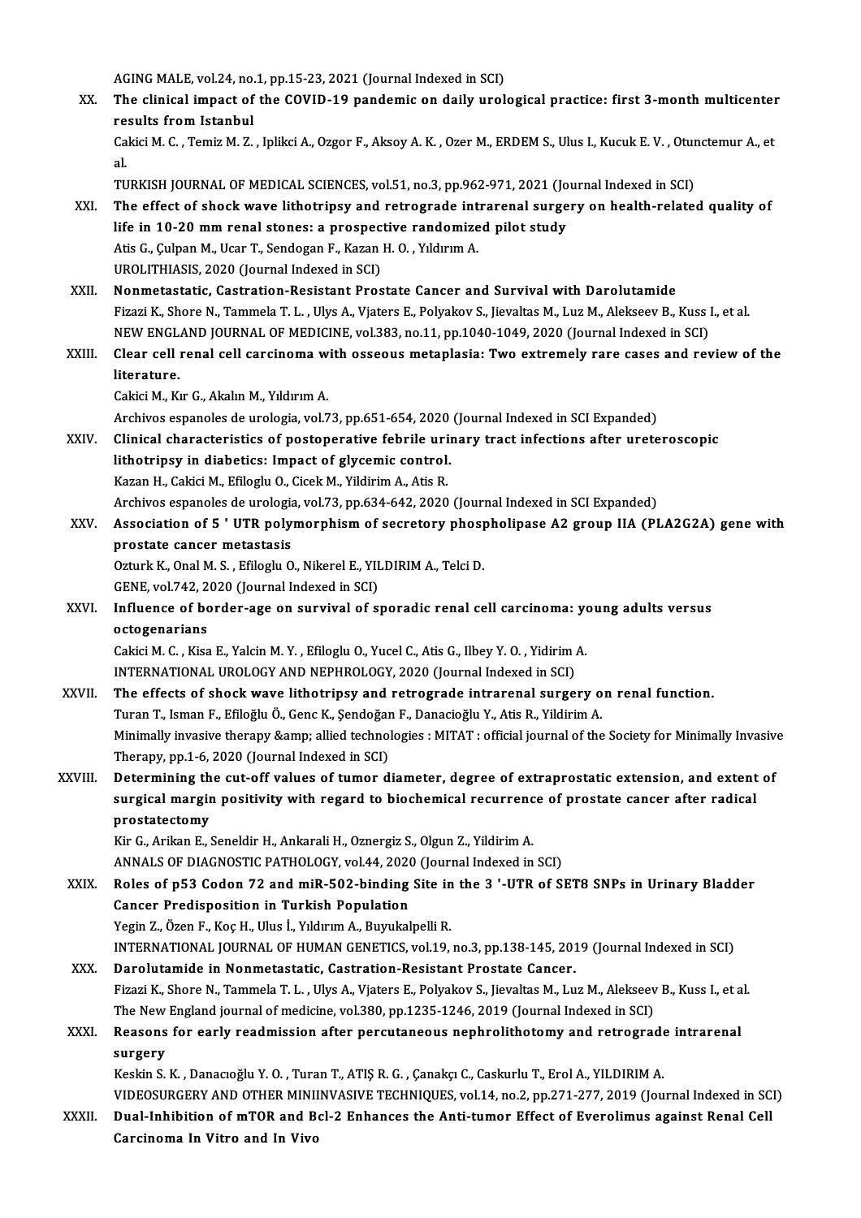AGING MALE, vol.24, no.1, pp.15-23, 2021 (Journal Indexed in SCI)

XX. **The clinical impact of the COVID-19 pandemic on daily urological practice: first 3-month multicenter results from Istanbul**
Cakici M. C. , Temiz M. Z. , Iplikci A., Ozgor F., Aksoy A. K. , Ozer M., ERDEM S., Ulus I., Kucuk E. V. , Otunctemur A., et al.
TURKISH JOURNAL OF MEDICAL SCIENCES, vol.51, no.3, pp.962-971, 2021 (Journal Indexed in SCI)

XXI. **The effect of shock wave lithotripsy and retrograde intrarenal surgery on health-related quality of life in 10-20 mm renal stones: a prospective randomized pilot study**
Atis G., Çulpan M., Ucar T., Sendogan F., Kazan H. O. , Yıldırım A.
UROLITHIASIS, 2020 (Journal Indexed in SCI)

XXII. **Nonmetastatic, Castration-Resistant Prostate Cancer and Survival with Darolutamide**
Fizazi K., Shore N., Tammela T. L. , Ulys A., Vjaters E., Polyakov S., Jievaltas M., Luz M., Alekseev B., Kuss I., et al.
NEW ENGLAND JOURNAL OF MEDICINE, vol.383, no.11, pp.1040-1049, 2020 (Journal Indexed in SCI)

XXIII. **Clear cell renal cell carcinoma with osseous metaplasia: Two extremely rare cases and review of the literature.**
Cakici M., Kır G., Akalın M., Yıldırım A.
Archivos espanoles de urologia, vol.73, pp.651-654, 2020 (Journal Indexed in SCI Expanded)

XXIV. **Clinical characteristics of postoperative febrile urinary tract infections after ureteroscopic lithotripsy in diabetics: Impact of glycemic control.**
Kazan H., Cakici M., Efiloglu O., Cicek M., Yildirim A., Atis R.
Archivos espanoles de urologia, vol.73, pp.634-642, 2020 (Journal Indexed in SCI Expanded)

XXV. **Association of 5 ' UTR polymorphism of secretory phospholipase A2 group IIA (PLA2G2A) gene with prostate cancer metastasis**
Ozturk K., Onal M. S. , Efiloglu O., Nikerel E., YILDIRIM A., Telci D.
GENE, vol.742, 2020 (Journal Indexed in SCI)

XXVI. **Influence of border-age on survival of sporadic renal cell carcinoma: young adults versus octogenarians**
Cakici M. C. , Kisa E., Yalcin M. Y. , Efiloglu O., Yucel C., Atis G., Ilbey Y. O. , Yidirim A.
INTERNATIONAL UROLOGY AND NEPHROLOGY, 2020 (Journal Indexed in SCI)

XXVII. **The effects of shock wave lithotripsy and retrograde intrarenal surgery on renal function.**
Turan T., Isman F., Efiloğlu Ö., Genc K., Şendoğan F., Danacioğlu Y., Atis R., Yildirim A.
Minimally invasive therapy &amp; allied technologies : MITAT : official journal of the Society for Minimally Invasive Therapy, pp.1-6, 2020 (Journal Indexed in SCI)

XXVIII. **Determining the cut-off values of tumor diameter, degree of extraprostatic extension, and extent of surgical margin positivity with regard to biochemical recurrence of prostate cancer after radical prostatectomy**
Kir G., Arikan E., Seneldir H., Ankarali H., Oznergiz S., Olgun Z., Yildirim A.
ANNALS OF DIAGNOSTIC PATHOLOGY, vol.44, 2020 (Journal Indexed in SCI)

XXIX. **Roles of p53 Codon 72 and miR-502-binding Site in the 3 '-UTR of SET8 SNPs in Urinary Bladder Cancer Predisposition in Turkish Population**
Yegin Z., Özen F., Koç H., Ulus İ., Yıldırım A., Buyukalpelli R.
INTERNATIONAL JOURNAL OF HUMAN GENETICS, vol.19, no.3, pp.138-145, 2019 (Journal Indexed in SCI)

XXX. **Darolutamide in Nonmetastatic, Castration-Resistant Prostate Cancer.**
Fizazi K., Shore N., Tammela T. L. , Ulys A., Vjaters E., Polyakov S., Jievaltas M., Luz M., Alekseev B., Kuss I., et al.
The New England journal of medicine, vol.380, pp.1235-1246, 2019 (Journal Indexed in SCI)

XXXI. **Reasons for early readmission after percutaneous nephrolithotomy and retrograde intrarenal surgery**
Keskin S. K. , Danacıoğlu Y. O. , Turan T., ATIŞ R. G. , Çanakçı C., Caskurlu T., Erol A., YILDIRIM A.
VIDEOSURGERY AND OTHER MINIINVASIVE TECHNIQUES, vol.14, no.2, pp.271-277, 2019 (Journal Indexed in SCI)

XXXII. **Dual-Inhibition of mTOR and Bcl-2 Enhances the Anti-tumor Effect of Everolimus against Renal Cell Carcinoma In Vitro and In Vivo**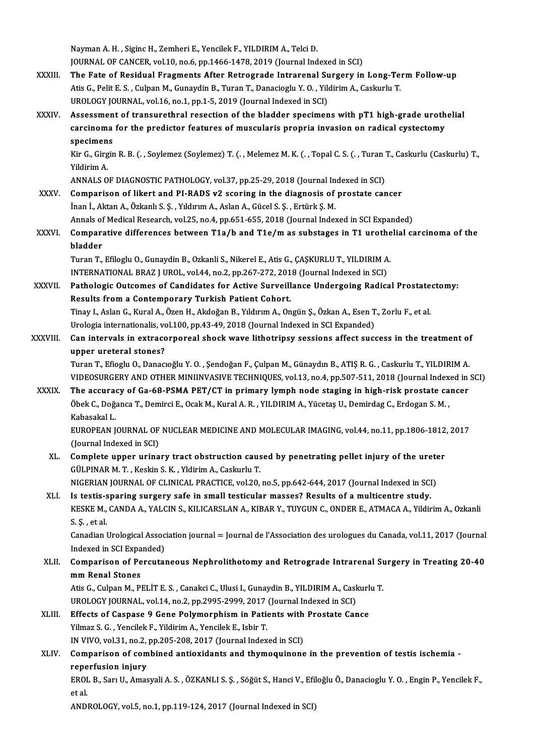Nayman A. H. , Siginc H., Zemheri E., Yencilek F., YILDIRIM A., Telci D.
JOURNAL OF CANCER, vol.10, no.6, pp.1466-1478, 2019 (Journal Indexed in SCI)

XXXIII. **The Fate of Residual Fragments After Retrograde Intrarenal Surgery in Long-Term Follow-up**
Atis G., Pelit E. S. , Culpan M., Gunaydin B., Turan T., Danacioglu Y. O. , Yildirim A., Caskurlu T.
UROLOGY JOURNAL, vol.16, no.1, pp.1-5, 2019 (Journal Indexed in SCI)

XXXIV. **Assessment of transurethral resection of the bladder specimens with pT1 high-grade urothelial carcinoma for the predictor features of muscularis propria invasion on radical cystectomy specimens**
Kir G., Girgin R. B. (. , Soylemez (Soylemez) T. (. , Melemez M. K. (. , Topal C. S. (. , Turan T., Caskurlu (Caskurlu) T., Yildirim A.
ANNALS OF DIAGNOSTIC PATHOLOGY, vol.37, pp.25-29, 2018 (Journal Indexed in SCI)

XXXV. **Comparison of likert and PI-RADS v2 scoring in the diagnosis of prostate cancer**
İnan İ., Aktan A., Özkanlı S. Ş. , Yıldırım A., Aslan A., Gücel S. Ş. , Ertürk Ş. M.
Annals of Medical Research, vol.25, no.4, pp.651-655, 2018 (Journal Indexed in SCI Expanded)

XXXVI. **Comparative differences between T1a/b and T1e/m as substages in T1 urothelial carcinoma of the bladder**
Turan T., Efiloglu O., Gunaydin B., Ozkanli S., Nikerel E., Atis G., ÇAŞKURLU T., YILDIRIM A.
INTERNATIONAL BRAZ J UROL, vol.44, no.2, pp.267-272, 2018 (Journal Indexed in SCI)

XXXVII. **Pathologic Outcomes of Candidates for Active Surveillance Undergoing Radical Prostatectomy: Results from a Contemporary Turkish Patient Cohort.**
Tinay I., Aslan G., Kural A., Özen H., Akdoğan B., Yıldırım A., Ongün Ş., Özkan A., Esen T., Zorlu F., et al.
Urologia internationalis, vol.100, pp.43-49, 2018 (Journal Indexed in SCI Expanded)

XXXVIII. **Can intervals in extracorporeal shock wave lithotripsy sessions affect success in the treatment of upper ureteral stones?**
Turan T., Efioglu O., Danacıoğlu Y. O. , Şendoğan F., Çulpan M., Günaydın B., ATIŞ R. G. , Caskurlu T., YILDIRIM A.
VIDEOSURGERY AND OTHER MINIINVASIVE TECHNIQUES, vol.13, no.4, pp.507-511, 2018 (Journal Indexed in SCI)

XXXIX. **The accuracy of Ga-68-PSMA PET/CT in primary lymph node staging in high-risk prostate cancer**
Öbek C., Doğanca T., Demirci E., Ocak M., Kural A. R. , YILDIRIM A., Yücetaş U., Demirdag C., Erdogan S. M. , Kabasakal L.
EUROPEAN JOURNAL OF NUCLEAR MEDICINE AND MOLECULAR IMAGING, vol.44, no.11, pp.1806-1812, 2017 (Journal Indexed in SCI)

XL. **Complete upper urinary tract obstruction caused by penetrating pellet injury of the ureter**
GÜLPINAR M. T. , Keskin S. K. , Yldirim A., Caskurlu T.
NIGERIAN JOURNAL OF CLINICAL PRACTICE, vol.20, no.5, pp.642-644, 2017 (Journal Indexed in SCI)

XLI. **Is testis-sparing surgery safe in small testicular masses? Results of a multicentre study.**
KESKE M., CANDA A., YALCIN S., KILICARSLAN A., KIBAR Y., TUYGUN C., ONDER E., ATMACA A., Yildirim A., Ozkanli S. Ş. , et al.
Canadian Urological Association journal = Journal de l'Association des urologues du Canada, vol.11, 2017 (Journal Indexed in SCI Expanded)

XLII. **Comparison of Percutaneous Nephrolithotomy and Retrograde Intrarenal Surgery in Treating 20-40 mm Renal Stones**
Atis G., Culpan M., PELİT E. S. , Canakci C., Ulusi I., Gunaydin B., YILDIRIM A., Caskurlu T.
UROLOGY JOURNAL, vol.14, no.2, pp.2995-2999, 2017 (Journal Indexed in SCI)

XLIII. **Effects of Caspase 9 Gene Polymorphism in Patients with Prostate Cance**
Yilmaz S. G. , Yencilek F., Yildirim A., Yencilek E., Isbir T.
IN VIVO, vol.31, no.2, pp.205-208, 2017 (Journal Indexed in SCI)

XLIV. **Comparison of combined antioxidants and thymoquinone in the prevention of testis ischemia - reperfusion injury**
EROL B., Sarı U., Amasyali A. S. , ÖZKANLI S. Ş. , Söğüt S., Hanci V., Efiloğlu Ö., Danacioglu Y. O. , Engin P., Yencilek F., et al.
ANDROLOGY, vol.5, no.1, pp.119-124, 2017 (Journal Indexed in SCI)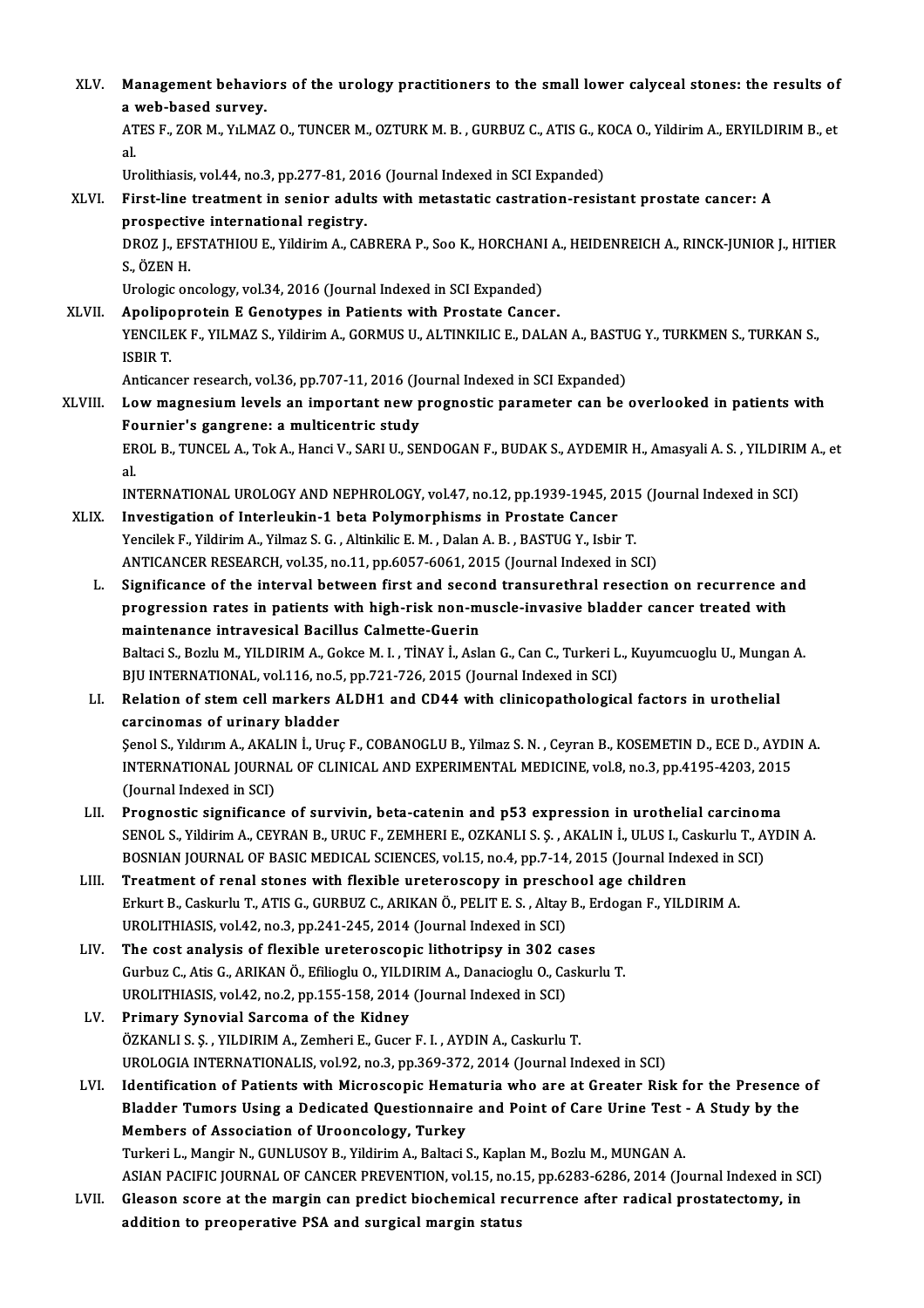XLV. **Management behaviors of the urology practitioners to the small lower calyceal stones: the results of a web-based survey.**
ATES F., ZOR M., YıLMAZ O., TUNCER M., OZTURK M. B. , GURBUZ C., ATIS G., KOCA O., Yildirim A., ERYILDIRIM B., et al.
Urolithiasis, vol.44, no.3, pp.277-81, 2016 (Journal Indexed in SCI Expanded)

XLVI. **First-line treatment in senior adults with metastatic castration-resistant prostate cancer: A prospective international registry.**
DROZ J., EFSTATHIOU E., Yildirim A., CABRERA P., Soo K., HORCHANI A., HEIDENREICH A., RINCK-JUNIOR J., HITIER S., ÖZEN H.
Urologic oncology, vol.34, 2016 (Journal Indexed in SCI Expanded)

XLVII. **Apolipoprotein E Genotypes in Patients with Prostate Cancer.**
YENCILEK F., YILMAZ S., Yildirim A., GORMUS U., ALTINKILIC E., DALAN A., BASTUG Y., TURKMEN S., TURKAN S., ISBIR T.
Anticancer research, vol.36, pp.707-11, 2016 (Journal Indexed in SCI Expanded)

XLVIII. **Low magnesium levels an important new prognostic parameter can be overlooked in patients with Fournier's gangrene: a multicentric study**
EROL B., TUNCEL A., Tok A., Hanci V., SARI U., SENDOGAN F., BUDAK S., AYDEMIR H., Amasyali A. S. , YILDIRIM A., et al.
INTERNATIONAL UROLOGY AND NEPHROLOGY, vol.47, no.12, pp.1939-1945, 2015 (Journal Indexed in SCI)

XLIX. **Investigation of Interleukin-1 beta Polymorphisms in Prostate Cancer**
Yencilek F., Yildirim A., Yilmaz S. G. , Altinkilic E. M. , Dalan A. B. , BASTUG Y., Isbir T.
ANTICANCER RESEARCH, vol.35, no.11, pp.6057-6061, 2015 (Journal Indexed in SCI)

L. **Significance of the interval between first and second transurethral resection on recurrence and progression rates in patients with high-risk non-muscle-invasive bladder cancer treated with maintenance intravesical Bacillus Calmette-Guerin**
Baltaci S., Bozlu M., YILDIRIM A., Gokce M. I. , TİNAY İ., Aslan G., Can C., Turkeri L., Kuyumcuoglu U., Mungan A.
BJU INTERNATIONAL, vol.116, no.5, pp.721-726, 2015 (Journal Indexed in SCI)

LI. **Relation of stem cell markers ALDH1 and CD44 with clinicopathological factors in urothelial carcinomas of urinary bladder**
Şenol S., Yıldırım A., AKALIN İ., Uruç F., COBANOGLU B., Yilmaz S. N. , Ceyran B., KOSEMETIN D., ECE D., AYDIN A.
INTERNATIONAL JOURNAL OF CLINICAL AND EXPERIMENTAL MEDICINE, vol.8, no.3, pp.4195-4203, 2015 (Journal Indexed in SCI)

LII. **Prognostic significance of survivin, beta-catenin and p53 expression in urothelial carcinoma**
SENOL S., Yildirim A., CEYRAN B., URUC F., ZEMHERI E., OZKANLI S. Ş. , AKALIN İ., ULUS I., Caskurlu T., AYDIN A.
BOSNIAN JOURNAL OF BASIC MEDICAL SCIENCES, vol.15, no.4, pp.7-14, 2015 (Journal Indexed in SCI)

LIII. **Treatment of renal stones with flexible ureteroscopy in preschool age children**
Erkurt B., Caskurlu T., ATIS G., GURBUZ C., ARIKAN Ö., PELIT E. S. , Altay B., Erdogan F., YILDIRIM A.
UROLITHIASIS, vol.42, no.3, pp.241-245, 2014 (Journal Indexed in SCI)

LIV. **The cost analysis of flexible ureteroscopic lithotripsy in 302 cases**
Gurbuz C., Atis G., ARIKAN Ö., Efilioglu O., YILDIRIM A., Danacioglu O., Caskurlu T.
UROLITHIASIS, vol.42, no.2, pp.155-158, 2014 (Journal Indexed in SCI)

LV. **Primary Synovial Sarcoma of the Kidney**
ÖZKANLI S. Ş. , YILDIRIM A., Zemheri E., Gucer F. I. , AYDIN A., Caskurlu T.
UROLOGIA INTERNATIONALIS, vol.92, no.3, pp.369-372, 2014 (Journal Indexed in SCI)

LVI. **Identification of Patients with Microscopic Hematuria who are at Greater Risk for the Presence of Bladder Tumors Using a Dedicated Questionnaire and Point of Care Urine Test - A Study by the Members of Association of Urooncology, Turkey**
Turkeri L., Mangir N., GUNLUSOY B., Yildirim A., Baltaci S., Kaplan M., Bozlu M., MUNGAN A.
ASIAN PACIFIC JOURNAL OF CANCER PREVENTION, vol.15, no.15, pp.6283-6286, 2014 (Journal Indexed in SCI)

LVII. **Gleason score at the margin can predict biochemical recurrence after radical prostatectomy, in addition to preoperative PSA and surgical margin status**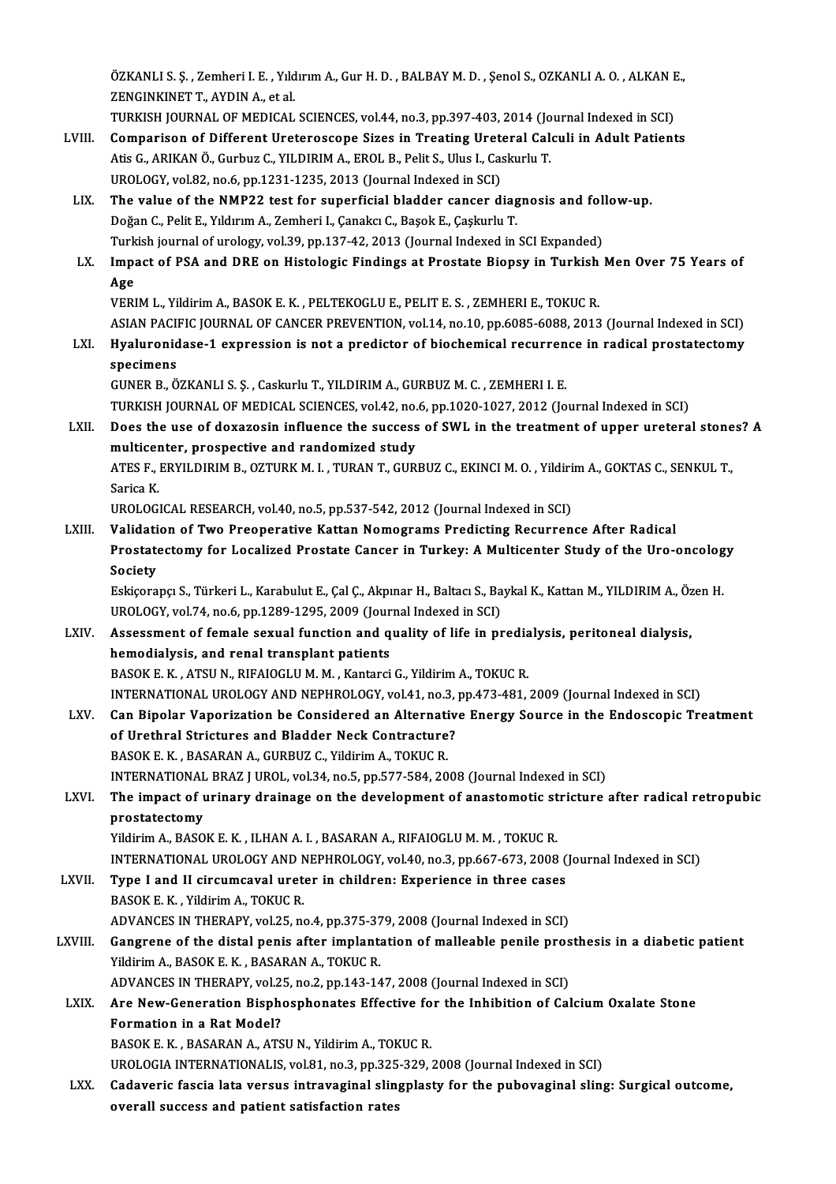ÖZKANLI S. Ş. , Zemheri I. E. , Yıldırım A., Gur H. D. , BALBAY M. D. , Şenol S., OZKANLI A. O. , ALKAN E., ZENGINKINET T., AYDIN A., et al.
TURKISH JOURNAL OF MEDICAL SCIENCES, vol.44, no.3, pp.397-403, 2014 (Journal Indexed in SCI)

LVIII. **Comparison of Different Ureteroscope Sizes in Treating Ureteral Calculi in Adult Patients**
Atis G., ARIKAN Ö., Gurbuz C., YILDIRIM A., EROL B., Pelit S., Ulus I., Caskurlu T.
UROLOGY, vol.82, no.6, pp.1231-1235, 2013 (Journal Indexed in SCI)

LIX. **The value of the NMP22 test for superficial bladder cancer diagnosis and follow-up.**
Doğan C., Pelit E., Yıldırım A., Zemheri I., Çanakcı C., Başok E., Çaşkurlu T.
Turkish journal of urology, vol.39, pp.137-42, 2013 (Journal Indexed in SCI Expanded)

LX. **Impact of PSA and DRE on Histologic Findings at Prostate Biopsy in Turkish Men Over 75 Years of Age**
VERIM L., Yildirim A., BASOK E. K. , PELTEKOGLU E., PELIT E. S. , ZEMHERI E., TOKUC R.
ASIAN PACIFIC JOURNAL OF CANCER PREVENTION, vol.14, no.10, pp.6085-6088, 2013 (Journal Indexed in SCI)

LXI. **Hyaluronidase-1 expression is not a predictor of biochemical recurrence in radical prostatectomy specimens**
GUNER B., ÖZKANLI S. Ş. , Caskurlu T., YILDIRIM A., GURBUZ M. C. , ZEMHERI I. E.
TURKISH JOURNAL OF MEDICAL SCIENCES, vol.42, no.6, pp.1020-1027, 2012 (Journal Indexed in SCI)

LXII. **Does the use of doxazosin influence the success of SWL in the treatment of upper ureteral stones? A multicenter, prospective and randomized study**
ATES F., ERYILDIRIM B., OZTURK M. I. , TURAN T., GURBUZ C., EKINCI M. O. , Yildirim A., GOKTAS C., SENKUL T., Sarica K.
UROLOGICAL RESEARCH, vol.40, no.5, pp.537-542, 2012 (Journal Indexed in SCI)

LXIII. **Validation of Two Preoperative Kattan Nomograms Predicting Recurrence After Radical Prostatectomy for Localized Prostate Cancer in Turkey: A Multicenter Study of the Uro-oncology Society**
Eskiçorapçı S., Türkeri L., Karabulut E., Çal Ç., Akpınar H., Baltacı S., Baykal K., Kattan M., YILDIRIM A., Özen H.
UROLOGY, vol.74, no.6, pp.1289-1295, 2009 (Journal Indexed in SCI)

LXIV. **Assessment of female sexual function and quality of life in predialysis, peritoneal dialysis, hemodialysis, and renal transplant patients**
BASOK E. K. , ATSU N., RIFAIOGLU M. M. , Kantarci G., Yildirim A., TOKUC R.
INTERNATIONAL UROLOGY AND NEPHROLOGY, vol.41, no.3, pp.473-481, 2009 (Journal Indexed in SCI)

LXV. **Can Bipolar Vaporization be Considered an Alternative Energy Source in the Endoscopic Treatment of Urethral Strictures and Bladder Neck Contracture?**
BASOK E. K. , BASARAN A., GURBUZ C., Yildirim A., TOKUC R.
INTERNATIONAL BRAZ J UROL, vol.34, no.5, pp.577-584, 2008 (Journal Indexed in SCI)

LXVI. **The impact of urinary drainage on the development of anastomotic stricture after radical retropubic prostatectomy**
Yildirim A., BASOK E. K. , ILHAN A. I. , BASARAN A., RIFAIOGLU M. M. , TOKUC R.
INTERNATIONAL UROLOGY AND NEPHROLOGY, vol.40, no.3, pp.667-673, 2008 (Journal Indexed in SCI)

LXVII. **Type I and II circumcaval ureter in children: Experience in three cases**
BASOK E. K. , Yildirim A., TOKUC R.
ADVANCES IN THERAPY, vol.25, no.4, pp.375-379, 2008 (Journal Indexed in SCI)

LXVIII. **Gangrene of the distal penis after implantation of malleable penile prosthesis in a diabetic patient**
Yildirim A., BASOK E. K. , BASARAN A., TOKUC R.
ADVANCES IN THERAPY, vol.25, no.2, pp.143-147, 2008 (Journal Indexed in SCI)

LXIX. **Are New-Generation Bisphosphonates Effective for the Inhibition of Calcium Oxalate Stone Formation in a Rat Model?**
BASOK E. K. , BASARAN A., ATSU N., Yildirim A., TOKUC R.
UROLOGIA INTERNATIONALIS, vol.81, no.3, pp.325-329, 2008 (Journal Indexed in SCI)

LXX. **Cadaveric fascia lata versus intravaginal slingplasty for the pubovaginal sling: Surgical outcome, overall success and patient satisfaction rates**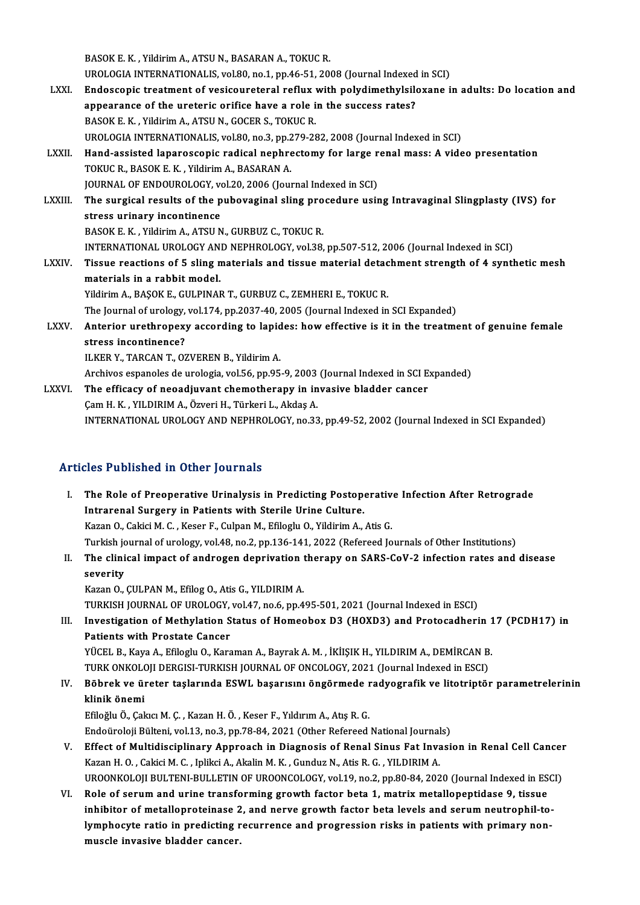BASOK E. K. , Yildirim A., ATSU N., BASARAN A., TOKUC R.
UROLOGIA INTERNATIONALIS, vol.80, no.1, pp.46-51, 2008 (Journal Indexed in SCI)

LXXI. **Endoscopic treatment of vesicoureteral reflux with polydimethylsiloxane in adults: Do location and appearance of the ureteric orifice have a role in the success rates?**
BASOK E. K. , Yildirim A., ATSU N., GOCER S., TOKUC R.
UROLOGIA INTERNATIONALIS, vol.80, no.3, pp.279-282, 2008 (Journal Indexed in SCI)

LXXII. **Hand-assisted laparoscopic radical nephrectomy for large renal mass: A video presentation**
TOKUC R., BASOK E. K. , Yildirim A., BASARAN A.
JOURNAL OF ENDOUROLOGY, vol.20, 2006 (Journal Indexed in SCI)

LXXIII. **The surgical results of the pubovaginal sling procedure using Intravaginal Slingplasty (IVS) for stress urinary incontinence**
BASOK E. K. , Yildirim A., ATSU N., GURBUZ C., TOKUC R.
INTERNATIONAL UROLOGY AND NEPHROLOGY, vol.38, pp.507-512, 2006 (Journal Indexed in SCI)

LXXIV. **Tissue reactions of 5 sling materials and tissue material detachment strength of 4 synthetic mesh materials in a rabbit model.**
Yildirim A., BAŞOK E., GULPINAR T., GURBUZ C., ZEMHERI E., TOKUC R.
The Journal of urology, vol.174, pp.2037-40, 2005 (Journal Indexed in SCI Expanded)

LXXV. **Anterior urethropexy according to lapides: how effective is it in the treatment of genuine female stress incontinence?**
ILKER Y., TARCAN T., OZVEREN B., Yildirim A.
Archivos espanoles de urologia, vol.56, pp.95-9, 2003 (Journal Indexed in SCI Expanded)

LXXVI. **The efficacy of neoadjuvant chemotherapy in invasive bladder cancer**
Çam H. K. , YILDIRIM A., Özveri H., Türkeri L., Akdaş A.
INTERNATIONAL UROLOGY AND NEPHROLOGY, no.33, pp.49-52, 2002 (Journal Indexed in SCI Expanded)

## Articles Published in Other Journals

I. **The Role of Preoperative Urinalysis in Predicting Postoperative Infection After Retrograde Intrarenal Surgery in Patients with Sterile Urine Culture.**
Kazan O., Cakici M. C. , Keser F., Culpan M., Efiloglu O., Yildirim A., Atis G.
Turkish journal of urology, vol.48, no.2, pp.136-141, 2022 (Refereed Journals of Other Institutions)

II. **The clinical impact of androgen deprivation therapy on SARS-CoV-2 infection rates and disease severity**
Kazan O., ÇULPAN M., Efilog O., Atis G., YILDIRIM A.
TURKISH JOURNAL OF UROLOGY, vol.47, no.6, pp.495-501, 2021 (Journal Indexed in ESCI)

III. **Investigation of Methylation Status of Homeobox D3 (HOXD3) and Protocadherin 17 (PCDH17) in Patients with Prostate Cancer**
YÜCEL B., Kaya A., Efiloglu O., Karaman A., Bayrak A. M. , İKİIŞIK H., YILDIRIM A., DEMİRCAN B.
TURK ONKOLOJI DERGISI-TURKISH JOURNAL OF ONCOLOGY, 2021 (Journal Indexed in ESCI)

IV. **Böbrek ve üreter taşlarında ESWL başarısını öngörmede radyografik ve litotriptör parametrelerinin klinik önemi**
Efiloğlu Ö., Çakıcı M. Ç. , Kazan H. Ö. , Keser F., Yıldırım A., Atış R. G.
Endoüroloji Bülteni, vol.13, no.3, pp.78-84, 2021 (Other Refereed National Journals)

V. **Effect of Multidisciplinary Approach in Diagnosis of Renal Sinus Fat Invasion in Renal Cell Cancer**
Kazan H. O. , Cakici M. C. , Iplikci A., Akalin M. K. , Gunduz N., Atis R. G. , YILDIRIM A.
UROONKOLOJI BULTENI-BULLETIN OF UROONCOLOGY, vol.19, no.2, pp.80-84, 2020 (Journal Indexed in ESCI)

VI. **Role of serum and urine transforming growth factor beta 1, matrix metallopeptidase 9, tissue inhibitor of metalloproteinase 2, and nerve growth factor beta levels and serum neutrophil-to-lymphocyte ratio in predicting recurrence and progression risks in patients with primary non-muscle invasive bladder cancer.**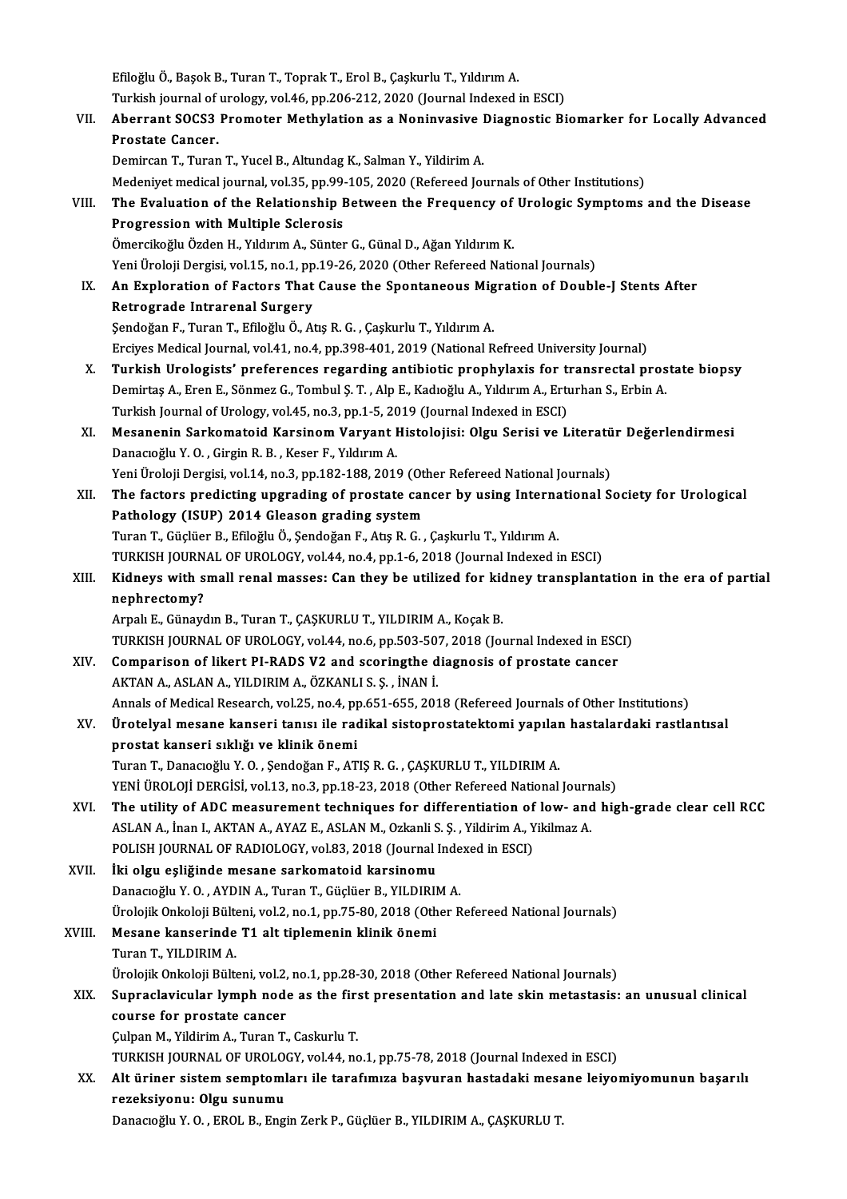Efiloğlu Ö., Başok B., Turan T., Toprak T., Erol B., Çaşkurlu T., Yıldırım A.
Turkish journal of urology, vol.46, pp.206-212, 2020 (Journal Indexed in ESCI)

VII. **Aberrant SOCS3 Promoter Methylation as a Noninvasive Diagnostic Biomarker for Locally Advanced Prostate Cancer.**
Demircan T., Turan T., Yucel B., Altundag K., Salman Y., Yildirim A.
Medeniyet medical journal, vol.35, pp.99-105, 2020 (Refereed Journals of Other Institutions)

VIII. **The Evaluation of the Relationship Between the Frequency of Urologic Symptoms and the Disease Progression with Multiple Sclerosis**
Ömercikoğlu Özden H., Yıldırım A., Sünter G., Günal D., Ağan Yıldırım K.
Yeni Üroloji Dergisi, vol.15, no.1, pp.19-26, 2020 (Other Refereed National Journals)

IX. **An Exploration of Factors That Cause the Spontaneous Migration of Double-J Stents After Retrograde Intrarenal Surgery**
Şendoğan F., Turan T., Efiloğlu Ö., Atış R. G. , Çaşkurlu T., Yıldırım A.
Erciyes Medical Journal, vol.41, no.4, pp.398-401, 2019 (National Refreed University Journal)

X. **Turkish Urologists' preferences regarding antibiotic prophylaxis for transrectal prostate biopsy**
Demirtaş A., Eren E., Sönmez G., Tombul Ş. T. , Alp E., Kadıoğlu A., Yıldırım A., Erturhan S., Erbin A.
Turkish Journal of Urology, vol.45, no.3, pp.1-5, 2019 (Journal Indexed in ESCI)

XI. **Mesanenin Sarkomatoid Karsinom Varyant Histolojisi: Olgu Serisi ve Literatür Değerlendirmesi**
Danacıoğlu Y. O. , Girgin R. B. , Keser F., Yıldırım A.
Yeni Üroloji Dergisi, vol.14, no.3, pp.182-188, 2019 (Other Refereed National Journals)

XII. **The factors predicting upgrading of prostate cancer by using International Society for Urological Pathology (ISUP) 2014 Gleason grading system**
Turan T., Güçlüer B., Efiloğlu Ö., Şendoğan F., Atış R. G. , Çaşkurlu T., Yıldırım A.
TURKISH JOURNAL OF UROLOGY, vol.44, no.4, pp.1-6, 2018 (Journal Indexed in ESCI)

XIII. **Kidneys with small renal masses: Can they be utilized for kidney transplantation in the era of partial nephrectomy?**
Arpalı E., Günaydın B., Turan T., ÇAŞKURLU T., YILDIRIM A., Koçak B.
TURKISH JOURNAL OF UROLOGY, vol.44, no.6, pp.503-507, 2018 (Journal Indexed in ESCI)

XIV. **Comparison of likert PI-RADS V2 and scoringthe diagnosis of prostate cancer**
AKTAN A., ASLAN A., YILDIRIM A., ÖZKANLI S. Ş. , İNAN İ.
Annals of Medical Research, vol.25, no.4, pp.651-655, 2018 (Refereed Journals of Other Institutions)

XV. **Ürotelyal mesane kanseri tanısı ile radikal sistoprostatektomi yapılan hastalardaki rastlantısal prostat kanseri sıklığı ve klinik önemi**
Turan T., Danacıoğlu Y. O. , Şendoğan F., ATIŞ R. G. , ÇAŞKURLU T., YILDIRIM A.
YENİ ÜROLOJİ DERGİSİ, vol.13, no.3, pp.18-23, 2018 (Other Refereed National Journals)

XVI. **The utility of ADC measurement techniques for differentiation of low- and high-grade clear cell RCC**
ASLAN A., İnan I., AKTAN A., AYAZ E., ASLAN M., Ozkanli S. Ş. , Yildirim A., Yikilmaz A.
POLISH JOURNAL OF RADIOLOGY, vol.83, 2018 (Journal Indexed in ESCI)

XVII. **İki olgu eşliğinde mesane sarkomatoid karsinomu**
Danacıoğlu Y. O. , AYDIN A., Turan T., Güçlüer B., YILDIRIM A.
Ürolojik Onkoloji Bülteni, vol.2, no.1, pp.75-80, 2018 (Other Refereed National Journals)

XVIII. **Mesane kanserinde T1 alt tiplemenin klinik önemi**
Turan T., YILDIRIM A.
Ürolojik Onkoloji Bülteni, vol.2, no.1, pp.28-30, 2018 (Other Refereed National Journals)

XIX. **Supraclavicular lymph node as the first presentation and late skin metastasis: an unusual clinical course for prostate cancer**
Çulpan M., Yildirim A., Turan T., Caskurlu T.
TURKISH JOURNAL OF UROLOGY, vol.44, no.1, pp.75-78, 2018 (Journal Indexed in ESCI)

XX. **Alt üriner sistem semptomları ile tarafımıza başvuran hastadaki mesane leiyomiyomunun başarılı rezeksiyonu: Olgu sunumu**
Danacıoğlu Y. O. , EROL B., Engin Zerk P., Güçlüer B., YILDIRIM A., ÇAŞKURLU T.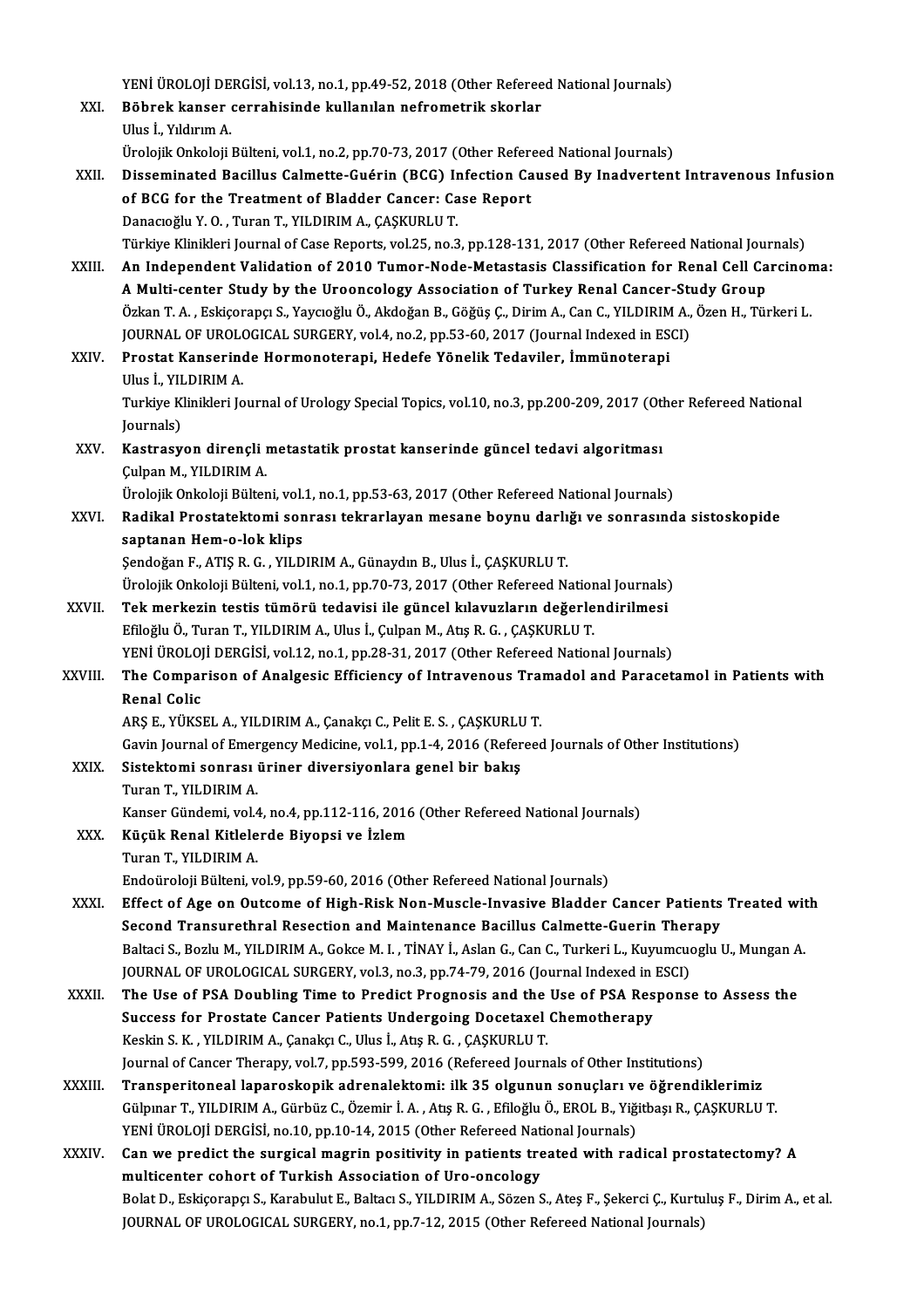YENİ ÜROLOJİ DERGİSİ, vol.13, no.1, pp.49-52, 2018 (Other Refereed National Journals)

XXI. **Böbrek kanser cerrahisinde kullanılan nefrometrik skorlar**
Ulus İ., Yıldırım A.
Ürolojik Onkoloji Bülteni, vol.1, no.2, pp.70-73, 2017 (Other Refereed National Journals)

XXII. **Disseminated Bacillus Calmette-Guérin (BCG) Infection Caused By Inadvertent Intravenous Infusion of BCG for the Treatment of Bladder Cancer: Case Report**
Danacıoğlu Y. O. , Turan T., YILDIRIM A., ÇAŞKURLU T.
Türkiye Klinikleri Journal of Case Reports, vol.25, no.3, pp.128-131, 2017 (Other Refereed National Journals)

XXIII. **An Independent Validation of 2010 Tumor-Node-Metastasis Classification for Renal Cell Carcinoma: A Multi-center Study by the Urooncology Association of Turkey Renal Cancer-Study Group**
Özkan T. A. , Eskiçorapçı S., Yaycıoğlu Ö., Akdoğan B., Göğüş Ç., Dirim A., Can C., YILDIRIM A., Özen H., Türkeri L.
JOURNAL OF UROLOGICAL SURGERY, vol.4, no.2, pp.53-60, 2017 (Journal Indexed in ESCI)

XXIV. **Prostat Kanserinde Hormonoterapi, Hedefe Yönelik Tedaviler, İmmünoterapi**
Ulus İ., YILDIRIM A.
Turkiye Klinikleri Journal of Urology Special Topics, vol.10, no.3, pp.200-209, 2017 (Other Refereed National Journals)

XXV. **Kastrasyon dirençli metastatik prostat kanserinde güncel tedavi algoritması**
Çulpan M., YILDIRIM A.
Ürolojik Onkoloji Bülteni, vol.1, no.1, pp.53-63, 2017 (Other Refereed National Journals)

XXVI. **Radikal Prostatektomi sonrası tekrarlayan mesane boynu darlığı ve sonrasında sistoskopide saptanan Hem-o-lok klips**
Şendoğan F., ATIŞ R. G. , YILDIRIM A., Günaydın B., Ulus İ., ÇAŞKURLU T.
Ürolojik Onkoloji Bülteni, vol.1, no.1, pp.70-73, 2017 (Other Refereed National Journals)

XXVII. **Tek merkezin testis tümörü tedavisi ile güncel kılavuzların değerlendirilmesi**
Efiloğlu Ö., Turan T., YILDIRIM A., Ulus İ., Çulpan M., Atış R. G. , ÇAŞKURLU T.
YENİ ÜROLOJİ DERGİSİ, vol.12, no.1, pp.28-31, 2017 (Other Refereed National Journals)

XXVIII. **The Comparison of Analgesic Efficiency of Intravenous Tramadol and Paracetamol in Patients with Renal Colic**
ARŞ E., YÜKSEL A., YILDIRIM A., Çanakçı C., Pelit E. S. , ÇAŞKURLU T.
Gavin Journal of Emergency Medicine, vol.1, pp.1-4, 2016 (Refereed Journals of Other Institutions)

XXIX. **Sistektomi sonrası üriner diversiyonlara genel bir bakış**
Turan T., YILDIRIM A.
Kanser Gündemi, vol.4, no.4, pp.112-116, 2016 (Other Refereed National Journals)

XXX. **Küçük Renal Kitlelerde Biyopsi ve İzlem**
Turan T., YILDIRIM A.
Endoüroloji Bülteni, vol.9, pp.59-60, 2016 (Other Refereed National Journals)

XXXI. **Effect of Age on Outcome of High-Risk Non-Muscle-Invasive Bladder Cancer Patients Treated with Second Transurethral Resection and Maintenance Bacillus Calmette-Guerin Therapy**
Baltaci S., Bozlu M., YILDIRIM A., Gokce M. I. , TİNAY İ., Aslan G., Can C., Turkeri L., Kuyumcuoglu U., Mungan A.
JOURNAL OF UROLOGICAL SURGERY, vol.3, no.3, pp.74-79, 2016 (Journal Indexed in ESCI)

XXXII. **The Use of PSA Doubling Time to Predict Prognosis and the Use of PSA Response to Assess the Success for Prostate Cancer Patients Undergoing Docetaxel Chemotherapy**
Keskin S. K. , YILDIRIM A., Çanakçı C., Ulus İ., Atış R. G. , ÇAŞKURLU T.
Journal of Cancer Therapy, vol.7, pp.593-599, 2016 (Refereed Journals of Other Institutions)

XXXIII. **Transperitoneal laparoskopik adrenalektomi: ilk 35 olgunun sonuçları ve öğrendiklerimiz**
Gülpınar T., YILDIRIM A., Gürbüz C., Özemir İ. A. , Atış R. G. , Efiloğlu Ö., EROL B., Yiğitbaşı R., ÇAŞKURLU T.
YENİ ÜROLOJİ DERGİSİ, no.10, pp.10-14, 2015 (Other Refereed National Journals)

XXXIV. **Can we predict the surgical magrin positivity in patients treated with radical prostatectomy? A multicenter cohort of Turkish Association of Uro-oncology**
Bolat D., Eskiçorapçı S., Karabulut E., Baltacı S., YILDIRIM A., Sözen S., Ateş F., Şekerci Ç., Kurtuluş F., Dirim A., et al.
JOURNAL OF UROLOGICAL SURGERY, no.1, pp.7-12, 2015 (Other Refereed National Journals)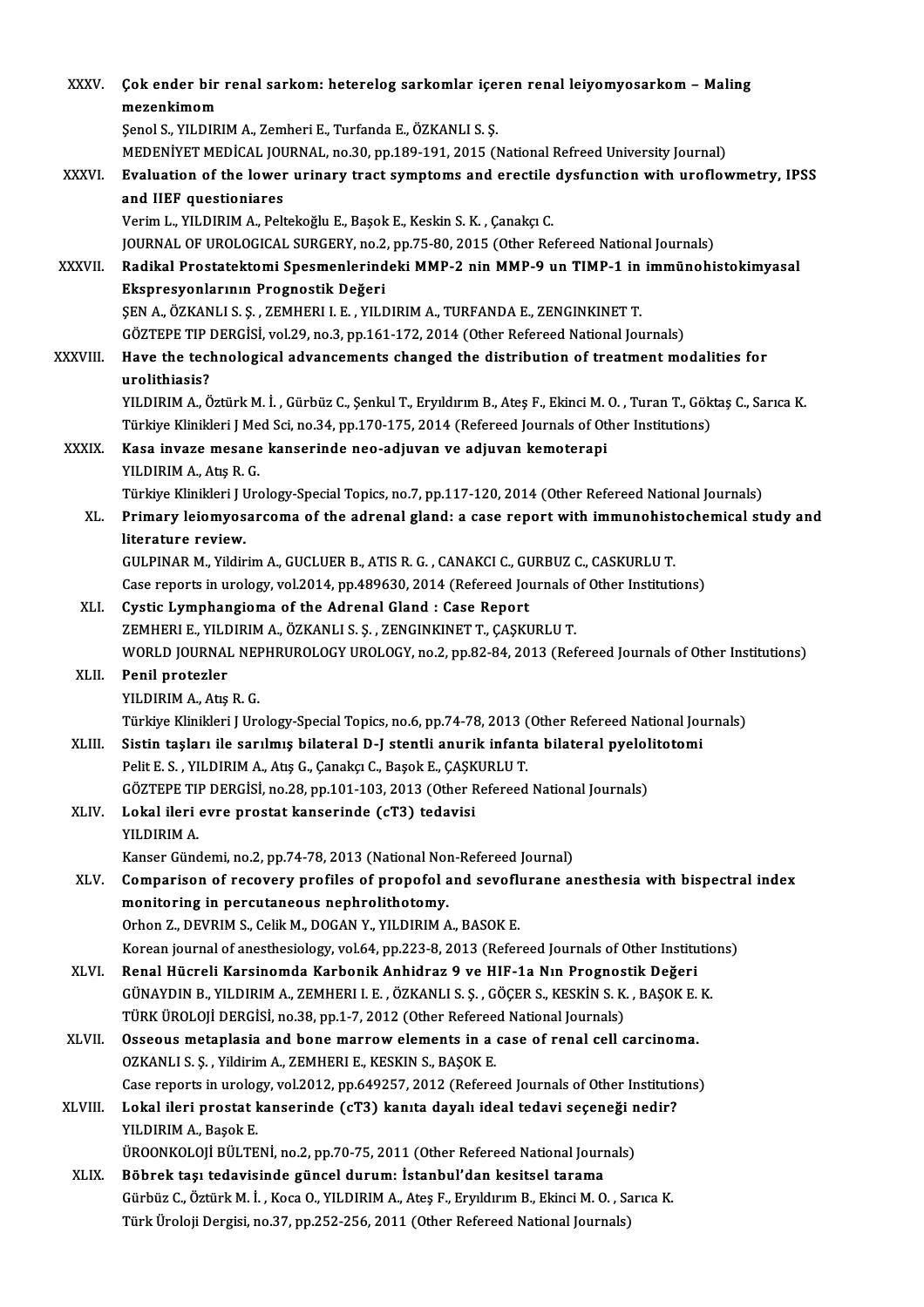XXXV. **Çok ender bir renal sarkom: heterelog sarkomlar içeren renal leiyomyosarkom – Maling mezenkimom**
Şenol S., YILDIRIM A., Zemheri E., Turfanda E., ÖZKANLI S. Ş.
MEDENİYET MEDİCAL JOURNAL, no.30, pp.189-191, 2015 (National Refreed University Journal)

XXXVI. **Evaluation of the lower urinary tract symptoms and erectile dysfunction with uroflowmetry, IPSS and IIEF questioniares**
Verim L., YILDIRIM A., Peltekoğlu E., Başok E., Keskin S. K. , Çanakçı C.
JOURNAL OF UROLOGICAL SURGERY, no.2, pp.75-80, 2015 (Other Refereed National Journals)

XXXVII. **Radikal Prostatektomi Spesmenlerindeki MMP-2 nin MMP-9 un TIMP-1 in immünohistokimyasal Ekspresyonlarının Prognostik Değeri**
ŞEN A., ÖZKANLI S. Ş. , ZEMHERI I. E. , YILDIRIM A., TURFANDA E., ZENGINKINET T.
GÖZTEPE TIP DERGİSİ, vol.29, no.3, pp.161-172, 2014 (Other Refereed National Journals)

XXXVIII. **Have the technological advancements changed the distribution of treatment modalities for urolithiasis?**
YILDIRIM A., Öztürk M. İ. , Gürbüz C., Şenkul T., Eryıldırım B., Ateş F., Ekinci M. O. , Turan T., Göktaş C., Sarıca K.
Türkiye Klinikleri J Med Sci, no.34, pp.170-175, 2014 (Refereed Journals of Other Institutions)

XXXIX. **Kasa invaze mesane kanserinde neo-adjuvan ve adjuvan kemoterapi**
YILDIRIM A., Atış R. G.
Türkiye Klinikleri J Urology-Special Topics, no.7, pp.117-120, 2014 (Other Refereed National Journals)

XL. **Primary leiomyosarcoma of the adrenal gland: a case report with immunohistochemical study and literature review.**
GULPINAR M., Yildirim A., GUCLUER B., ATIS R. G. , CANAKCI C., GURBUZ C., CASKURLU T.
Case reports in urology, vol.2014, pp.489630, 2014 (Refereed Journals of Other Institutions)

XLI. **Cystic Lymphangioma of the Adrenal Gland : Case Report**
ZEMHERI E., YILDIRIM A., ÖZKANLI S. Ş. , ZENGINKINET T., ÇAŞKURLU T.
WORLD JOURNAL NEPHRUROLOGY UROLOGY, no.2, pp.82-84, 2013 (Refereed Journals of Other Institutions)

XLII. **Penil protezler**
YILDIRIM A., Atış R. G.
Türkiye Klinikleri J Urology-Special Topics, no.6, pp.74-78, 2013 (Other Refereed National Journals)

XLIII. **Sistin taşları ile sarılmış bilateral D-J stentli anurik infanta bilateral pyelolitotomi**
Pelit E. S. , YILDIRIM A., Atış G., Çanakçı C., Başok E., ÇAŞKURLU T.
GÖZTEPE TIP DERGİSİ, no.28, pp.101-103, 2013 (Other Refereed National Journals)

XLIV. **Lokal ileri evre prostat kanserinde (cT3) tedavisi**
YILDIRIM A.
Kanser Gündemi, no.2, pp.74-78, 2013 (National Non-Refereed Journal)

XLV. **Comparison of recovery profiles of propofol and sevoflurane anesthesia with bispectral index monitoring in percutaneous nephrolithotomy.**
Orhon Z., DEVRIM S., Celik M., DOGAN Y., YILDIRIM A., BASOK E.
Korean journal of anesthesiology, vol.64, pp.223-8, 2013 (Refereed Journals of Other Institutions)

XLVI. **Renal Hücreli Karsinomda Karbonik Anhidraz 9 ve HIF-1a Nın Prognostik Değeri**
GÜNAYDIN B., YILDIRIM A., ZEMHERI I. E. , ÖZKANLI S. Ş. , GÖÇER S., KESKİN S. K. , BAŞOK E. K.
TÜRK ÜROLOJİ DERGİSİ, no.38, pp.1-7, 2012 (Other Refereed National Journals)

XLVII. **Osseous metaplasia and bone marrow elements in a case of renal cell carcinoma.**
OZKANLI S. Ş. , Yildirim A., ZEMHERI E., KESKIN S., BAŞOK E.
Case reports in urology, vol.2012, pp.649257, 2012 (Refereed Journals of Other Institutions)

XLVIII. **Lokal ileri prostat kanserinde (cT3) kanıta dayalı ideal tedavi seçeneği nedir?**
YILDIRIM A., Başok E.
ÜROONKOLOJİ BÜLTENİ, no.2, pp.70-75, 2011 (Other Refereed National Journals)

XLIX. **Böbrek taşı tedavisinde güncel durum: İstanbul'dan kesitsel tarama**
Gürbüz C., Öztürk M. İ. , Koca O., YILDIRIM A., Ateş F., Eryıldırım B., Ekinci M. O. , Sarıca K.
Türk Üroloji Dergisi, no.37, pp.252-256, 2011 (Other Refereed National Journals)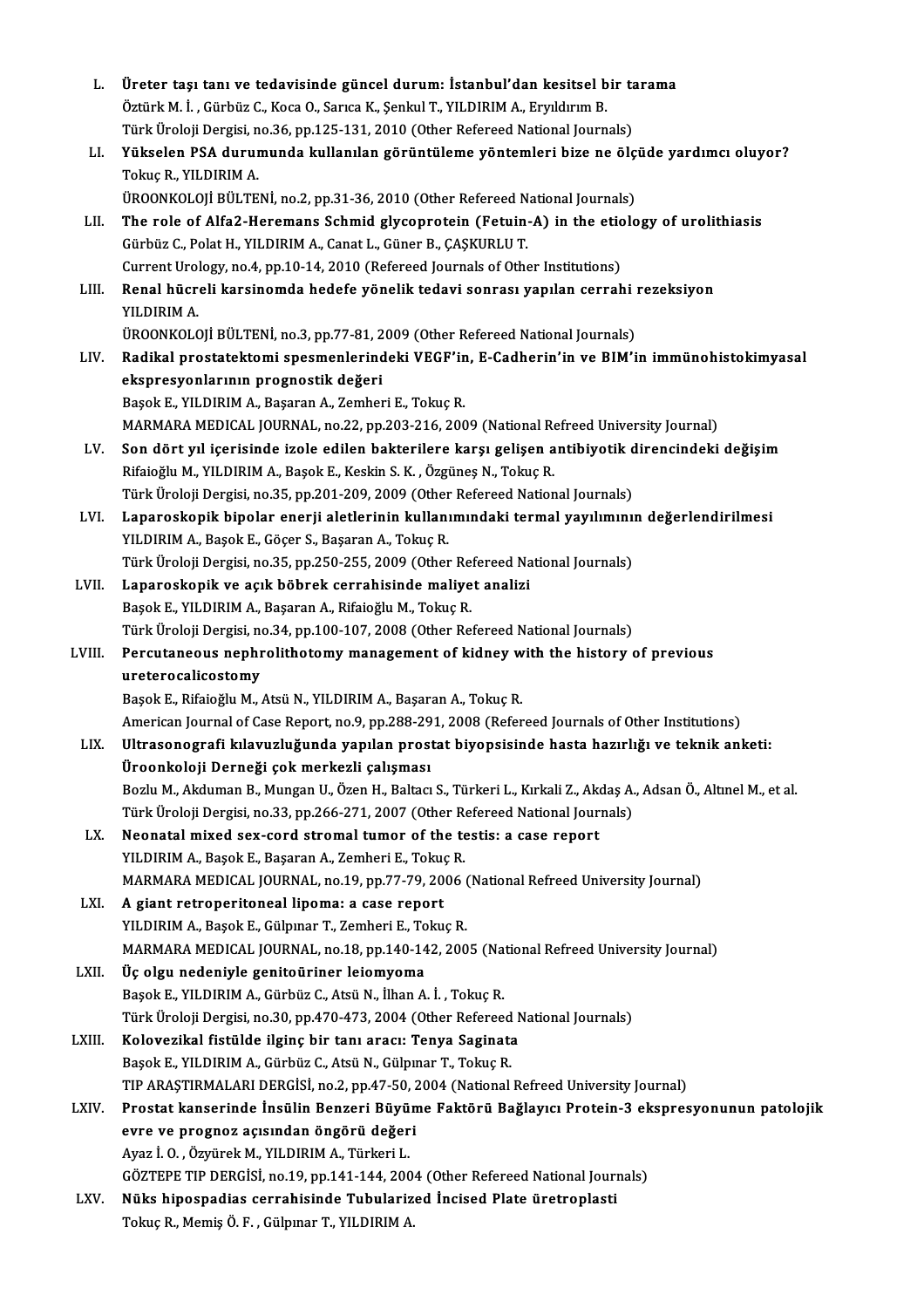L. **Üreter taşı tanı ve tedavisinde güncel durum: İstanbul'dan kesitsel bir tarama**
Öztürk M. İ. , Gürbüz C., Koca O., Sarıca K., Şenkul T., YILDIRIM A., Eryıldırım B.
Türk Üroloji Dergisi, no.36, pp.125-131, 2010 (Other Refereed National Journals)

LI. **Yükselen PSA durumunda kullanılan görüntüleme yöntemleri bize ne ölçüde yardımcı oluyor?**
Tokuç R., YILDIRIM A.
ÜROONKOLOJİ BÜLTENİ, no.2, pp.31-36, 2010 (Other Refereed National Journals)

LII. **The role of Alfa2-Heremans Schmid glycoprotein (Fetuin-A) in the etiology of urolithiasis**
Gürbüz C., Polat H., YILDIRIM A., Canat L., Güner B., ÇAŞKURLU T.
Current Urology, no.4, pp.10-14, 2010 (Refereed Journals of Other Institutions)

LIII. **Renal hücreli karsinomda hedefe yönelik tedavi sonrası yapılan cerrahi rezeksiyon**
YILDIRIM A.
ÜROONKOLOJİ BÜLTENİ, no.3, pp.77-81, 2009 (Other Refereed National Journals)

LIV. **Radikal prostatektomi spesmenlerindeki VEGF'in, E-Cadherin'in ve BIM'in immünohistokimyasal ekspresyonlarının prognostik değeri**
Başok E., YILDIRIM A., Başaran A., Zemheri E., Tokuç R.
MARMARA MEDICAL JOURNAL, no.22, pp.203-216, 2009 (National Refreed University Journal)

LV. **Son dört yıl içerisinde izole edilen bakterilere karşı gelişen antibiyotik direncindeki değişim**
Rifaioğlu M., YILDIRIM A., Başok E., Keskin S. K. , Özgüneş N., Tokuç R.
Türk Üroloji Dergisi, no.35, pp.201-209, 2009 (Other Refereed National Journals)

LVI. **Laparoskopik bipolar enerji aletlerinin kullanımındaki termal yayılımının değerlendirilmesi**
YILDIRIM A., Başok E., Göçer S., Başaran A., Tokuç R.
Türk Üroloji Dergisi, no.35, pp.250-255, 2009 (Other Refereed National Journals)

LVII. **Laparoskopik ve açık böbrek cerrahisinde maliyet analizi**
Başok E., YILDIRIM A., Başaran A., Rifaioğlu M., Tokuç R.
Türk Üroloji Dergisi, no.34, pp.100-107, 2008 (Other Refereed National Journals)

LVIII. **Percutaneous nephrolithotomy management of kidney with the history of previous ureterocalicostomy**
Başok E., Rifaioğlu M., Atsü N., YILDIRIM A., Başaran A., Tokuç R.
American Journal of Case Report, no.9, pp.288-291, 2008 (Refereed Journals of Other Institutions)

LIX. **Ultrasonografi kılavuzluğunda yapılan prostat biyopsisinde hasta hazırlığı ve teknik anketi: Üroonkoloji Derneği çok merkezli çalışması**
Bozlu M., Akduman B., Mungan U., Özen H., Baltacı S., Türkeri L., Kırkali Z., Akdaş A., Adsan Ö., Altınel M., et al.
Türk Üroloji Dergisi, no.33, pp.266-271, 2007 (Other Refereed National Journals)

LX. **Neonatal mixed sex-cord stromal tumor of the testis: a case report**
YILDIRIM A., Başok E., Başaran A., Zemheri E., Tokuç R.
MARMARA MEDICAL JOURNAL, no.19, pp.77-79, 2006 (National Refreed University Journal)

LXI. **A giant retroperitoneal lipoma: a case report**
YILDIRIM A., Başok E., Gülpınar T., Zemheri E., Tokuç R.
MARMARA MEDICAL JOURNAL, no.18, pp.140-142, 2005 (National Refreed University Journal)

LXII. **Üç olgu nedeniyle genitoüriner leiomyoma**
Başok E., YILDIRIM A., Gürbüz C., Atsü N., İlhan A. İ. , Tokuç R.
Türk Üroloji Dergisi, no.30, pp.470-473, 2004 (Other Refereed National Journals)

LXIII. **Kolovezikal fistülde ilginç bir tanı aracı: Tenya Saginata**
Başok E., YILDIRIM A., Gürbüz C., Atsü N., Gülpınar T., Tokuç R.
TIP ARAŞTIRMALARI DERGİSİ, no.2, pp.47-50, 2004 (National Refreed University Journal)

LXIV. **Prostat kanserinde İnsülin Benzeri Büyüme Faktörü Bağlayıcı Protein-3 ekspresyonunun patolojik evre ve prognoz açısından öngörü değeri**
Ayaz İ. O. , Özyürek M., YILDIRIM A., Türkeri L.
GÖZTEPE TIP DERGİSİ, no.19, pp.141-144, 2004 (Other Refereed National Journals)

LXV. **Nüks hipospadias cerrahisinde Tubularized İncised Plate üretroplasti**
Tokuç R., Memiş Ö. F. , Gülpınar T., YILDIRIM A.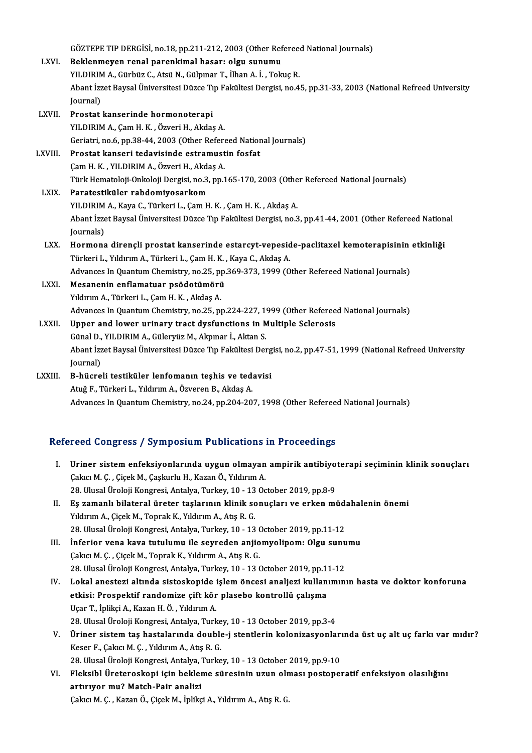GÖZTEPE TIP DERGİSİ, no.18, pp.211-212, 2003 (Other Refereed National Journals)

LXVI. **Beklenmeyen renal parenkimal hasar: olgu sunumu**
YILDIRIM A., Gürbüz C., Atsü N., Gülpınar T., İlhan A. İ. , Tokuç R.
Abant İzzet Baysal Üniversitesi Düzce Tıp Fakültesi Dergisi, no.45, pp.31-33, 2003 (National Refreed University Journal)

LXVII. **Prostat kanserinde hormonoterapi**
YILDIRIM A., Çam H. K. , Özveri H., Akdaş A.
Geriatri, no.6, pp.38-44, 2003 (Other Refereed National Journals)

LXVIII. **Prostat kanseri tedavisinde estramustin fosfat**
Çam H. K. , YILDIRIM A., Özveri H., Akdaş A.
Türk Hematoloji-Onkoloji Dergisi, no.3, pp.165-170, 2003 (Other Refereed National Journals)

LXIX. **Paratestiküler rabdomiyosarkom**
YILDIRIM A., Kaya C., Türkeri L., Çam H. K. , Çam H. K. , Akdaş A.
Abant İzzet Baysal Üniversitesi Düzce Tıp Fakültesi Dergisi, no.3, pp.41-44, 2001 (Other Refereed National Journals)

LXX. **Hormona dirençli prostat kanserinde estarcyt-vepeside-paclitaxel kemoterapisinin etkinliği**
Türkeri L., Yıldırım A., Türkeri L., Çam H. K. , Kaya C., Akdaş A.
Advances In Quantum Chemistry, no.25, pp.369-373, 1999 (Other Refereed National Journals)

LXXI. **Mesanenin enflamatuar psödotümörü**
Yıldırım A., Türkeri L., Çam H. K. , Akdaş A.
Advances In Quantum Chemistry, no.25, pp.224-227, 1999 (Other Refereed National Journals)

LXXII. **Upper and lower urinary tract dysfunctions in Multiple Sclerosis**
Günal D., YILDIRIM A., Güleryüz M., Akpınar İ., Aktan S.
Abant İzzet Baysal Üniversitesi Düzce Tıp Fakültesi Dergisi, no.2, pp.47-51, 1999 (National Refreed University Journal)

LXXIII. **B-hücreli testiküler lenfomanın teşhis ve tedavisi**
Atuğ F., Türkeri L., Yıldırım A., Özveren B., Akdaş A.
Advances In Quantum Chemistry, no.24, pp.204-207, 1998 (Other Refereed National Journals)

## Refereed Congress / Symposium Publications in Proceedings

I. **Uriner sistem enfeksiyonlarında uygun olmayan ampirik antibiyoterapi seçiminin klinik sonuçları**
Çakıcı M. Ç. , Çiçek M., Çaşkurlu H., Kazan Ö., Yıldırım A.
28. Ulusal Üroloji Kongresi, Antalya, Turkey, 10 - 13 October 2019, pp.8-9

II. **Eş zamanlı bilateral üreter taşlarının klinik sonuçları ve erken müdahalenin önemi**
Yıldırım A., Çiçek M., Toprak K., Yıldırım A., Atış R. G.
28. Ulusal Üroloji Kongresi, Antalya, Turkey, 10 - 13 October 2019, pp.11-12

III. **İnferior vena kava tutulumu ile seyreden anjiomyolipom: Olgu sunumu**
Çakıcı M. Ç. , Çiçek M., Toprak K., Yıldırım A., Atış R. G.
28. Ulusal Üroloji Kongresi, Antalya, Turkey, 10 - 13 October 2019, pp.11-12

IV. **Lokal anestezi altında sistoskopide işlem öncesi analjezi kullanımının hasta ve doktor konforuna etkisi: Prospektif randomize çift kör plasebo kontrollü çalışma**
Uçar T., İplikçi A., Kazan H. Ö. , Yıldırım A.
28. Ulusal Üroloji Kongresi, Antalya, Turkey, 10 - 13 October 2019, pp.3-4

V. **Üriner sistem taş hastalarında double-j stentlerin kolonizasyonlarında üst uç alt uç farkı var mıdır?**
Keser F., Çakıcı M. Ç. , Yıldırım A., Atış R. G.
28. Ulusal Üroloji Kongresi, Antalya, Turkey, 10 - 13 October 2019, pp.9-10

VI. **Fleksibl Üreteroskopi için bekleme süresinin uzun olması postoperatif enfeksiyon olasılığını artırıyor mu? Match-Pair analizi**
Çakıcı M. Ç. , Kazan Ö., Çiçek M., İplikçi A., Yıldırım A., Atış R. G.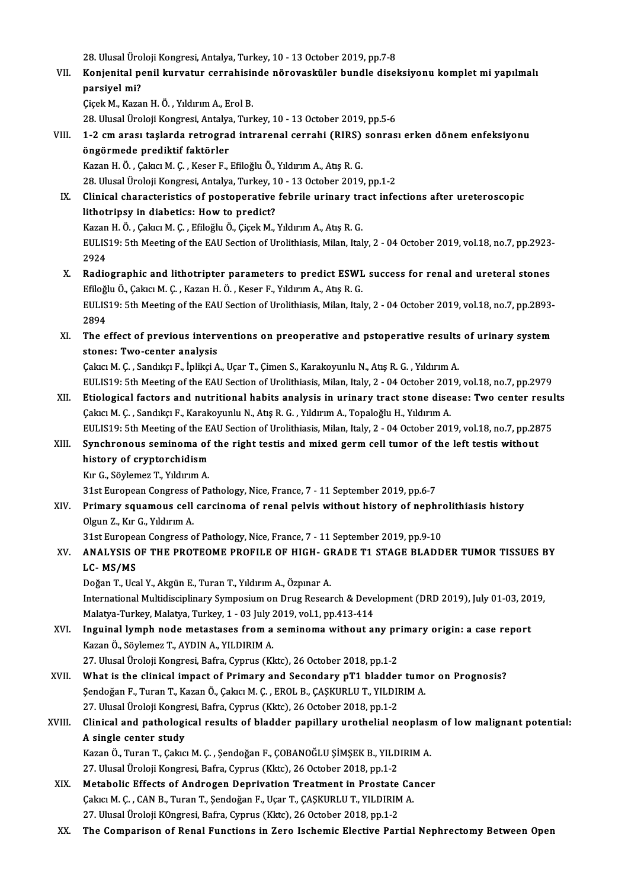28. Ulusal Üroloji Kongresi, Antalya, Turkey, 10 - 13 October 2019, pp.7-8

VII. **Konjenital penil kurvatur cerrahisinde nörovasküler bundle diseksiyonu komplet mi yapılmalı parsiyel mi?**
Çiçek M., Kazan H. Ö. , Yıldırım A., Erol B.
28. Ulusal Üroloji Kongresi, Antalya, Turkey, 10 - 13 October 2019, pp.5-6

VIII. **1-2 cm arası taşlarda retrograd intrarenal cerrahi (RIRS) sonrası erken dönem enfeksiyonu öngörmede prediktif faktörler**
Kazan H. Ö. , Çakıcı M. Ç. , Keser F., Efiloğlu Ö., Yıldırım A., Atış R. G.
28. Ulusal Üroloji Kongresi, Antalya, Turkey, 10 - 13 October 2019, pp.1-2

IX. **Clinical characteristics of postoperative febrile urinary tract infections after ureteroscopic lithotripsy in diabetics: How to predict?**
Kazan H. Ö. , Çakıcı M. Ç. , Efiloğlu Ö., Çiçek M., Yıldırım A., Atış R. G.
EULIS19: 5th Meeting of the EAU Section of Urolithiasis, Milan, Italy, 2 - 04 October 2019, vol.18, no.7, pp.2923-2924

X. **Radiographic and lithotripter parameters to predict ESWL success for renal and ureteral stones**
Efiloğlu Ö., Çakıcı M. Ç. , Kazan H. Ö. , Keser F., Yıldırım A., Atış R. G.
EULIS19: 5th Meeting of the EAU Section of Urolithiasis, Milan, Italy, 2 - 04 October 2019, vol.18, no.7, pp.2893-2894

XI. **The effect of previous interventions on preoperative and pstoperative results of urinary system stones: Two-center analysis**
Çakıcı M. Ç. , Sandıkçı F., İplikçi A., Uçar T., Çimen S., Karakoyunlu N., Atış R. G. , Yıldırım A.
EULIS19: 5th Meeting of the EAU Section of Urolithiasis, Milan, Italy, 2 - 04 October 2019, vol.18, no.7, pp.2979

XII. **Etiological factors and nutritional habits analysis in urinary tract stone disease: Two center results**
Çakıcı M. Ç. , Sandıkçı F., Karakoyunlu N., Atış R. G. , Yıldırım A., Topaloğlu H., Yıldırım A.
EULIS19: 5th Meeting of the EAU Section of Urolithiasis, Milan, Italy, 2 - 04 October 2019, vol.18, no.7, pp.2875

XIII. **Synchronous seminoma of the right testis and mixed germ cell tumor of the left testis without history of cryptorchidism**
Kır G., Söylemez T., Yıldırım A.
31st European Congress of Pathology, Nice, France, 7 - 11 September 2019, pp.6-7

XIV. **Primary squamous cell carcinoma of renal pelvis without history of nephrolithiasis history**
Olgun Z., Kır G., Yıldırım A.
31st European Congress of Pathology, Nice, France, 7 - 11 September 2019, pp.9-10

XV. **ANALYSIS OF THE PROTEOME PROFILE OF HIGH- GRADE T1 STAGE BLADDER TUMOR TISSUES BY LC- MS/MS**
Doğan T., Ucal Y., Akgün E., Turan T., Yıldırım A., Özpınar A.
International Multidisciplinary Symposium on Drug Research & Development (DRD 2019), July 01-03, 2019, Malatya-Turkey, Malatya, Turkey, 1 - 03 July 2019, vol.1, pp.413-414

XVI. **Inguinal lymph node metastases from a seminoma without any primary origin: a case report**
Kazan Ö., Söylemez T., AYDIN A., YILDIRIM A.
27. Ulusal Üroloji Kongresi, Bafra, Cyprus (Kktc), 26 October 2018, pp.1-2

XVII. **What is the clinical impact of Primary and Secondary pT1 bladder tumor on Prognosis?**
Şendoğan F., Turan T., Kazan Ö., Çakıcı M. Ç. , EROL B., ÇAŞKURLU T., YILDIRIM A.
27. Ulusal Üroloji Kongresi, Bafra, Cyprus (Kktc), 26 October 2018, pp.1-2

XVIII. **Clinical and pathological results of bladder papillary urothelial neoplasm of low malignant potential: A single center study**
Kazan Ö., Turan T., Çakıcı M. Ç. , Şendoğan F., ÇOBANOĞLU ŞİMŞEK B., YILDIRIM A.
27. Ulusal Üroloji Kongresi, Bafra, Cyprus (Kktc), 26 October 2018, pp.1-2

XIX. **Metabolic Effects of Androgen Deprivation Treatment in Prostate Cancer**
Çakıcı M. Ç. , CAN B., Turan T., Şendoğan F., Uçar T., ÇAŞKURLU T., YILDIRIM A.
27. Ulusal Üroloji KOngresi, Bafra, Cyprus (Kktc), 26 October 2018, pp.1-2

XX. **The Comparison of Renal Functions in Zero Ischemic Elective Partial Nephrectomy Between Open**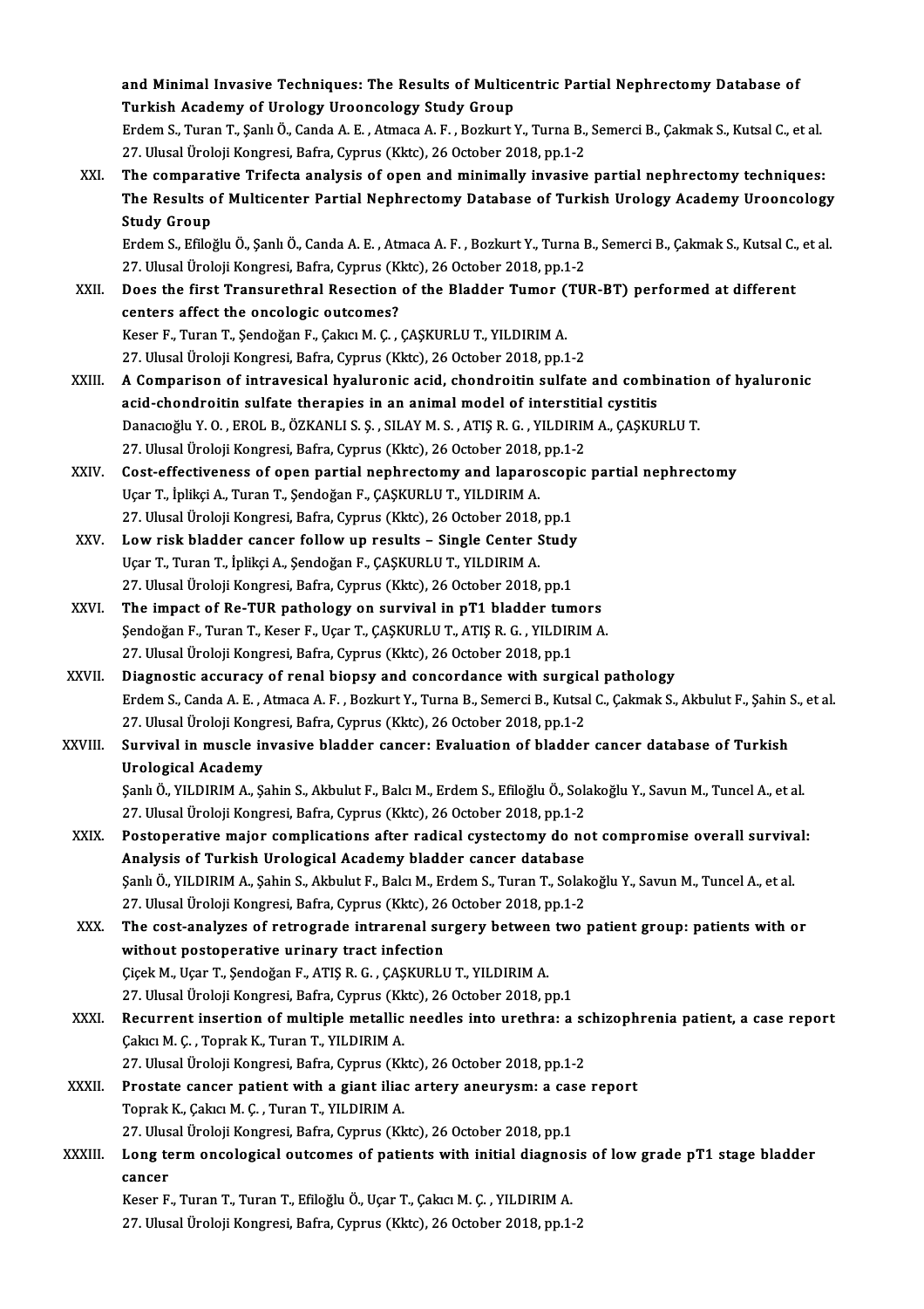and Minimal Invasive Techniques: The Results of Multicentric Partial Nephrectomy Database of Turkish Academy of Urology Urooncology Study Group
Erdem S., Turan T., Şanlı Ö., Canda A. E. , Atmaca A. F. , Bozkurt Y., Turna B., Semerci B., Çakmak S., Kutsal C., et al.
27. Ulusal Üroloji Kongresi, Bafra, Cyprus (Kktc), 26 October 2018, pp.1-2

XXI. **The comparative Trifecta analysis of open and minimally invasive partial nephrectomy techniques: The Results of Multicenter Partial Nephrectomy Database of Turkish Urology Academy Urooncology Study Group**
Erdem S., Efiloğlu Ö., Şanlı Ö., Canda A. E. , Atmaca A. F. , Bozkurt Y., Turna B., Semerci B., Çakmak S., Kutsal C., et al.
27. Ulusal Üroloji Kongresi, Bafra, Cyprus (Kktc), 26 October 2018, pp.1-2

XXII. **Does the first Transurethral Resection of the Bladder Tumor (TUR-BT) performed at different centers affect the oncologic outcomes?**
Keser F., Turan T., Şendoğan F., Çakıcı M. Ç. , ÇAŞKURLU T., YILDIRIM A.
27. Ulusal Üroloji Kongresi, Bafra, Cyprus (Kktc), 26 October 2018, pp.1-2

XXIII. **A Comparison of intravesical hyaluronic acid, chondroitin sulfate and combination of hyaluronic acid-chondroitin sulfate therapies in an animal model of interstitial cystitis**
Danacıoğlu Y. O. , EROL B., ÖZKANLI S. Ş. , SILAY M. S. , ATIŞ R. G. , YILDIRIM A., ÇAŞKURLU T.
27. Ulusal Üroloji Kongresi, Bafra, Cyprus (Kktc), 26 October 2018, pp.1-2

XXIV. **Cost-effectiveness of open partial nephrectomy and laparoscopic partial nephrectomy**
Uçar T., İplikçi A., Turan T., Şendoğan F., ÇAŞKURLU T., YILDIRIM A.
27. Ulusal Üroloji Kongresi, Bafra, Cyprus (Kktc), 26 October 2018, pp.1

XXV. **Low risk bladder cancer follow up results – Single Center Study**
Uçar T., Turan T., İplikçi A., Şendoğan F., ÇAŞKURLU T., YILDIRIM A.
27. Ulusal Üroloji Kongresi, Bafra, Cyprus (Kktc), 26 October 2018, pp.1

XXVI. **The impact of Re-TUR pathology on survival in pT1 bladder tumors**
Şendoğan F., Turan T., Keser F., Uçar T., ÇAŞKURLU T., ATIŞ R. G. , YILDIRIM A.
27. Ulusal Üroloji Kongresi, Bafra, Cyprus (Kktc), 26 October 2018, pp.1

XXVII. **Diagnostic accuracy of renal biopsy and concordance with surgical pathology**
Erdem S., Canda A. E. , Atmaca A. F. , Bozkurt Y., Turna B., Semerci B., Kutsal C., Çakmak S., Akbulut F., Şahin S., et al.
27. Ulusal Üroloji Kongresi, Bafra, Cyprus (Kktc), 26 October 2018, pp.1-2

XXVIII. **Survival in muscle invasive bladder cancer: Evaluation of bladder cancer database of Turkish Urological Academy**
Şanlı Ö., YILDIRIM A., Şahin S., Akbulut F., Balcı M., Erdem S., Efiloğlu Ö., Solakoğlu Y., Savun M., Tuncel A., et al.
27. Ulusal Üroloji Kongresi, Bafra, Cyprus (Kktc), 26 October 2018, pp.1-2

XXIX. **Postoperative major complications after radical cystectomy do not compromise overall survival: Analysis of Turkish Urological Academy bladder cancer database**
Şanlı Ö., YILDIRIM A., Şahin S., Akbulut F., Balcı M., Erdem S., Turan T., Solakoğlu Y., Savun M., Tuncel A., et al.
27. Ulusal Üroloji Kongresi, Bafra, Cyprus (Kktc), 26 October 2018, pp.1-2

XXX. **The cost-analyzes of retrograde intrarenal surgery between two patient group: patients with or without postoperative urinary tract infection**
Çiçek M., Uçar T., Şendoğan F., ATIŞ R. G. , ÇAŞKURLU T., YILDIRIM A.
27. Ulusal Üroloji Kongresi, Bafra, Cyprus (Kktc), 26 October 2018, pp.1

XXXI. **Recurrent insertion of multiple metallic needles into urethra: a schizophrenia patient, a case report**
Çakıcı M. Ç. , Toprak K., Turan T., YILDIRIM A.
27. Ulusal Üroloji Kongresi, Bafra, Cyprus (Kktc), 26 October 2018, pp.1-2

XXXII. **Prostate cancer patient with a giant iliac artery aneurysm: a case report**
Toprak K., Çakıcı M. Ç. , Turan T., YILDIRIM A.
27. Ulusal Üroloji Kongresi, Bafra, Cyprus (Kktc), 26 October 2018, pp.1

XXXIII. **Long term oncological outcomes of patients with initial diagnosis of low grade pT1 stage bladder cancer**
Keser F., Turan T., Turan T., Efiloğlu Ö., Uçar T., Çakıcı M. Ç. , YILDIRIM A.
27. Ulusal Üroloji Kongresi, Bafra, Cyprus (Kktc), 26 October 2018, pp.1-2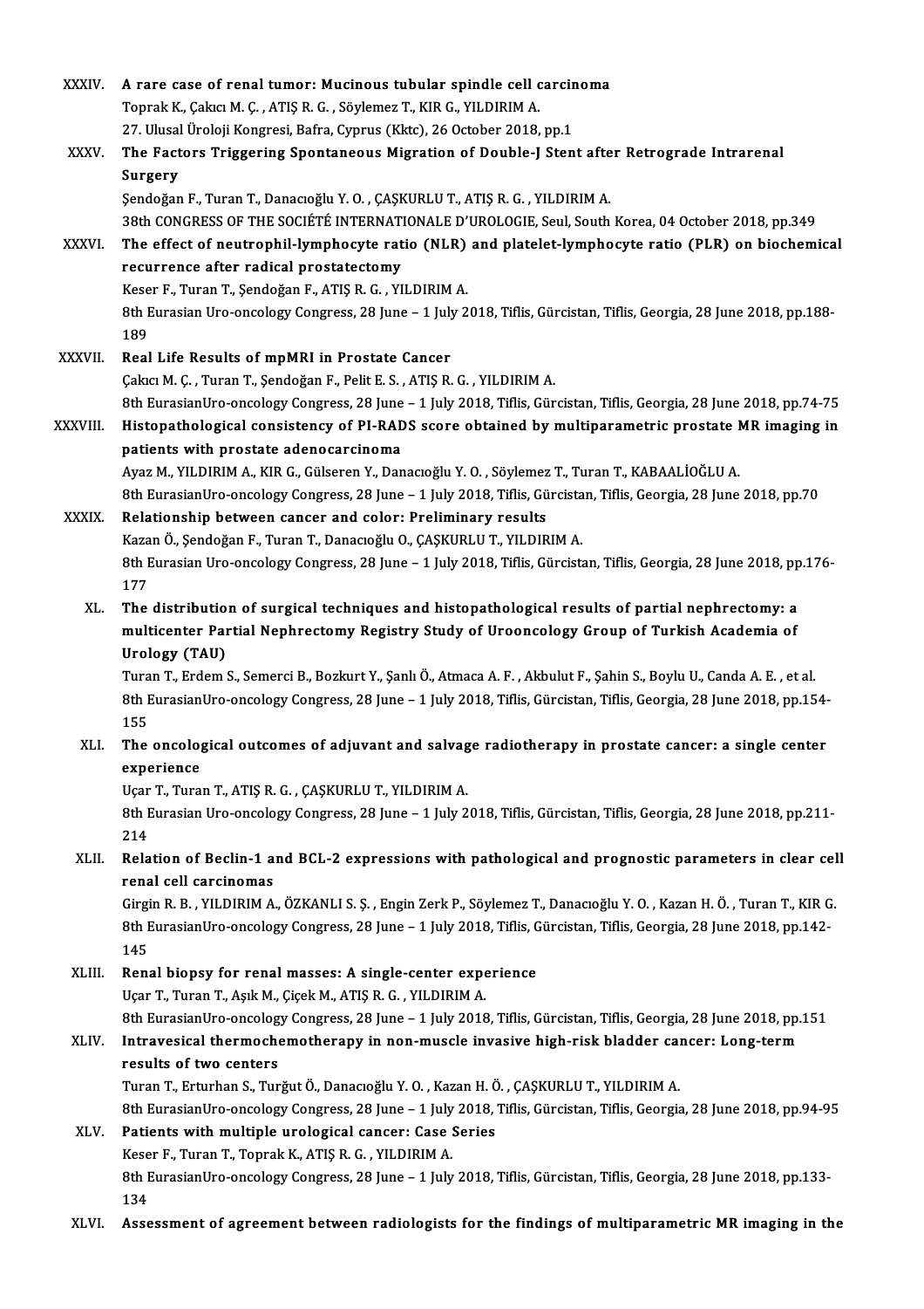XXXIV. **A rare case of renal tumor: Mucinous tubular spindle cell carcinoma**
Toprak K., Çakıcı M. Ç. , ATIŞ R. G. , Söylemez T., KIR G., YILDIRIM A.
27. Ulusal Üroloji Kongresi, Bafra, Cyprus (Kktc), 26 October 2018, pp.1

XXXV. **The Factors Triggering Spontaneous Migration of Double-J Stent after Retrograde Intrarenal Surgery**
Şendoğan F., Turan T., Danacıoğlu Y. O. , ÇAŞKURLU T., ATIŞ R. G. , YILDIRIM A.
38th CONGRESS OF THE SOCIÉTÉ INTERNATIONALE D'UROLOGIE, Seul, South Korea, 04 October 2018, pp.349

XXXVI. **The effect of neutrophil-lymphocyte ratio (NLR) and platelet-lymphocyte ratio (PLR) on biochemical recurrence after radical prostatectomy**
Keser F., Turan T., Şendoğan F., ATIŞ R. G. , YILDIRIM A.
8th Eurasian Uro-oncology Congress, 28 June – 1 July 2018, Tiflis, Gürcistan, Tiflis, Georgia, 28 June 2018, pp.188-189

XXXVII. **Real Life Results of mpMRI in Prostate Cancer**
Çakıcı M. Ç. , Turan T., Şendoğan F., Pelit E. S. , ATIŞ R. G. , YILDIRIM A.
8th EurasianUro-oncology Congress, 28 June – 1 July 2018, Tiflis, Gürcistan, Tiflis, Georgia, 28 June 2018, pp.74-75

XXXVIII. **Histopathological consistency of PI-RADS score obtained by multiparametric prostate MR imaging in patients with prostate adenocarcinoma**
Ayaz M., YILDIRIM A., KIR G., Gülseren Y., Danacıoğlu Y. O. , Söylemez T., Turan T., KABAALİOĞLU A.
8th EurasianUro-oncology Congress, 28 June – 1 July 2018, Tiflis, Gürcistan, Tiflis, Georgia, 28 June 2018, pp.70

XXXIX. **Relationship between cancer and color: Preliminary results**
Kazan Ö., Şendoğan F., Turan T., Danacıoğlu O., ÇAŞKURLU T., YILDIRIM A.
8th Eurasian Uro-oncology Congress, 28 June – 1 July 2018, Tiflis, Gürcistan, Tiflis, Georgia, 28 June 2018, pp.176-177

XL. **The distribution of surgical techniques and histopathological results of partial nephrectomy: a multicenter Partial Nephrectomy Registry Study of Urooncology Group of Turkish Academia of Urology (TAU)**
Turan T., Erdem S., Semerci B., Bozkurt Y., Şanlı Ö., Atmaca A. F. , Akbulut F., Şahin S., Boylu U., Canda A. E. , et al.
8th EurasianUro-oncology Congress, 28 June – 1 July 2018, Tiflis, Gürcistan, Tiflis, Georgia, 28 June 2018, pp.154-155

XLI. **The oncological outcomes of adjuvant and salvage radiotherapy in prostate cancer: a single center experience**
Uçar T., Turan T., ATIŞ R. G. , ÇAŞKURLU T., YILDIRIM A.
8th Eurasian Uro-oncology Congress, 28 June – 1 July 2018, Tiflis, Gürcistan, Tiflis, Georgia, 28 June 2018, pp.211-214

XLII. **Relation of Beclin-1 and BCL-2 expressions with pathological and prognostic parameters in clear cell renal cell carcinomas**
Girgin R. B. , YILDIRIM A., ÖZKANLI S. Ş. , Engin Zerk P., Söylemez T., Danacıoğlu Y. O. , Kazan H. Ö. , Turan T., KIR G.
8th EurasianUro-oncology Congress, 28 June – 1 July 2018, Tiflis, Gürcistan, Tiflis, Georgia, 28 June 2018, pp.142-145

XLIII. **Renal biopsy for renal masses: A single-center experience**
Uçar T., Turan T., Aşık M., Çiçek M., ATIŞ R. G. , YILDIRIM A.
8th EurasianUro-oncology Congress, 28 June – 1 July 2018, Tiflis, Gürcistan, Tiflis, Georgia, 28 June 2018, pp.151

XLIV. **Intravesical thermochemotherapy in non-muscle invasive high-risk bladder cancer: Long-term results of two centers**
Turan T., Erturhan S., Turğut Ö., Danacıoğlu Y. O. , Kazan H. Ö. , ÇAŞKURLU T., YILDIRIM A.
8th EurasianUro-oncology Congress, 28 June – 1 July 2018, Tiflis, Gürcistan, Tiflis, Georgia, 28 June 2018, pp.94-95

XLV. **Patients with multiple urological cancer: Case Series**
Keser F., Turan T., Toprak K., ATIŞ R. G. , YILDIRIM A.
8th EurasianUro-oncology Congress, 28 June – 1 July 2018, Tiflis, Gürcistan, Tiflis, Georgia, 28 June 2018, pp.133-134

XLVI. **Assessment of agreement between radiologists for the findings of multiparametric MR imaging in the**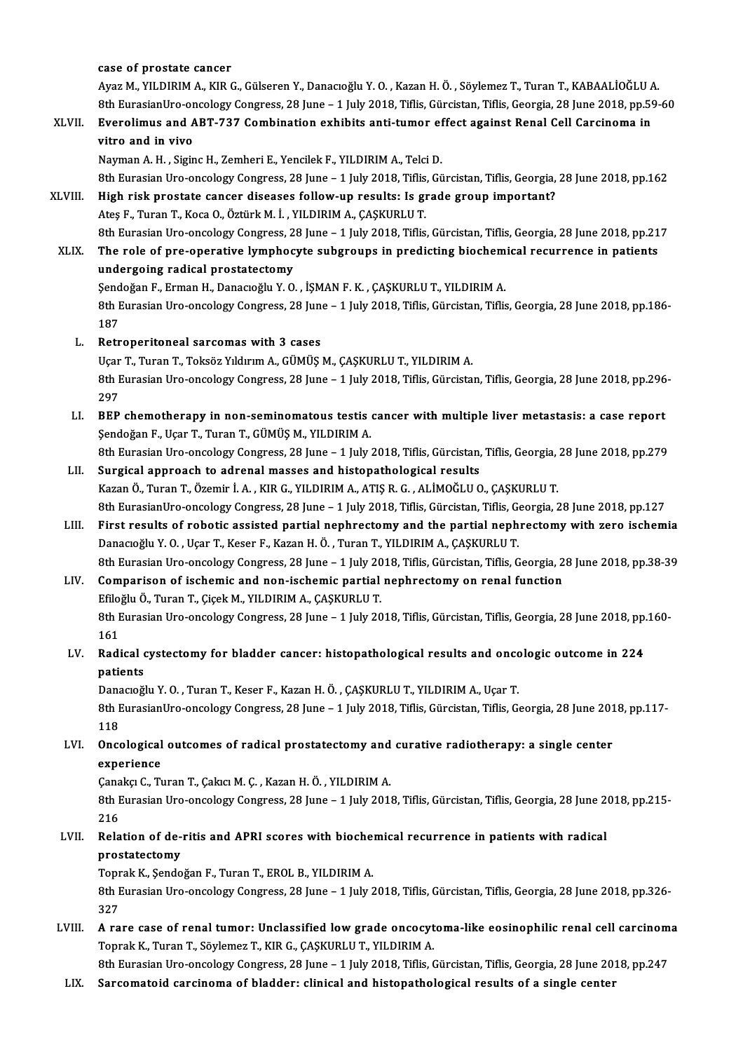case of prostate cancer

Ayaz M., YILDIRIM A., KIR G., Gülseren Y., Danacıoğlu Y. O. , Kazan H. Ö. , Söylemez T., Turan T., KABAALİOĞLU A.
8th EurasianUro-oncology Congress, 28 June – 1 July 2018, Tiflis, Gürcistan, Tiflis, Georgia, 28 June 2018, pp.59-60

XLVII. **Everolimus and ABT-737 Combination exhibits anti-tumor effect against Renal Cell Carcinoma in vitro and in vivo**
Nayman A. H. , Siginc H., Zemheri E., Yencilek F., YILDIRIM A., Telci D.
8th Eurasian Uro-oncology Congress, 28 June – 1 July 2018, Tiflis, Gürcistan, Tiflis, Georgia, 28 June 2018, pp.162

XLVIII. **High risk prostate cancer diseases follow-up results: Is grade group important?**
Ateş F., Turan T., Koca O., Öztürk M. İ. , YILDIRIM A., ÇAŞKURLU T.
8th Eurasian Uro-oncology Congress, 28 June – 1 July 2018, Tiflis, Gürcistan, Tiflis, Georgia, 28 June 2018, pp.217

XLIX. **The role of pre-operative lymphocyte subgroups in predicting biochemical recurrence in patients undergoing radical prostatectomy**
Şendoğan F., Erman H., Danacıoğlu Y. O. , İŞMAN F. K. , ÇAŞKURLU T., YILDIRIM A.
8th Eurasian Uro-oncology Congress, 28 June – 1 July 2018, Tiflis, Gürcistan, Tiflis, Georgia, 28 June 2018, pp.186-187

L. **Retroperitoneal sarcomas with 3 cases**
Uçar T., Turan T., Toksöz Yıldırım A., GÜMÜŞ M., ÇAŞKURLU T., YILDIRIM A.
8th Eurasian Uro-oncology Congress, 28 June – 1 July 2018, Tiflis, Gürcistan, Tiflis, Georgia, 28 June 2018, pp.296-297

LI. **BEP chemotherapy in non-seminomatous testis cancer with multiple liver metastasis: a case report**
Şendoğan F., Uçar T., Turan T., GÜMÜŞ M., YILDIRIM A.
8th Eurasian Uro-oncology Congress, 28 June – 1 July 2018, Tiflis, Gürcistan, Tiflis, Georgia, 28 June 2018, pp.279

LII. **Surgical approach to adrenal masses and histopathological results**
Kazan Ö., Turan T., Özemir İ. A. , KIR G., YILDIRIM A., ATIŞ R. G. , ALİMOĞLU O., ÇAŞKURLU T.
8th EurasianUro-oncology Congress, 28 June – 1 July 2018, Tiflis, Gürcistan, Tiflis, Georgia, 28 June 2018, pp.127

LIII. **First results of robotic assisted partial nephrectomy and the partial nephrectomy with zero ischemia**
Danacıoğlu Y. O. , Uçar T., Keser F., Kazan H. Ö. , Turan T., YILDIRIM A., ÇAŞKURLU T.
8th Eurasian Uro-oncology Congress, 28 June – 1 July 2018, Tiflis, Gürcistan, Tiflis, Georgia, 28 June 2018, pp.38-39

LIV. **Comparison of ischemic and non-ischemic partial nephrectomy on renal function**
Efiloğlu Ö., Turan T., Çiçek M., YILDIRIM A., ÇAŞKURLU T.
8th Eurasian Uro-oncology Congress, 28 June – 1 July 2018, Tiflis, Gürcistan, Tiflis, Georgia, 28 June 2018, pp.160-161

LV. **Radical cystectomy for bladder cancer: histopathological results and oncologic outcome in 224 patients**
Danacıoğlu Y. O. , Turan T., Keser F., Kazan H. Ö. , ÇAŞKURLU T., YILDIRIM A., Uçar T.
8th EurasianUro-oncology Congress, 28 June – 1 July 2018, Tiflis, Gürcistan, Tiflis, Georgia, 28 June 2018, pp.117-118

LVI. **Oncological outcomes of radical prostatectomy and curative radiotherapy: a single center experience**
Çanakçı C., Turan T., Çakıcı M. Ç. , Kazan H. Ö. , YILDIRIM A.
8th Eurasian Uro-oncology Congress, 28 June – 1 July 2018, Tiflis, Gürcistan, Tiflis, Georgia, 28 June 2018, pp.215-216

LVII. **Relation of de-ritis and APRI scores with biochemical recurrence in patients with radical prostatectomy**
Toprak K., Şendoğan F., Turan T., EROL B., YILDIRIM A.
8th Eurasian Uro-oncology Congress, 28 June – 1 July 2018, Tiflis, Gürcistan, Tiflis, Georgia, 28 June 2018, pp.326-327

LVIII. **A rare case of renal tumor: Unclassified low grade oncocytoma-like eosinophilic renal cell carcinoma**
Toprak K., Turan T., Söylemez T., KIR G., ÇAŞKURLU T., YILDIRIM A.
8th Eurasian Uro-oncology Congress, 28 June – 1 July 2018, Tiflis, Gürcistan, Tiflis, Georgia, 28 June 2018, pp.247

LIX. **Sarcomatoid carcinoma of bladder: clinical and histopathological results of a single center**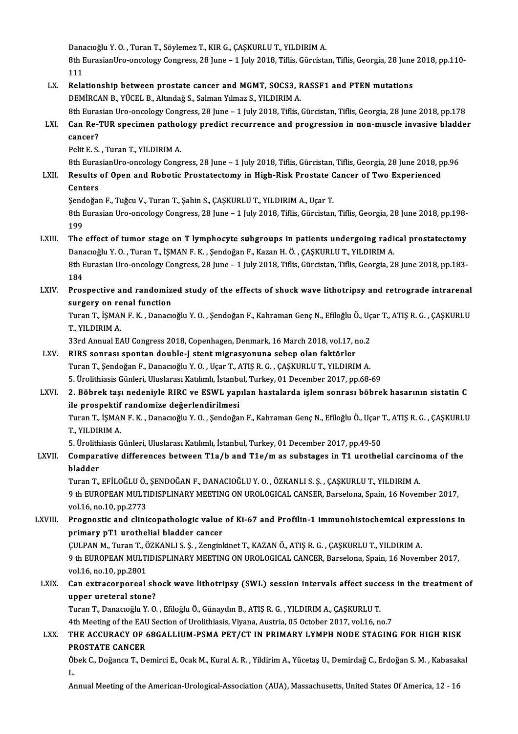Danacıoğlu Y. O. , Turan T., Söylemez T., KIR G., ÇAŞKURLU T., YILDIRIM A.
8th EurasianUro-oncology Congress, 28 June – 1 July 2018, Tiflis, Gürcistan, Tiflis, Georgia, 28 June 2018, pp.110-111

LX. **Relationship between prostate cancer and MGMT, SOCS3, RASSF1 and PTEN mutations**
DEMİRCAN B., YÜCEL B., Altındağ S., Salman Yılmaz S., YILDIRIM A.
8th Eurasian Uro-oncology Congress, 28 June – 1 July 2018, Tiflis, Gürcistan, Tiflis, Georgia, 28 June 2018, pp.178

LXI. **Can Re-TUR specimen pathology predict recurrence and progression in non-muscle invasive bladder cancer?**
Pelit E. S. , Turan T., YILDIRIM A.
8th EurasianUro-oncology Congress, 28 June – 1 July 2018, Tiflis, Gürcistan, Tiflis, Georgia, 28 June 2018, pp.96

LXII. **Results of Open and Robotic Prostatectomy in High-Risk Prostate Cancer of Two Experienced Centers**
Şendoğan F., Tuğcu V., Turan T., Şahin S., ÇAŞKURLU T., YILDIRIM A., Uçar T.
8th Eurasian Uro-oncology Congress, 28 June – 1 July 2018, Tiflis, Gürcistan, Tiflis, Georgia, 28 June 2018, pp.198-199

LXIII. **The effect of tumor stage on T lymphocyte subgroups in patients undergoing radical prostatectomy**
Danacıoğlu Y. O. , Turan T., İŞMAN F. K. , Şendoğan F., Kazan H. Ö. , ÇAŞKURLU T., YILDIRIM A.
8th Eurasian Uro-oncology Congress, 28 June – 1 July 2018, Tiflis, Gürcistan, Tiflis, Georgia, 28 June 2018, pp.183-184

LXIV. **Prospective and randomized study of the effects of shock wave lithotripsy and retrograde intrarenal surgery on renal function**
Turan T., İŞMAN F. K. , Danacıoğlu Y. O. , Şendoğan F., Kahraman Genç N., Efiloğlu Ö., Uçar T., ATIŞ R. G. , ÇAŞKURLU T., YILDIRIM A.
33rd Annual EAU Congress 2018, Copenhagen, Denmark, 16 March 2018, vol.17, no.2

LXV. **RIRS sonrası spontan double-J stent migrasyonuna sebep olan faktörler**
Turan T., Şendoğan F., Danacıoğlu Y. O. , Uçar T., ATIŞ R. G. , ÇAŞKURLU T., YILDIRIM A.
5. Ürolithiasis Günleri, Uluslarası Katılımlı, İstanbul, Turkey, 01 December 2017, pp.68-69

LXVI. **2. Böbrek taşı nedeniyle RIRC ve ESWL yapılan hastalarda işlem sonrası böbrek hasarının sistatin C ile prospektif randomize değerlendirilmesi**
Turan T., İŞMAN F. K. , Danacıoğlu Y. O. , Şendoğan F., Kahraman Genç N., Efiloğlu Ö., Uçar T., ATIŞ R. G. , ÇAŞKURLU T., YILDIRIM A.
5. Ürolithiasis Günleri, Uluslarası Katılımlı, İstanbul, Turkey, 01 December 2017, pp.49-50

LXVII. **Comparative differences between T1a/b and T1e/m as substages in T1 urothelial carcinoma of the bladder**
Turan T., EFİLOĞLU Ö., ŞENDOĞAN F., DANACIOĞLU Y. O. , ÖZKANLI S. Ş. , ÇAŞKURLU T., YILDIRIM A.
9 th EUROPEAN MULTIDISPLINARY MEETING ON UROLOGICAL CANSER, Barselona, Spain, 16 November 2017, vol.16, no.10, pp.2773

LXVIII. **Prognostic and clinicopathologic value of Ki-67 and Profilin-1 immunohistochemical expressions in primary pT1 urothelial bladder cancer**
ÇULPAN M., Turan T., ÖZKANLI S. Ş. , Zenginkinet T., KAZAN Ö., ATIŞ R. G. , ÇAŞKURLU T., YILDIRIM A.
9 th EUROPEAN MULTIDISPLINARY MEETING ON UROLOGICAL CANCER, Barselona, Spain, 16 November 2017, vol.16, no.10, pp.2801

LXIX. **Can extracorporeal shock wave lithotripsy (SWL) session intervals affect success in the treatment of upper ureteral stone?**
Turan T., Danacıoğlu Y. O. , Efiloğlu Ö., Günaydın B., ATIŞ R. G. , YILDIRIM A., ÇAŞKURLU T.
4th Meeting of the EAU Section of Urolithiasis, Viyana, Austria, 05 October 2017, vol.16, no.7

LXX. **THE ACCURACY OF 68GALLIUM-PSMA PET/CT IN PRIMARY LYMPH NODE STAGING FOR HIGH RISK PROSTATE CANCER**
Öbek C., Doğanca T., Demirci E., Ocak M., Kural A. R. , Yildirim A., Yücetaş U., Demirdağ C., Erdoğan S. M. , Kabasakal L.
Annual Meeting of the American-Urological-Association (AUA), Massachusetts, United States Of America, 12 - 16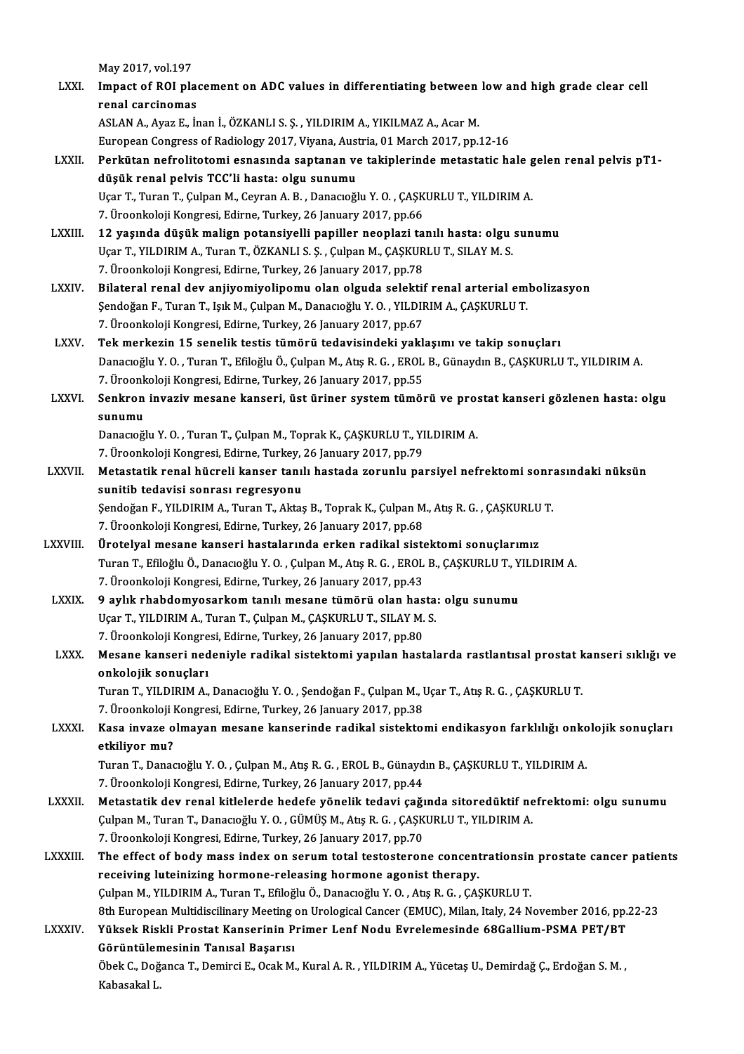May 2017, vol.197

LXXI. **Impact of ROI placement on ADC values in differentiating between low and high grade clear cell renal carcinomas**
ASLAN A., Ayaz E., İnan İ., ÖZKANLI S. Ş. , YILDIRIM A., YIKILMAZ A., Acar M.
European Congress of Radiology 2017, Viyana, Austria, 01 March 2017, pp.12-16

LXXII. **Perkütan nefrolitotomi esnasında saptanan ve takiplerinde metastatic hale gelen renal pelvis pT1-düşük renal pelvis TCC'li hasta: olgu sunumu**
Uçar T., Turan T., Çulpan M., Ceyran A. B. , Danacıoğlu Y. O. , ÇAŞKURLU T., YILDIRIM A.
7. Üroonkoloji Kongresi, Edirne, Turkey, 26 January 2017, pp.66

LXXIII. **12 yaşında düşük malign potansiyelli papiller neoplazi tanılı hasta: olgu sunumu**
Uçar T., YILDIRIM A., Turan T., ÖZKANLI S. Ş. , Çulpan M., ÇAŞKURLU T., SILAY M. S.
7. Üroonkoloji Kongresi, Edirne, Turkey, 26 January 2017, pp.78

LXXIV. **Bilateral renal dev anjiyomiyolipomu olan olguda selektif renal arterial embolizasyon**
Şendoğan F., Turan T., Işık M., Çulpan M., Danacıoğlu Y. O. , YILDIRIM A., ÇAŞKURLU T.
7. Üroonkoloji Kongresi, Edirne, Turkey, 26 January 2017, pp.67

LXXV. **Tek merkezin 15 senelik testis tümörü tedavisindeki yaklaşımı ve takip sonuçları**
Danacıoğlu Y. O. , Turan T., Efiloğlu Ö., Çulpan M., Atış R. G. , EROL B., Günaydın B., ÇAŞKURLU T., YILDIRIM A.
7. Üroonkoloji Kongresi, Edirne, Turkey, 26 January 2017, pp.55

LXXVI. **Senkron invaziv mesane kanseri, üst üriner system tümörü ve prostat kanseri gözlenen hasta: olgu sunumu**
Danacıoğlu Y. O. , Turan T., Çulpan M., Toprak K., ÇAŞKURLU T., YILDIRIM A.
7. Üroonkoloji Kongresi, Edirne, Turkey, 26 January 2017, pp.79

LXXVII. **Metastatik renal hücreli kanser tanılı hastada zorunlu parsiyel nefrektomi sonrasındaki nüksün sunitib tedavisi sonrası regresyonu**
Şendoğan F., YILDIRIM A., Turan T., Aktaş B., Toprak K., Çulpan M., Atış R. G. , ÇAŞKURLU T.
7. Üroonkoloji Kongresi, Edirne, Turkey, 26 January 2017, pp.68

LXXVIII. **Ürotelyal mesane kanseri hastalarında erken radikal sistektomi sonuçlarımız**
Turan T., Efiloğlu Ö., Danacıoğlu Y. O. , Çulpan M., Atış R. G. , EROL B., ÇAŞKURLU T., YILDIRIM A.
7. Üroonkoloji Kongresi, Edirne, Turkey, 26 January 2017, pp.43

LXXIX. **9 aylık rhabdomyosarkom tanılı mesane tümörü olan hasta: olgu sunumu**
Uçar T., YILDIRIM A., Turan T., Çulpan M., ÇAŞKURLU T., SILAY M. S.
7. Üroonkoloji Kongresi, Edirne, Turkey, 26 January 2017, pp.80

LXXX. **Mesane kanseri nedeniyle radikal sistektomi yapılan hastalarda rastlantısal prostat kanseri sıklığı ve onkolojik sonuçları**
Turan T., YILDIRIM A., Danacıoğlu Y. O. , Şendoğan F., Çulpan M., Uçar T., Atış R. G. , ÇAŞKURLU T.
7. Üroonkoloji Kongresi, Edirne, Turkey, 26 January 2017, pp.38

LXXXI. **Kasa invaze olmayan mesane kanserinde radikal sistektomi endikasyon farklılığı onkolojik sonuçları etkiliyor mu?**
Turan T., Danacıoğlu Y. O. , Çulpan M., Atış R. G. , EROL B., Günaydın B., ÇAŞKURLU T., YILDIRIM A.
7. Üroonkoloji Kongresi, Edirne, Turkey, 26 January 2017, pp.44

LXXXII. **Metastatik dev renal kitlelerde hedefe yönelik tedavi çağında sitoredüktif nefrektomi: olgu sunumu**
Çulpan M., Turan T., Danacıoğlu Y. O. , GÜMÜŞ M., Atış R. G. , ÇAŞKURLU T., YILDIRIM A.
7. Üroonkoloji Kongresi, Edirne, Turkey, 26 January 2017, pp.70

LXXXIII. **The effect of body mass index on serum total testosterone concentrationsin prostate cancer patients receiving luteinizing hormone-releasing hormone agonist therapy.**
Çulpan M., YILDIRIM A., Turan T., Efiloğlu Ö., Danacıoğlu Y. O. , Atış R. G. , ÇAŞKURLU T.
8th European Multidiscilinary Meeting on Urological Cancer (EMUC), Milan, Italy, 24 November 2016, pp.22-23

LXXXIV. **Yüksek Riskli Prostat Kanserinin Primer Lenf Nodu Evrelemesinde 68Gallium-PSMA PET/BT Görüntülemesinin Tanısal Başarısı**
Öbek C., Doğanca T., Demirci E., Ocak M., Kural A. R. , YILDIRIM A., Yücetaş U., Demirdağ Ç., Erdoğan S. M. , Kabasakal L.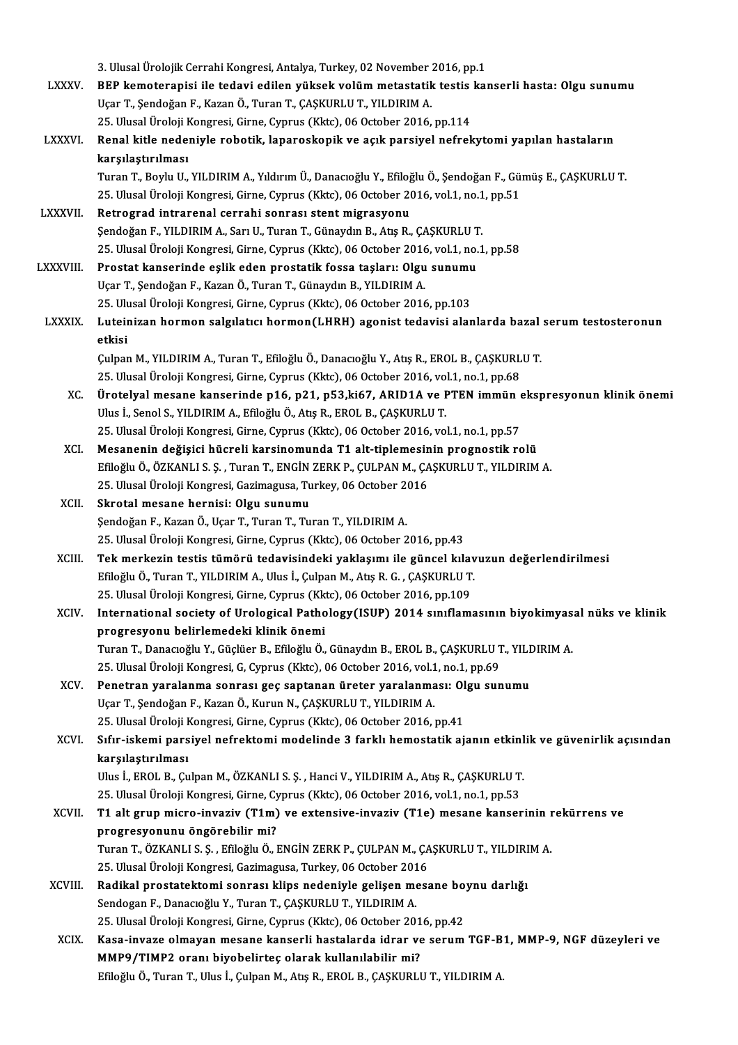3. Ulusal Ürolojik Cerrahi Kongresi, Antalya, Turkey, 02 November 2016, pp.1

LXXXV. **BEP kemoterapisi ile tedavi edilen yüksek volüm metastatik testis kanserli hasta: Olgu sunumu**
Uçar T., Şendoğan F., Kazan Ö., Turan T., ÇAŞKURLU T., YILDIRIM A.
25. Ulusal Üroloji Kongresi, Girne, Cyprus (Kktc), 06 October 2016, pp.114

LXXXVI. **Renal kitle nedeniyle robotik, laparoskopik ve açık parsiyel nefrekytomi yapılan hastaların karşılaştırılması**
Turan T., Boylu U., YILDIRIM A., Yıldırım Ü., Danacıoğlu Y., Efiloğlu Ö., Şendoğan F., Gümüş E., ÇAŞKURLU T.
25. Ulusal Üroloji Kongresi, Girne, Cyprus (Kktc), 06 October 2016, vol.1, no.1, pp.51

LXXXVII. **Retrograd intrarenal cerrahi sonrası stent migrasyonu**
Şendoğan F., YILDIRIM A., Sarı U., Turan T., Günaydın B., Atış R., ÇAŞKURLU T.
25. Ulusal Üroloji Kongresi, Girne, Cyprus (Kktc), 06 October 2016, vol.1, no.1, pp.58

LXXXVIII. **Prostat kanserinde eşlik eden prostatik fossa taşları: Olgu sunumu**
Uçar T., Şendoğan F., Kazan Ö., Turan T., Günaydın B., YILDIRIM A.
25. Ulusal Üroloji Kongresi, Girne, Cyprus (Kktc), 06 October 2016, pp.103

LXXXIX. **Luteinizan hormon salgılatıcı hormon(LHRH) agonist tedavisi alanlarda bazal serum testosteronun etkisi**
Çulpan M., YILDIRIM A., Turan T., Efiloğlu Ö., Danacıoğlu Y., Atış R., EROL B., ÇAŞKURLU T.
25. Ulusal Üroloji Kongresi, Girne, Cyprus (Kktc), 06 October 2016, vol.1, no.1, pp.68

XC. **Ürotelyal mesane kanserinde p16, p21, p53,ki67, ARID1A ve PTEN immün ekspresyonun klinik önemi**
Ulus İ., Senol S., YILDIRIM A., Efiloğlu Ö., Atış R., EROL B., ÇAŞKURLU T.
25. Ulusal Üroloji Kongresi, Girne, Cyprus (Kktc), 06 October 2016, vol.1, no.1, pp.57

XCI. **Mesanenin değişici hücreli karsinomunda T1 alt-tiplemesinin prognostik rolü**
Efiloğlu Ö., ÖZKANLI S. Ş. , Turan T., ENGİN ZERK P., ÇULPAN M., ÇAŞKURLU T., YILDIRIM A.
25. Ulusal Üroloji Kongresi, Gazimagusa, Turkey, 06 October 2016

XCII. **Skrotal mesane hernisi: Olgu sunumu**
Şendoğan F., Kazan Ö., Uçar T., Turan T., Turan T., YILDIRIM A.
25. Ulusal Üroloji Kongresi, Girne, Cyprus (Kktc), 06 October 2016, pp.43

XCIII. **Tek merkezin testis tümörü tedavisindeki yaklaşımı ile güncel kılavuzun değerlendirilmesi**
Efiloğlu Ö., Turan T., YILDIRIM A., Ulus İ., Çulpan M., Atış R. G. , ÇAŞKURLU T.
25. Ulusal Üroloji Kongresi, Girne, Cyprus (Kktc), 06 October 2016, pp.109

XCIV. **International society of Urological Pathology(ISUP) 2014 sınıflamasının biyokimyasal nüks ve klinik progresyonu belirlemedeki klinik önemi**
Turan T., Danacıoğlu Y., Güçlüer B., Efiloğlu Ö., Günaydın B., EROL B., ÇAŞKURLU T., YILDIRIM A.
25. Ulusal Üroloji Kongresi, G, Cyprus (Kktc), 06 October 2016, vol.1, no.1, pp.69

XCV. **Penetran yaralanma sonrası geç saptanan üreter yaralanması: Olgu sunumu**
Uçar T., Şendoğan F., Kazan Ö., Kurun N., ÇAŞKURLU T., YILDIRIM A.
25. Ulusal Üroloji Kongresi, Girne, Cyprus (Kktc), 06 October 2016, pp.41

XCVI. **Sıfır-iskemi parsiyel nefrektomi modelinde 3 farklı hemostatik ajanın etkinlik ve güvenirlik açısından karşılaştırılması**
Ulus İ., EROL B., Çulpan M., ÖZKANLI S. Ş. , Hanci V., YILDIRIM A., Atış R., ÇAŞKURLU T.
25. Ulusal Üroloji Kongresi, Girne, Cyprus (Kktc), 06 October 2016, vol.1, no.1, pp.53

XCVII. **T1 alt grup micro-invaziv (T1m) ve extensive-invaziv (T1e) mesane kanserinin rekürrens ve progresyonunu öngörebilir mi?**
Turan T., ÖZKANLI S. Ş. , Efiloğlu Ö., ENGİN ZERK P., ÇULPAN M., ÇAŞKURLU T., YILDIRIM A.
25. Ulusal Üroloji Kongresi, Gazimagusa, Turkey, 06 October 2016

XCVIII. **Radikal prostatektomi sonrası klips nedeniyle gelişen mesane boynu darlığı**
Sendogan F., Danacıoğlu Y., Turan T., ÇAŞKURLU T., YILDIRIM A.
25. Ulusal Üroloji Kongresi, Girne, Cyprus (Kktc), 06 October 2016, pp.42

XCIX. **Kasa-invaze olmayan mesane kanserli hastalarda idrar ve serum TGF-B1, MMP-9, NGF düzeyleri ve MMP9/TIMP2 oranı biyobelirteç olarak kullanılabilir mi?**
Efiloğlu Ö., Turan T., Ulus İ., Çulpan M., Atış R., EROL B., ÇAŞKURLU T., YILDIRIM A.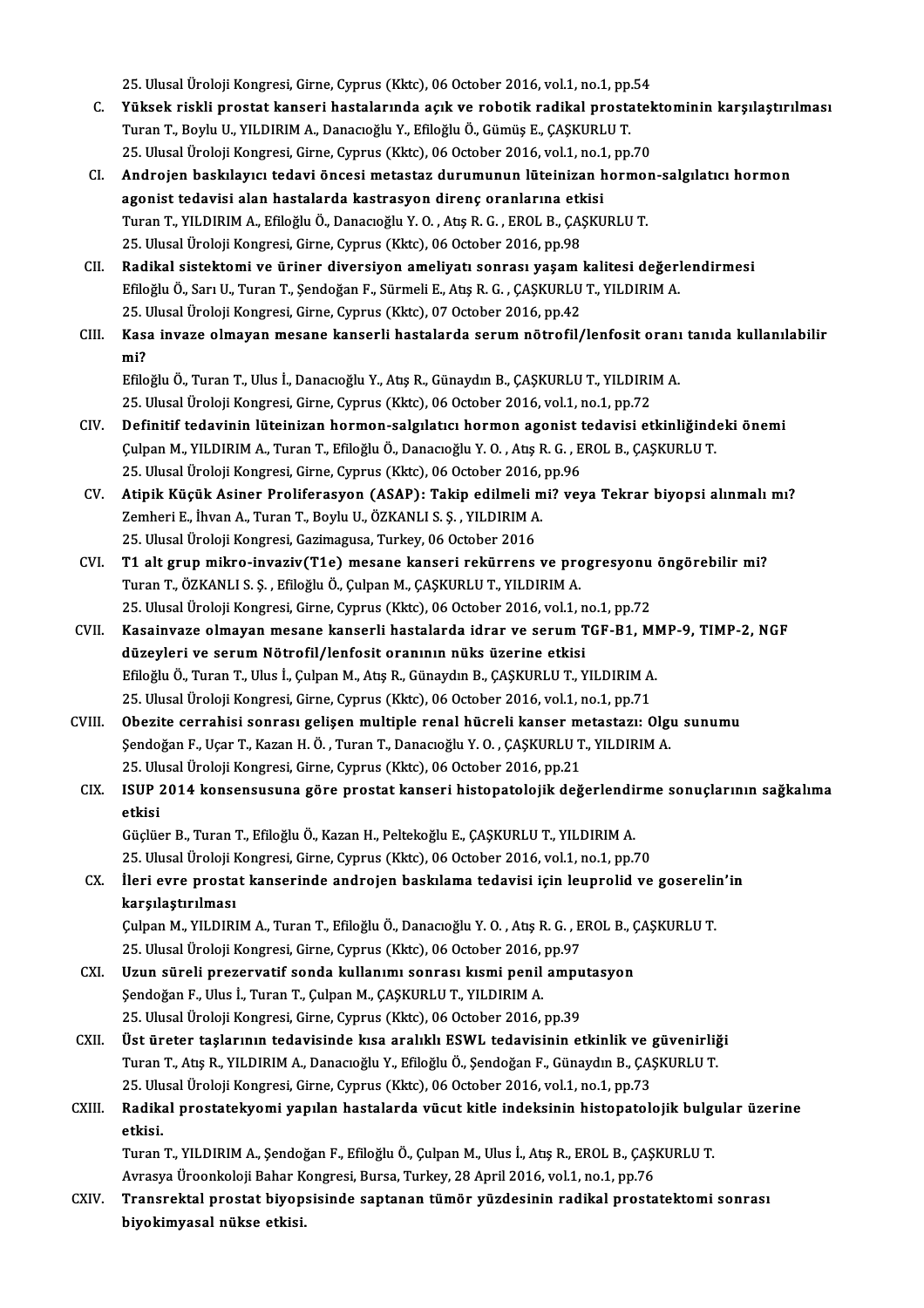25. Ulusal Üroloji Kongresi, Girne, Cyprus (Kktc), 06 October 2016, vol.1, no.1, pp.54

C. **Yüksek riskli prostat kanseri hastalarında açık ve robotik radikal prostatektominin karşılaştırılması**
Turan T., Boylu U., YILDIRIM A., Danacıoğlu Y., Efiloğlu Ö., Gümüş E., ÇAŞKURLU T.
25. Ulusal Üroloji Kongresi, Girne, Cyprus (Kktc), 06 October 2016, vol.1, no.1, pp.70

CI. **Androjen baskılayıcı tedavi öncesi metastaz durumunun lüteinizan hormon-salgılatıcı hormon agonist tedavisi alan hastalarda kastrasyon direnç oranlarına etkisi**
Turan T., YILDIRIM A., Efiloğlu Ö., Danacıoğlu Y. O. , Atış R. G. , EROL B., ÇAŞKURLU T.
25. Ulusal Üroloji Kongresi, Girne, Cyprus (Kktc), 06 October 2016, pp.98

CII. **Radikal sistektomi ve üriner diversiyon ameliyatı sonrası yaşam kalitesi değerlendirmesi**
Efiloğlu Ö., Sarı U., Turan T., Şendoğan F., Sürmeli E., Atış R. G. , ÇAŞKURLU T., YILDIRIM A.
25. Ulusal Üroloji Kongresi, Girne, Cyprus (Kktc), 07 October 2016, pp.42

CIII. **Kasa invaze olmayan mesane kanserli hastalarda serum nötrofil/lenfosit oranı tanıda kullanılabilir mi?**
Efiloğlu Ö., Turan T., Ulus İ., Danacıoğlu Y., Atış R., Günaydın B., ÇAŞKURLU T., YILDIRIM A.
25. Ulusal Üroloji Kongresi, Girne, Cyprus (Kktc), 06 October 2016, vol.1, no.1, pp.72

CIV. **Definitif tedavinin lüteinizan hormon-salgılatıcı hormon agonist tedavisi etkinliğindeki önemi**
Çulpan M., YILDIRIM A., Turan T., Efiloğlu Ö., Danacıoğlu Y. O. , Atış R. G. , EROL B., ÇAŞKURLU T.
25. Ulusal Üroloji Kongresi, Girne, Cyprus (Kktc), 06 October 2016, pp.96

CV. **Atipik Küçük Asiner Proliferasyon (ASAP): Takip edilmeli mi? veya Tekrar biyopsi alınmalı mı?**
Zemheri E., İhvan A., Turan T., Boylu U., ÖZKANLI S. Ş. , YILDIRIM A.
25. Ulusal Üroloji Kongresi, Gazimagusa, Turkey, 06 October 2016

CVI. **T1 alt grup mikro-invaziv(T1e) mesane kanseri rekürrens ve progresyonu öngörebilir mi?**
Turan T., ÖZKANLI S. Ş. , Efiloğlu Ö., Çulpan M., ÇAŞKURLU T., YILDIRIM A.
25. Ulusal Üroloji Kongresi, Girne, Cyprus (Kktc), 06 October 2016, vol.1, no.1, pp.72

CVII. **Kasainvaze olmayan mesane kanserli hastalarda idrar ve serum TGF-B1, MMP-9, TIMP-2, NGF düzeyleri ve serum Nötrofil/lenfosit oranının nüks üzerine etkisi**
Efiloğlu Ö., Turan T., Ulus İ., Çulpan M., Atış R., Günaydın B., ÇAŞKURLU T., YILDIRIM A.
25. Ulusal Üroloji Kongresi, Girne, Cyprus (Kktc), 06 October 2016, vol.1, no.1, pp.71

CVIII. **Obezite cerrahisi sonrası gelişen multiple renal hücreli kanser metastazı: Olgu sunumu**
Şendoğan F., Uçar T., Kazan H. Ö. , Turan T., Danacıoğlu Y. O. , ÇAŞKURLU T., YILDIRIM A.
25. Ulusal Üroloji Kongresi, Girne, Cyprus (Kktc), 06 October 2016, pp.21

CIX. **ISUP 2014 konsensusuna göre prostat kanseri histopatolojik değerlendirme sonuçlarının sağkalıma etkisi**
Güçlüer B., Turan T., Efiloğlu Ö., Kazan H., Peltekoğlu E., ÇAŞKURLU T., YILDIRIM A.
25. Ulusal Üroloji Kongresi, Girne, Cyprus (Kktc), 06 October 2016, vol.1, no.1, pp.70

CX. **İleri evre prostat kanserinde androjen baskılama tedavisi için leuprolid ve goserelin'in karşılaştırılması**
Çulpan M., YILDIRIM A., Turan T., Efiloğlu Ö., Danacıoğlu Y. O. , Atış R. G. , EROL B., ÇAŞKURLU T.
25. Ulusal Üroloji Kongresi, Girne, Cyprus (Kktc), 06 October 2016, pp.97

CXI. **Uzun süreli prezervatif sonda kullanımı sonrası kısmi penil amputasyon**
Şendoğan F., Ulus İ., Turan T., Çulpan M., ÇAŞKURLU T., YILDIRIM A.
25. Ulusal Üroloji Kongresi, Girne, Cyprus (Kktc), 06 October 2016, pp.39

CXII. **Üst üreter taşlarının tedavisinde kısa aralıklı ESWL tedavisinin etkinlik ve güvenirliği**
Turan T., Atış R., YILDIRIM A., Danacıoğlu Y., Efiloğlu Ö., Şendoğan F., Günaydın B., ÇAŞKURLU T.
25. Ulusal Üroloji Kongresi, Girne, Cyprus (Kktc), 06 October 2016, vol.1, no.1, pp.73

CXIII. **Radikal prostatekyomi yapılan hastalarda vücut kitle indeksinin histopatolojik bulgular üzerine etkisi.**
Turan T., YILDIRIM A., Şendoğan F., Efiloğlu Ö., Çulpan M., Ulus İ., Atış R., EROL B., ÇAŞKURLU T.
Avrasya Üroonkoloji Bahar Kongresi, Bursa, Turkey, 28 April 2016, vol.1, no.1, pp.76

CXIV. **Transrektal prostat biyopsisinde saptanan tümör yüzdesinin radikal prostatektomi sonrası biyokimyasal nükse etkisi.**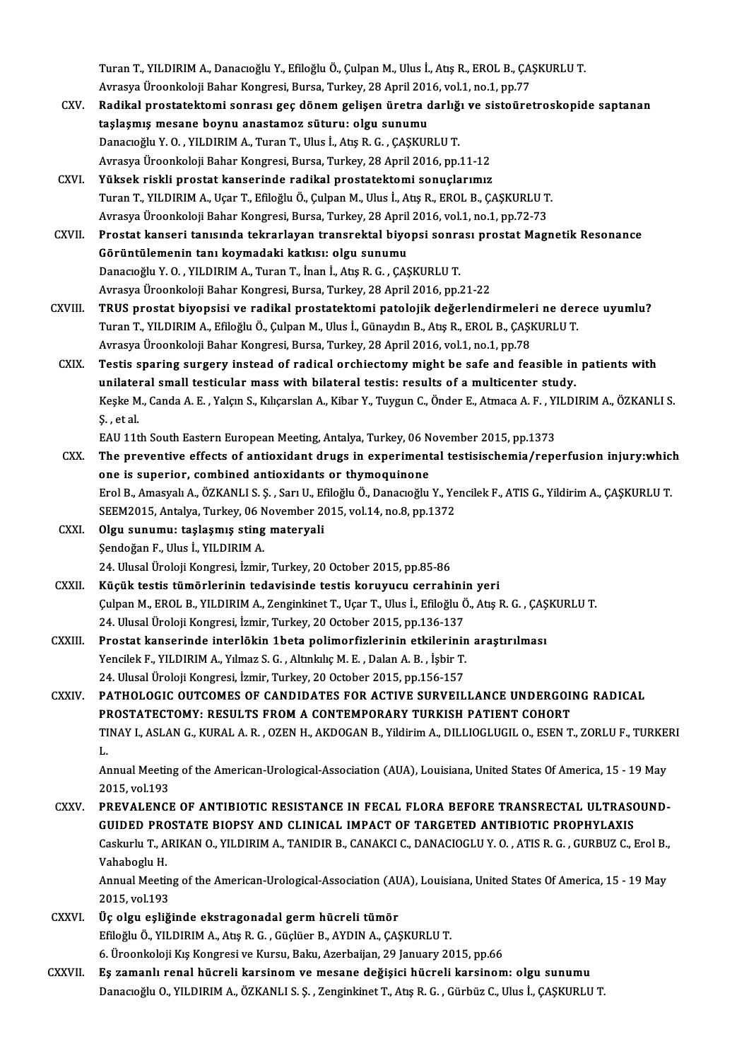Turan T., YILDIRIM A., Danacıoğlu Y., Efiloğlu Ö., Çulpan M., Ulus İ., Atış R., EROL B., ÇAŞKURLU T.
Avrasya Üroonkoloji Bahar Kongresi, Bursa, Turkey, 28 April 2016, vol.1, no.1, pp.77

CXV. **Radikal prostatektomi sonrası geç dönem gelişen üretra darlığı ve sistoüretroskopide saptanan taşlaşmış mesane boynu anastamoz süturu: olgu sunumu**
Danacıoğlu Y. O., YILDIRIM A., Turan T., Ulus İ., Atış R. G., ÇAŞKURLU T.
Avrasya Üroonkoloji Bahar Kongresi, Bursa, Turkey, 28 April 2016, pp.11-12

CXVI. **Yüksek riskli prostat kanserinde radikal prostatektomi sonuçlarımız**
Turan T., YILDIRIM A., Uçar T., Efiloğlu Ö., Çulpan M., Ulus İ., Atış R., EROL B., ÇAŞKURLU T.
Avrasya Üroonkoloji Bahar Kongresi, Bursa, Turkey, 28 April 2016, vol.1, no.1, pp.72-73

CXVII. **Prostat kanseri tanısında tekrarlayan transrektal biyopsi sonrası prostat Magnetik Resonance Görüntülemenin tanı koymadaki katkısı: olgu sunumu**
Danacıoğlu Y. O., YILDIRIM A., Turan T., İnan İ., Atış R. G., ÇAŞKURLU T.
Avrasya Üroonkoloji Bahar Kongresi, Bursa, Turkey, 28 April 2016, pp.21-22

CXVIII. **TRUS prostat biyopsisi ve radikal prostatektomi patolojik değerlendirmeleri ne derece uyumlu?**
Turan T., YILDIRIM A., Efiloğlu Ö., Çulpan M., Ulus İ., Günaydın B., Atış R., EROL B., ÇAŞKURLU T.
Avrasya Üroonkoloji Bahar Kongresi, Bursa, Turkey, 28 April 2016, vol.1, no.1, pp.78

CXIX. **Testis sparing surgery instead of radical orchiectomy might be safe and feasible in patients with unilateral small testicular mass with bilateral testis: results of a multicenter study.**
Keşke M., Canda A. E., Yalçın S., Kılıçarslan A., Kibar Y., Tuygun C., Önder E., Atmaca A. F., YILDIRIM A., ÖZKANLI S. Ş., et al.
EAU 11th South Eastern European Meeting, Antalya, Turkey, 06 November 2015, pp.1373

CXX. **The preventive effects of antioxidant drugs in experimental testisischemia/reperfusion injury:which one is superior, combined antioxidants or thymoquinone**
Erol B., Amasyalı A., ÖZKANLI S. Ş., Sarı U., Efiloğlu Ö., Danacıoğlu Y., Yencilek F., ATIS G., Yildirim A., ÇAŞKURLU T.
SEEM2015, Antalya, Turkey, 06 November 2015, vol.14, no.8, pp.1372

CXXI. **Olgu sunumu: taşlaşmış sting materyali**
Şendoğan F., Ulus İ., YILDIRIM A.
24. Ulusal Üroloji Kongresi, İzmir, Turkey, 20 October 2015, pp.85-86

CXXII. **Küçük testis tümörlerinin tedavisinde testis koruyucu cerrahinin yeri**
Çulpan M., EROL B., YILDIRIM A., Zenginkinet T., Uçar T., Ulus İ., Efiloğlu Ö., Atış R. G., ÇAŞKURLU T.
24. Ulusal Üroloji Kongresi, İzmir, Turkey, 20 October 2015, pp.136-137

CXXIII. **Prostat kanserinde interlökin 1beta polimorfizlerinin etkilerinin araştırılması**
Yencilek F., YILDIRIM A., Yılmaz S. G., Altınkılıç M. E., Dalan A. B., İşbir T.
24. Ulusal Üroloji Kongresi, İzmir, Turkey, 20 October 2015, pp.156-157

CXXIV. **PATHOLOGIC OUTCOMES OF CANDIDATES FOR ACTIVE SURVEILLANCE UNDERGOING RADICAL PROSTATECTOMY: RESULTS FROM A CONTEMPORARY TURKISH PATIENT COHORT**
TINAY I., ASLAN G., KURAL A. R., OZEN H., AKDOGAN B., Yildirim A., DILLIOGLUGIL O., ESEN T., ZORLU F., TURKERI L.
Annual Meeting of the American-Urological-Association (AUA), Louisiana, United States Of America, 15 - 19 May 2015, vol.193

CXXV. **PREVALENCE OF ANTIBIOTIC RESISTANCE IN FECAL FLORA BEFORE TRANSRECTAL ULTRASOUND-GUIDED PROSTATE BIOPSY AND CLINICAL IMPACT OF TARGETED ANTIBIOTIC PROPHYLAXIS**
Caskurlu T., ARIKAN O., YILDIRIM A., TANIDIR B., CANAKCI C., DANACIOGLU Y. O., ATIS R. G., GURBUZ C., Erol B., Vahaboglu H.
Annual Meeting of the American-Urological-Association (AUA), Louisiana, United States Of America, 15 - 19 May 2015, vol.193

CXXVI. **Üç olgu eşliğinde ekstragonadal germ hücreli tümör**
Efiloğlu Ö., YILDIRIM A., Atış R. G., Güçlüer B., AYDIN A., ÇAŞKURLU T.
6. Üroonkoloji Kış Kongresi ve Kursu, Baku, Azerbaijan, 29 January 2015, pp.66

CXXVII. **Eş zamanlı renal hücreli karsinom ve mesane değişici hücreli karsinom: olgu sunumu**
Danacıoğlu O., YILDIRIM A., ÖZKANLI S. Ş., Zenginkinet T., Atış R. G., Gürbüz C., Ulus İ., ÇAŞKURLU T.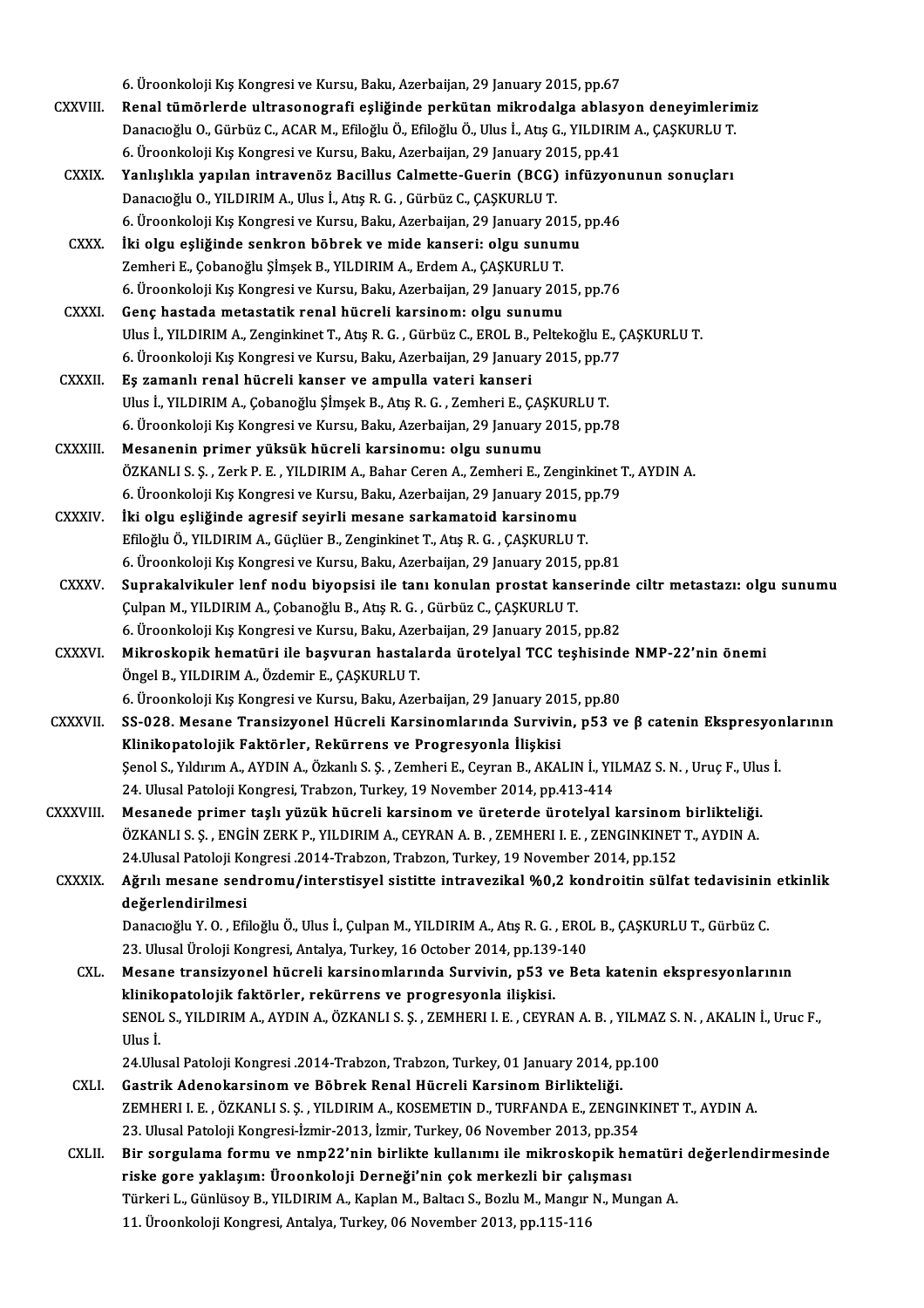6. Üroonkoloji Kış Kongresi ve Kursu, Baku, Azerbaijan, 29 January 2015, pp.67

CXXVIII. **Renal tümörlerde ultrasonografi eşliğinde perkütan mikrodalga ablasyon deneyimlerimiz**
Danacıoğlu O., Gürbüz C., ACAR M., Efiloğlu Ö., Efiloğlu Ö., Ulus İ., Atış G., YILDIRIM A., ÇAŞKURLU T.
6. Üroonkoloji Kış Kongresi ve Kursu, Baku, Azerbaijan, 29 January 2015, pp.41

CXXIX. **Yanlışlıkla yapılan intravenöz Bacillus Calmette-Guerin (BCG) infüzyonunun sonuçları**
Danacıoğlu O., YILDIRIM A., Ulus İ., Atış R. G. , Gürbüz C., ÇAŞKURLU T.
6. Üroonkoloji Kış Kongresi ve Kursu, Baku, Azerbaijan, 29 January 2015, pp.46

CXXX. **İki olgu eşliğinde senkron böbrek ve mide kanseri: olgu sunumu**
Zemheri E., Çobanoğlu Şimşek B., YILDIRIM A., Erdem A., ÇAŞKURLU T.
6. Üroonkoloji Kış Kongresi ve Kursu, Baku, Azerbaijan, 29 January 2015, pp.76

CXXXI. **Genç hastada metastatik renal hücreli karsinom: olgu sunumu**
Ulus İ., YILDIRIM A., Zenginkinet T., Atış R. G. , Gürbüz C., EROL B., Peltekoğlu E., ÇAŞKURLU T.
6. Üroonkoloji Kış Kongresi ve Kursu, Baku, Azerbaijan, 29 January 2015, pp.77

CXXXII. **Eş zamanlı renal hücreli kanser ve ampulla vateri kanseri**
Ulus İ., YILDIRIM A., Çobanoğlu Şimşek B., Atış R. G. , Zemheri E., ÇAŞKURLU T.
6. Üroonkoloji Kış Kongresi ve Kursu, Baku, Azerbaijan, 29 January 2015, pp.78

CXXXIII. **Mesanenin primer yüksük hücreli karsinomu: olgu sunumu**
ÖZKANLI S. Ş. , Zerk P. E. , YILDIRIM A., Bahar Ceren A., Zemheri E., Zenginkinet T., AYDIN A.
6. Üroonkoloji Kış Kongresi ve Kursu, Baku, Azerbaijan, 29 January 2015, pp.79

CXXXIV. **İki olgu eşliğinde agresif seyirli mesane sarkamatoid karsinomu**
Efiloğlu Ö., YILDIRIM A., Güçlüer B., Zenginkinet T., Atış R. G. , ÇAŞKURLU T.
6. Üroonkoloji Kış Kongresi ve Kursu, Baku, Azerbaijan, 29 January 2015, pp.81

CXXXV. **Suprakalvikuler lenf nodu biyopsisi ile tanı konulan prostat kanserinde ciltr metastazı: olgu sunumu**
Çulpan M., YILDIRIM A., Çobanoğlu B., Atış R. G. , Gürbüz C., ÇAŞKURLU T.
6. Üroonkoloji Kış Kongresi ve Kursu, Baku, Azerbaijan, 29 January 2015, pp.82

CXXXVI. **Mikroskopik hematüri ile başvuran hastalarda ürotelyal TCC teşhisinde NMP-22'nin önemi**
Öngel B., YILDIRIM A., Özdemir E., ÇAŞKURLU T.
6. Üroonkoloji Kış Kongresi ve Kursu, Baku, Azerbaijan, 29 January 2015, pp.80

CXXXVII. **SS-028. Mesane Transizyonel Hücreli Karsinomlarında Survivin, p53 ve β catenin Ekspresyonlarının Klinikopatolojik Faktörler, Rekürrens ve Progresyonla İlişkisi**
Şenol S., Yıldırım A., AYDIN A., Özkanlı S. Ş. , Zemheri E., Ceyran B., AKALIN İ., YILMAZ S. N. , Uruç F., Ulus İ.
24. Ulusal Patoloji Kongresi, Trabzon, Turkey, 19 November 2014, pp.413-414

CXXXVIII. **Mesanede primer taşlı yüzük hücreli karsinom ve üreterde ürotelyal karsinom birlikteliği.**
ÖZKANLI S. Ş. , ENGİN ZERK P., YILDIRIM A., CEYRAN A. B. , ZEMHERI I. E. , ZENGINKINET T., AYDIN A.
24.Ulusal Patoloji Kongresi .2014-Trabzon, Trabzon, Turkey, 19 November 2014, pp.152

CXXXIX. **Ağrılı mesane sendromu/interstisyel sistitte intravezikal %0,2 kondroitin sülfat tedavisinin etkinlik değerlendirilmesi**
Danacıoğlu Y. O. , Efiloğlu Ö., Ulus İ., Çulpan M., YILDIRIM A., Atış R. G. , EROL B., ÇAŞKURLU T., Gürbüz C.
23. Ulusal Üroloji Kongresi, Antalya, Turkey, 16 October 2014, pp.139-140

CXL. **Mesane transizyonel hücreli karsinomlarında Survivin, p53 ve Beta katenin ekspresyonlarının klinikopatolojik faktörler, rekürrens ve progresyonla ilişkisi.**
SENOL S., YILDIRIM A., AYDIN A., ÖZKANLI S. Ş. , ZEMHERI I. E. , CEYRAN A. B. , YILMAZ S. N. , AKALIN İ., Uruc F., Ulus İ.
24.Ulusal Patoloji Kongresi .2014-Trabzon, Trabzon, Turkey, 01 January 2014, pp.100

CXLI. **Gastrik Adenokarsinom ve Böbrek Renal Hücreli Karsinom Birlikteliği.**
ZEMHERI I. E. , ÖZKANLI S. Ş. , YILDIRIM A., KOSEMETIN D., TURFANDA E., ZENGINKINET T., AYDIN A.
23. Ulusal Patoloji Kongresi-İzmir-2013, İzmir, Turkey, 06 November 2013, pp.354

CXLII. **Bir sorgulama formu ve nmp22'nin birlikte kullanımı ile mikroskopik hematüri değerlendirmesinde riske gore yaklaşım: Üroonkoloji Derneği'nin çok merkezli bir çalışması**
Türkeri L., Günlüsoy B., YILDIRIM A., Kaplan M., Baltacı S., Bozlu M., Mangır N., Mungan A.
11. Üroonkoloji Kongresi, Antalya, Turkey, 06 November 2013, pp.115-116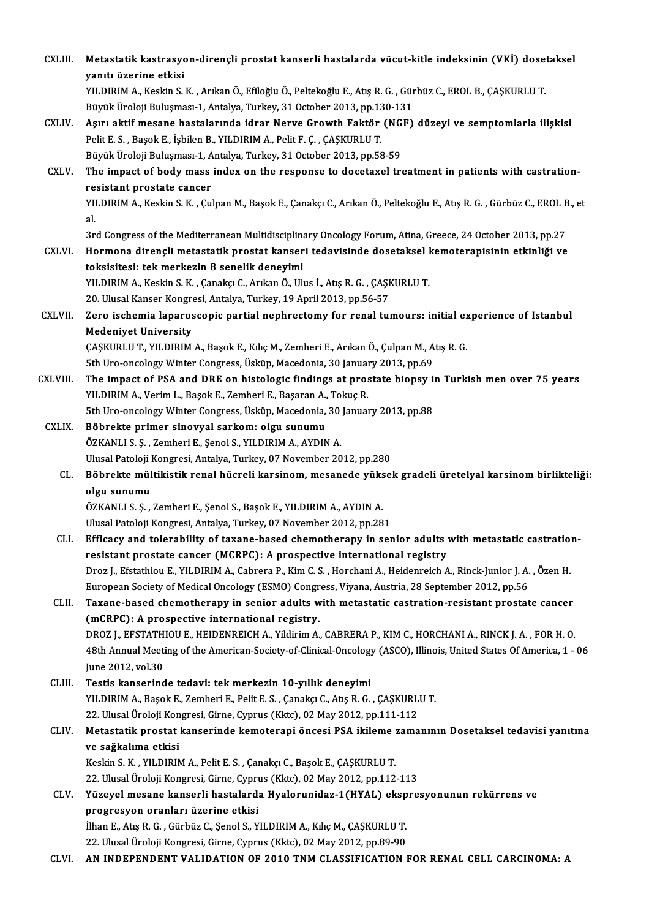CXLIII. **Metastatik kastrasyon-dirençli prostat kanserli hastalarda vücut-kitle indeksinin (VKİ) dosetaksel yanıtı üzerine etkisi**
YILDIRIM A., Keskin S. K. , Arıkan Ö., Efiloğlu Ö., Peltekoğlu E., Atış R. G. , Gürbüz C., EROL B., ÇAŞKURLU T.
Büyük Üroloji Buluşması-1, Antalya, Turkey, 31 October 2013, pp.130-131

CXLIV. **Aşırı aktif mesane hastalarında idrar Nerve Growth Faktör (NGF) düzeyi ve semptomlarla ilişkisi**
Pelit E. S. , Başok E., İşbilen B., YILDIRIM A., Pelit F. Ç. , ÇAŞKURLU T.
Büyük Üroloji Buluşması-1, Antalya, Turkey, 31 October 2013, pp.58-59

CXLV. **The impact of body mass index on the response to docetaxel treatment in patients with castration-resistant prostate cancer**
YILDIRIM A., Keskin S. K. , Çulpan M., Başok E., Çanakçı C., Arıkan Ö., Peltekoğlu E., Atış R. G. , Gürbüz C., EROL B., et al.
3rd Congress of the Mediterranean Multidisciplinary Oncology Forum, Atina, Greece, 24 October 2013, pp.27

CXLVI. **Hormona dirençli metastatik prostat kanseri tedavisinde dosetaksel kemoterapisinin etkinliği ve toksisitesi: tek merkezin 8 senelik deneyimi**
YILDIRIM A., Keskin S. K. , Çanakçı C., Arıkan Ö., Ulus İ., Atış R. G. , ÇAŞKURLU T.
20. Ulusal Kanser Kongresi, Antalya, Turkey, 19 April 2013, pp.56-57

CXLVII. **Zero ischemia laparoscopic partial nephrectomy for renal tumours: initial experience of Istanbul Medeniyet University**
ÇAŞKURLU T., YILDIRIM A., Başok E., Kılıç M., Zemheri E., Arıkan Ö., Çulpan M., Atış R. G.
5th Uro-oncology Winter Congress, Üsküp, Macedonia, 30 January 2013, pp.69

CXLVIII. **The impact of PSA and DRE on histologic findings at prostate biopsy in Turkish men over 75 years**
YILDIRIM A., Verim L., Başok E., Zemheri E., Başaran A., Tokuç R.
5th Uro-oncology Winter Congress, Üsküp, Macedonia, 30 January 2013, pp.88

CXLIX. **Böbrekte primer sinovyal sarkom: olgu sunumu**
ÖZKANLI S. Ş. , Zemheri E., Şenol S., YILDIRIM A., AYDIN A.
Ulusal Patoloji Kongresi, Antalya, Turkey, 07 November 2012, pp.280

CL. **Böbrekte mültikistik renal hücreli karsinom, mesanede yüksek gradeli üretelyal karsinom birlikteliği: olgu sunumu**
ÖZKANLI S. Ş. , Zemheri E., Şenol S., Başok E., YILDIRIM A., AYDIN A.
Ulusal Patoloji Kongresi, Antalya, Turkey, 07 November 2012, pp.281

CLI. **Efficacy and tolerability of taxane-based chemotherapy in senior adults with metastatic castration-resistant prostate cancer (MCRPC): A prospective international registry**
Droz J., Efstathiou E., YILDIRIM A., Cabrera P., Kim C. S. , Horchani A., Heidenreich A., Rinck-Junior J. A. , Özen H.
European Society of Medical Oncology (ESMO) Congress, Viyana, Austria, 28 September 2012, pp.56

CLII. **Taxane-based chemotherapy in senior adults with metastatic castration-resistant prostate cancer (mCRPC): A prospective international registry.**
DROZ J., EFSTATHIOU E., HEIDENREICH A., Yildirim A., CABRERA P., KIM C., HORCHANI A., RINCK J. A. , FOR H. O.
48th Annual Meeting of the American-Society-of-Clinical-Oncology (ASCO), Illinois, United States Of America, 1 - 06 June 2012, vol.30

CLIII. **Testis kanserinde tedavi: tek merkezin 10-yıllık deneyimi**
YILDIRIM A., Başok E., Zemheri E., Pelit E. S. , Çanakçı C., Atış R. G. , ÇAŞKURLU T.
22. Ulusal Üroloji Kongresi, Girne, Cyprus (Kktc), 02 May 2012, pp.111-112

CLIV. **Metastatik prostat kanserinde kemoterapi öncesi PSA ikileme zamanının Dosetaksel tedavisi yanıtına ve sağkalıma etkisi**
Keskin S. K. , YILDIRIM A., Pelit E. S. , Çanakçı C., Başok E., ÇAŞKURLU T.
22. Ulusal Üroloji Kongresi, Girne, Cyprus (Kktc), 02 May 2012, pp.112-113

CLV. **Yüzeyel mesane kanserli hastalarda Hyalorunidaz-1(HYAL) ekspresyonunun rekürrens ve progresyon oranları üzerine etkisi**
İlhan E., Atış R. G. , Gürbüz C., Şenol S., YILDIRIM A., Kılıç M., ÇAŞKURLU T.
22. Ulusal Üroloji Kongresi, Girne, Cyprus (Kktc), 02 May 2012, pp.89-90

CLVI. **AN INDEPENDENT VALIDATION OF 2010 TNM CLASSIFICATION FOR RENAL CELL CARCINOMA: A**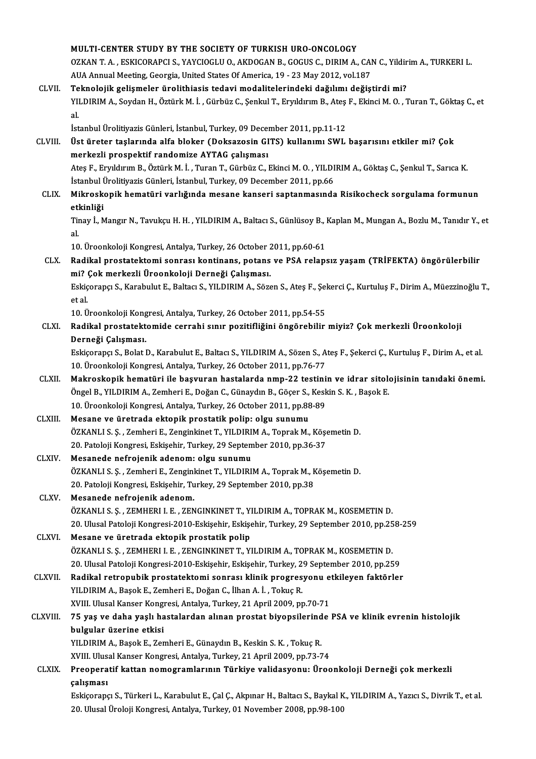**MULTI-CENTER STUDY BY THE SOCIETY OF TURKISH URO-ONCOLOGY**
OZKAN T. A. , ESKICORAPCI S., YAYCIOGLU O., AKDOGAN B., GOGUS C., DIRIM A., CAN C., Yildirim A., TURKERI L.
AUA Annual Meeting, Georgia, United States Of America, 19 - 23 May 2012, vol.187

CLVII. **Teknolojik gelişmeler ürolithiasis tedavi modalitelerindeki dağılımı değiştirdi mi?**
YILDIRIM A., Soydan H., Öztürk M. İ. , Gürbüz C., Şenkul T., Eryıldırım B., Ateş F., Ekinci M. O. , Turan T., Göktaş C., et al.
İstanbul Ürolitiyazis Günleri, İstanbul, Turkey, 09 December 2011, pp.11-12

CLVIII. **Üst üreter taşlarında alfa bloker (Doksazosin GITS) kullanımı SWL başarısını etkiler mi? Çok merkezli prospektif randomize AYTAG çalışması**
Ateş F., Eryıldırım B., Öztürk M. İ. , Turan T., Gürbüz C., Ekinci M. O. , YILDIRIM A., Göktaş C., Şenkul T., Sarıca K.
İstanbul Ürolitiyazis Günleri, İstanbul, Turkey, 09 December 2011, pp.66

CLIX. **Mikroskopik hematüri varlığında mesane kanseri saptanmasında Risikocheck sorgulama formunun etkinliği**
Tinay İ., Mangır N., Tavukçu H. H. , YILDIRIM A., Baltacı S., Günlüsoy B., Kaplan M., Mungan A., Bozlu M., Tanıdır Y., et al.
10. Üroonkoloji Kongresi, Antalya, Turkey, 26 October 2011, pp.60-61

CLX. **Radikal prostatektomi sonrası kontinans, potans ve PSA relapsız yaşam (TRİFEKTA) öngörülerbilir mi? Çok merkezli Üroonkoloji Derneği Çalışması.**
Eskiçorapçı S., Karabulut E., Baltacı S., YILDIRIM A., Sözen S., Ateş F., Şekerci Ç., Kurtuluş F., Dirim A., Müezzinoğlu T., et al.
10. Üroonkoloji Kongresi, Antalya, Turkey, 26 October 2011, pp.54-55

CLXI. **Radikal prostatektomide cerrahi sınır pozitifliğini öngörebilir miyiz? Çok merkezli Üroonkoloji Derneği Çalışması.**
Eskiçorapçı S., Bolat D., Karabulut E., Baltacı S., YILDIRIM A., Sözen S., Ateş F., Şekerci Ç., Kurtuluş F., Dirim A., et al.
10. Üroonkoloji Kongresi, Antalya, Turkey, 26 October 2011, pp.76-77

CLXII. **Makroskopik hematüri ile başvuran hastalarda nmp-22 testinin ve idrar sitolojisinin tanıdaki önemi.**
Öngel B., YILDIRIM A., Zemheri E., Doğan C., Günaydın B., Göçer S., Keskin S. K. , Başok E.
10. Üroonkoloji Kongresi, Antalya, Turkey, 26 October 2011, pp.88-89

CLXIII. **Mesane ve üretrada ektopik prostatik polip: olgu sunumu**
ÖZKANLI S. Ş. , Zemheri E., Zenginkinet T., YILDIRIM A., Toprak M., Köşemetin D.
20. Patoloji Kongresi, Eskişehir, Turkey, 29 September 2010, pp.36-37

CLXIV. **Mesanede nefrojenik adenom: olgu sunumu**
ÖZKANLI S. Ş. , Zemheri E., Zenginkinet T., YILDIRIM A., Toprak M., Köşemetin D.
20. Patoloji Kongresi, Eskişehir, Turkey, 29 September 2010, pp.38

CLXV. **Mesanede nefrojenik adenom.**
ÖZKANLI S. Ş. , ZEMHERI I. E. , ZENGINKINET T., YILDIRIM A., TOPRAK M., KOSEMETIN D.
20. Ulusal Patoloji Kongresi-2010-Eskişehir, Eskişehir, Turkey, 29 September 2010, pp.258-259

CLXVI. **Mesane ve üretrada ektopik prostatik polip**
ÖZKANLI S. Ş. , ZEMHERI I. E. , ZENGINKINET T., YILDIRIM A., TOPRAK M., KOSEMETIN D.
20. Ulusal Patoloji Kongresi-2010-Eskişehir, Eskişehir, Turkey, 29 September 2010, pp.259

CLXVII. **Radikal retropubik prostatektomi sonrası klinik progresyonu etkileyen faktörler**
YILDIRIM A., Başok E., Zemheri E., Doğan C., İlhan A. İ. , Tokuç R.
XVIII. Ulusal Kanser Kongresi, Antalya, Turkey, 21 April 2009, pp.70-71

CLXVIII. **75 yaş ve daha yaşlı hastalardan alınan prostat biyopsilerinde PSA ve klinik evrenin histolojik bulgular üzerine etkisi**
YILDIRIM A., Başok E., Zemheri E., Günaydın B., Keskin S. K. , Tokuç R.
XVIII. Ulusal Kanser Kongresi, Antalya, Turkey, 21 April 2009, pp.73-74

CLXIX. **Preoperatif kattan nomogramlarının Türkiye validasyonu: Üroonkoloji Derneği çok merkezli çalışması**
Eskiçorapçı S., Türkeri L., Karabulut E., Çal Ç., Akpınar H., Baltacı S., Baykal K., YILDIRIM A., Yazıcı S., Divrik T., et al.
20. Ulusal Üroloji Kongresi, Antalya, Turkey, 01 November 2008, pp.98-100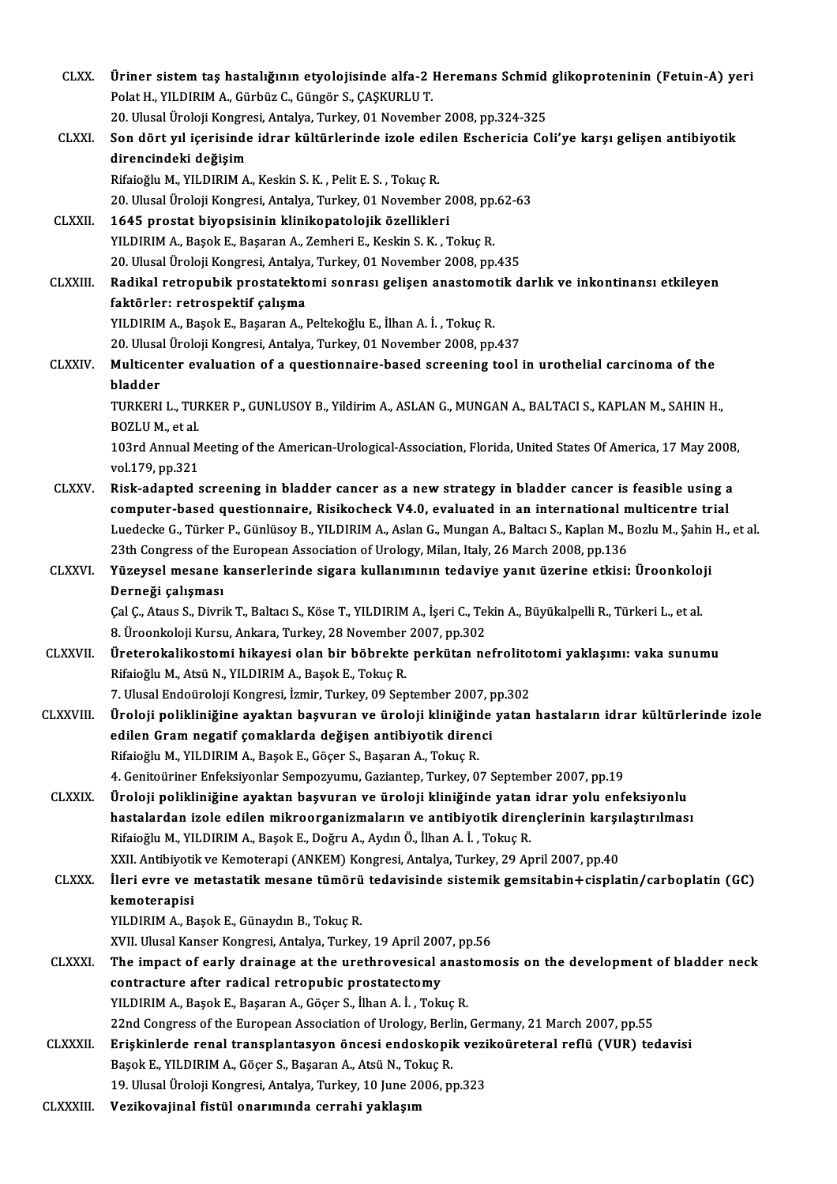CLXX. **Üriner sistem taş hastalığının etyolojisinde alfa-2 Heremans Schmid glikoproteninin (Fetuin-A) yeri**
Polat H., YILDIRIM A., Gürbüz C., Güngör S., ÇAŞKURLU T.
20. Ulusal Üroloji Kongresi, Antalya, Turkey, 01 November 2008, pp.324-325

CLXXI. **Son dört yıl içerisinde idrar kültürlerinde izole edilen Eschericia Coli'ye karşı gelişen antibiyotik direncindeki değişim**
Rifaioğlu M., YILDIRIM A., Keskin S. K. , Pelit E. S. , Tokuç R.
20. Ulusal Üroloji Kongresi, Antalya, Turkey, 01 November 2008, pp.62-63

CLXXII. **1645 prostat biyopsisinin klinikopatolojik özellikleri**
YILDIRIM A., Başok E., Başaran A., Zemheri E., Keskin S. K. , Tokuç R.
20. Ulusal Üroloji Kongresi, Antalya, Turkey, 01 November 2008, pp.435

CLXXIII. **Radikal retropubik prostatektomi sonrası gelişen anastomotik darlık ve inkontinansı etkileyen faktörler: retrospektif çalışma**
YILDIRIM A., Başok E., Başaran A., Peltekoğlu E., İlhan A. İ. , Tokuç R.
20. Ulusal Üroloji Kongresi, Antalya, Turkey, 01 November 2008, pp.437

CLXXIV. **Multicenter evaluation of a questionnaire-based screening tool in urothelial carcinoma of the bladder**
TURKERI L., TURKER P., GUNLUSOY B., Yildirim A., ASLAN G., MUNGAN A., BALTACI S., KAPLAN M., SAHIN H., BOZLU M., et al.
103rd Annual Meeting of the American-Urological-Association, Florida, United States Of America, 17 May 2008, vol.179, pp.321

CLXXV. **Risk-adapted screening in bladder cancer as a new strategy in bladder cancer is feasible using a computer-based questionnaire, Risikocheck V4.0, evaluated in an international multicentre trial**
Luedecke G., Türker P., Günlüsoy B., YILDIRIM A., Aslan G., Mungan A., Baltacı S., Kaplan M., Bozlu M., Şahin H., et al.
23th Congress of the European Association of Urology, Milan, Italy, 26 March 2008, pp.136

CLXXVI. **Yüzeysel mesane kanserlerinde sigara kullanımının tedaviye yanıt üzerine etkisi: Üroonkoloji Derneği çalışması**
Çal Ç., Ataus S., Divrik T., Baltacı S., Köse T., YILDIRIM A., İşeri C., Tekin A., Büyükalpelli R., Türkeri L., et al.
8. Üroonkoloji Kursu, Ankara, Turkey, 28 November 2007, pp.302

CLXXVII. **Üreterokalikostomi hikayesi olan bir böbrekte perkütan nefrolitotomi yaklaşımı: vaka sunumu**
Rifaioğlu M., Atsü N., YILDIRIM A., Başok E., Tokuç R.
7. Ulusal Endoüroloji Kongresi, İzmir, Turkey, 09 September 2007, pp.302

CLXXVIII. **Üroloji polikliniğine ayaktan başvuran ve üroloji kliniğinde yatan hastaların idrar kültürlerinde izole edilen Gram negatif çomaklarda değişen antibiyotik direnci**
Rifaioğlu M., YILDIRIM A., Başok E., Göçer S., Başaran A., Tokuç R.
4. Genitoüriner Enfeksiyonlar Sempozyumu, Gaziantep, Turkey, 07 September 2007, pp.19

CLXXIX. **Üroloji polikliniğine ayaktan başvuran ve üroloji kliniğinde yatan idrar yolu enfeksiyonlu hastalardan izole edilen mikroorganizmaların ve antibiyotik dirençlerinin karşılaştırılması**
Rifaioğlu M., YILDIRIM A., Başok E., Doğru A., Aydın Ö., İlhan A. İ. , Tokuç R.
XXII. Antibiyotik ve Kemoterapi (ANKEM) Kongresi, Antalya, Turkey, 29 April 2007, pp.40

CLXXX. **İleri evre ve metastatik mesane tümörü tedavisinde sistemik gemsitabin+cisplatin/carboplatin (GC) kemoterapisi**
YILDIRIM A., Başok E., Günaydın B., Tokuç R.
XVII. Ulusal Kanser Kongresi, Antalya, Turkey, 19 April 2007, pp.56

CLXXXI. **The impact of early drainage at the urethrovesical anastomosis on the development of bladder neck contracture after radical retropubic prostatectomy**
YILDIRIM A., Başok E., Başaran A., Göçer S., İlhan A. İ. , Tokuç R.
22nd Congress of the European Association of Urology, Berlin, Germany, 21 March 2007, pp.55

CLXXXII. **Erişkinlerde renal transplantasyon öncesi endoskopik vezikoüreteral reflü (VUR) tedavisi**
Başok E., YILDIRIM A., Göçer S., Başaran A., Atsü N., Tokuç R.
19. Ulusal Üroloji Kongresi, Antalya, Turkey, 10 June 2006, pp.323

CLXXXIII. **Vezikovajinal fistül onarımında cerrahi yaklaşım**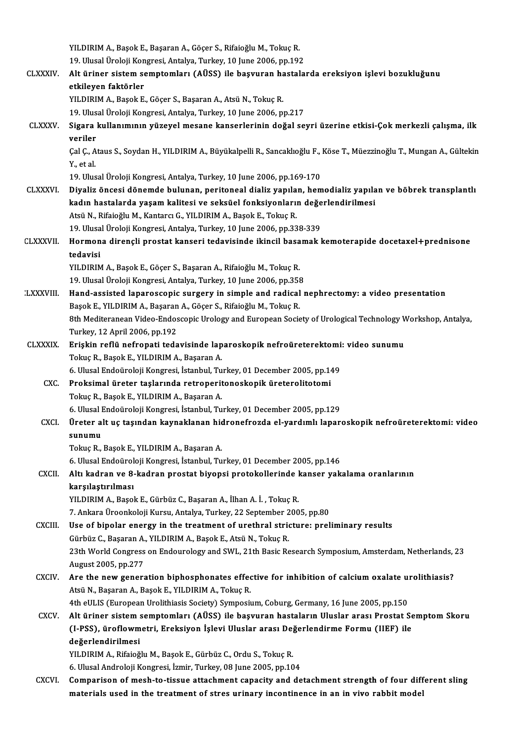YILDIRIM A., Başok E., Başaran A., Göçer S., Rifaioğlu M., Tokuç R.
19. Ulusal Üroloji Kongresi, Antalya, Turkey, 10 June 2006, pp.192

CLXXXIV. **Alt üriner sistem semptomları (AÜSS) ile başvuran hastalarda ereksiyon işlevi bozukluğunu etkileyen faktörler**
YILDIRIM A., Başok E., Göçer S., Başaran A., Atsü N., Tokuç R.
19. Ulusal Üroloji Kongresi, Antalya, Turkey, 10 June 2006, pp.217

CLXXXV. **Sigara kullanımının yüzeyel mesane kanserlerinin doğal seyri üzerine etkisi-Çok merkezli çalışma, ilk veriler**
Çal Ç., Ataus S., Soydan H., YILDIRIM A., Büyükalpelli R., Sancaklıoğlu F., Köse T., Müezzinoğlu T., Mungan A., Gültekin Y., et al.
19. Ulusal Üroloji Kongresi, Antalya, Turkey, 10 June 2006, pp.169-170

CLXXXVI. **Diyaliz öncesi dönemde bulunan, peritoneal dializ yapılan, hemodializ yapılan ve böbrek transplantlı kadın hastalarda yaşam kalitesi ve seksüel fonksiyonların değerlendirilmesi**
Atsü N., Rifaioğlu M., Kantarcı G., YILDIRIM A., Başok E., Tokuç R.
19. Ulusal Üroloji Kongresi, Antalya, Turkey, 10 June 2006, pp.338-339

CLXXXVII. **Hormona dirençli prostat kanseri tedavisinde ikincil basamak kemoterapide docetaxel+prednisone tedavisi**
YILDIRIM A., Başok E., Göçer S., Başaran A., Rifaioğlu M., Tokuç R.
19. Ulusal Üroloji Kongresi, Antalya, Turkey, 10 June 2006, pp.358

CLXXXVIII. **Hand-assisted laparoscopic surgery in simple and radical nephrectomy: a video presentation**
Başok E., YILDIRIM A., Başaran A., Göçer S., Rifaioğlu M., Tokuç R.
8th Mediteranean Video-Endoscopic Urology and European Society of Urological Technology Workshop, Antalya, Turkey, 12 April 2006, pp.192

CLXXXIX. **Erişkin reflü nefropati tedavisinde laparoskopik nefroüreterektomi: video sunumu**
Tokuç R., Başok E., YILDIRIM A., Başaran A.
6. Ulusal Endoüroloji Kongresi, İstanbul, Turkey, 01 December 2005, pp.149

CXC. **Proksimal üreter taşlarında retroperitonoskopik üreterolitotomi**
Tokuç R., Başok E., YILDIRIM A., Başaran A.
6. Ulusal Endoüroloji Kongresi, İstanbul, Turkey, 01 December 2005, pp.129

CXCI. **Üreter alt uç taşından kaynaklanan hidronefrozda el-yardımlı laparoskopik nefroüreterektomi: video sunumu**
Tokuç R., Başok E., YILDIRIM A., Başaran A.
6. Ulusal Endoüroloji Kongresi, İstanbul, Turkey, 01 December 2005, pp.146

CXCII. **Altı kadran ve 8-kadran prostat biyopsi protokollerinde kanser yakalama oranlarının karşılaştırılması**
YILDIRIM A., Başok E., Gürbüz C., Başaran A., İlhan A. İ. , Tokuç R.
7. Ankara Üroonkoloji Kursu, Antalya, Turkey, 22 September 2005, pp.80

CXCIII. **Use of bipolar energy in the treatment of urethral stricture: preliminary results**
Gürbüz C., Başaran A., YILDIRIM A., Başok E., Atsü N., Tokuç R.
23th World Congress on Endourology and SWL, 21th Basic Research Symposium, Amsterdam, Netherlands, 23 August 2005, pp.277

CXCIV. **Are the new generation biphosphonates effective for inhibition of calcium oxalate urolithiasis?**
Atsü N., Başaran A., Başok E., YILDIRIM A., Tokuç R.
4th eULIS (European Urolithiasis Society) Symposium, Coburg, Germany, 16 June 2005, pp.150

CXCV. **Alt üriner sistem semptomları (AÜSS) ile başvuran hastaların Uluslar arası Prostat Semptom Skoru (I-PSS), üroflowmetri, Ereksiyon İşlevi Uluslar arası Değerlendirme Formu (IIEF) ile değerlendirilmesi**
YILDIRIM A., Rifaioğlu M., Başok E., Gürbüz C., Ordu S., Tokuç R.
6. Ulusal Androloji Kongresi, İzmir, Turkey, 08 June 2005, pp.104

CXCVI. **Comparison of mesh-to-tissue attachment capacity and detachment strength of four different sling materials used in the treatment of stres urinary incontinence in an in vivo rabbit model**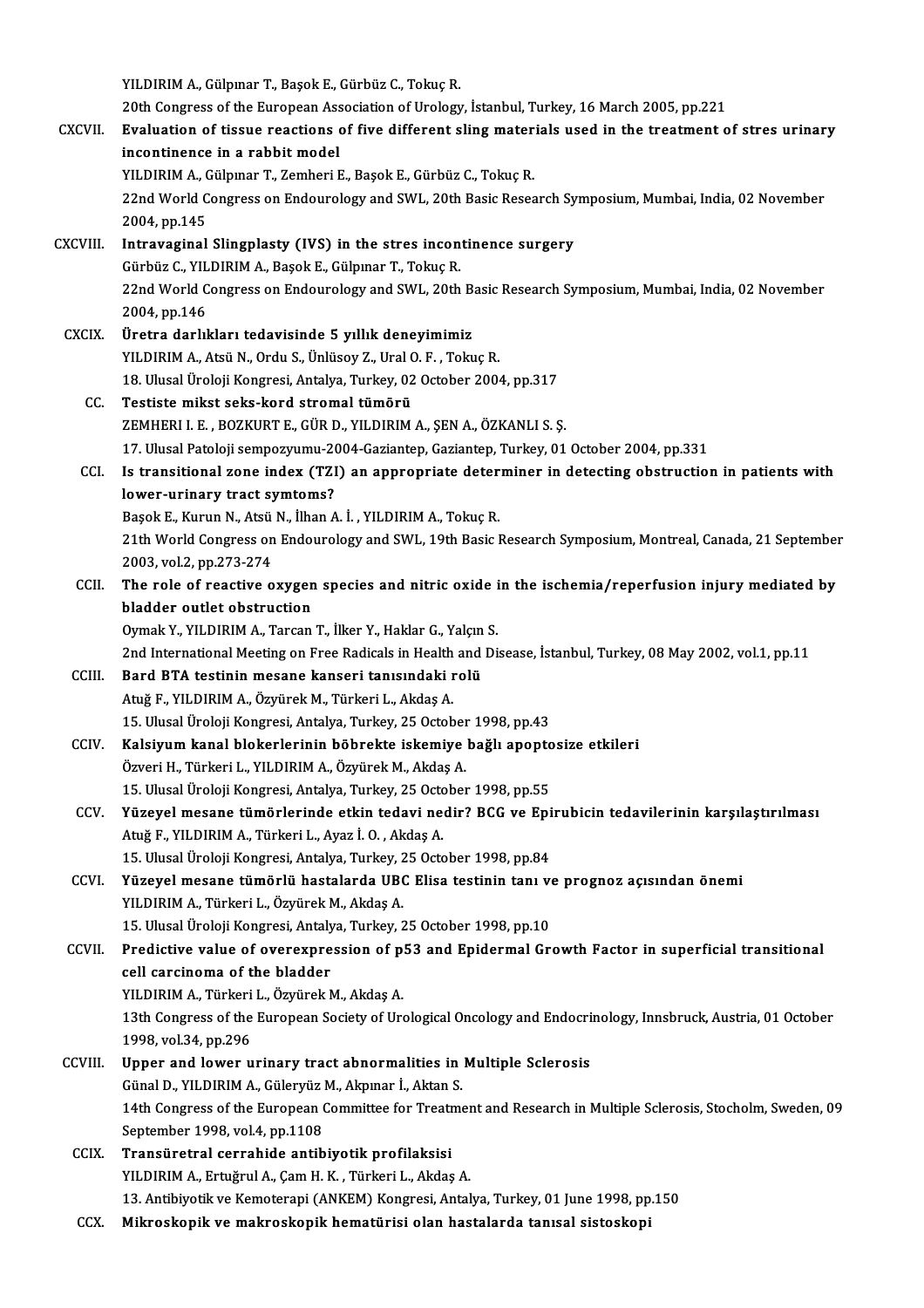YILDIRIM A., Gülpınar T., Başok E., Gürbüz C., Tokuç R.
20th Congress of the European Association of Urology, İstanbul, Turkey, 16 March 2005, pp.221

CXCVII. **Evaluation of tissue reactions of five different sling materials used in the treatment of stres urinary incontinence in a rabbit model**
YILDIRIM A., Gülpınar T., Zemheri E., Başok E., Gürbüz C., Tokuç R.
22nd World Congress on Endourology and SWL, 20th Basic Research Symposium, Mumbai, India, 02 November 2004, pp.145

CXCVIII. **Intravaginal Slingplasty (IVS) in the stres incontinence surgery**
Gürbüz C., YILDIRIM A., Başok E., Gülpınar T., Tokuç R.
22nd World Congress on Endourology and SWL, 20th Basic Research Symposium, Mumbai, India, 02 November 2004, pp.146

CXCIX. **Üretra darlıkları tedavisinde 5 yıllık deneyimimiz**
YILDIRIM A., Atsü N., Ordu S., Ünlüsoy Z., Ural O. F. , Tokuç R.
18. Ulusal Üroloji Kongresi, Antalya, Turkey, 02 October 2004, pp.317

CC. **Testiste mikst seks-kord stromal tümörü**
ZEMHERI I. E. , BOZKURT E., GÜR D., YILDIRIM A., ŞEN A., ÖZKANLI S. Ş.
17. Ulusal Patoloji sempozyumu-2004-Gaziantep, Gaziantep, Turkey, 01 October 2004, pp.331

CCI. **Is transitional zone index (TZI) an appropriate determiner in detecting obstruction in patients with lower-urinary tract symtoms?**
Başok E., Kurun N., Atsü N., İlhan A. İ. , YILDIRIM A., Tokuç R.
21th World Congress on Endourology and SWL, 19th Basic Research Symposium, Montreal, Canada, 21 September 2003, vol.2, pp.273-274

CCII. **The role of reactive oxygen species and nitric oxide in the ischemia/reperfusion injury mediated by bladder outlet obstruction**
Oymak Y., YILDIRIM A., Tarcan T., İlker Y., Haklar G., Yalçın S.
2nd International Meeting on Free Radicals in Health and Disease, İstanbul, Turkey, 08 May 2002, vol.1, pp.11

CCIII. **Bard BTA testinin mesane kanseri tanısındaki rolü**
Atuğ F., YILDIRIM A., Özyürek M., Türkeri L., Akdaş A.
15. Ulusal Üroloji Kongresi, Antalya, Turkey, 25 October 1998, pp.43

CCIV. **Kalsiyum kanal blokerlerinin böbrekte iskemiye bağlı apoptosize etkileri**
Özveri H., Türkeri L., YILDIRIM A., Özyürek M., Akdaş A.
15. Ulusal Üroloji Kongresi, Antalya, Turkey, 25 October 1998, pp.55

CCV. **Yüzeyel mesane tümörlerinde etkin tedavi nedir? BCG ve Epirubicin tedavilerinin karşılaştırılması**
Atuğ F., YILDIRIM A., Türkeri L., Ayaz İ. O. , Akdaş A.
15. Ulusal Üroloji Kongresi, Antalya, Turkey, 25 October 1998, pp.84

CCVI. **Yüzeyel mesane tümörlü hastalarda UBC Elisa testinin tanı ve prognoz açısından önemi**
YILDIRIM A., Türkeri L., Özyürek M., Akdaş A.
15. Ulusal Üroloji Kongresi, Antalya, Turkey, 25 October 1998, pp.10

CCVII. **Predictive value of overexpression of p53 and Epidermal Growth Factor in superficial transitional cell carcinoma of the bladder**
YILDIRIM A., Türkeri L., Özyürek M., Akdaş A.
13th Congress of the European Society of Urological Oncology and Endocrinology, Innsbruck, Austria, 01 October 1998, vol.34, pp.296

CCVIII. **Upper and lower urinary tract abnormalities in Multiple Sclerosis**
Günal D., YILDIRIM A., Güleryüz M., Akpınar İ., Aktan S.
14th Congress of the European Committee for Treatment and Research in Multiple Sclerosis, Stocholm, Sweden, 09 September 1998, vol.4, pp.1108

CCIX. **Transüretral cerrahide antibiyotik profilaksisi**
YILDIRIM A., Ertuğrul A., Çam H. K. , Türkeri L., Akdaş A.
13. Antibiyotik ve Kemoterapi (ANKEM) Kongresi, Antalya, Turkey, 01 June 1998, pp.150

CCX. **Mikroskopik ve makroskopik hematürisi olan hastalarda tanısal sistoskopi**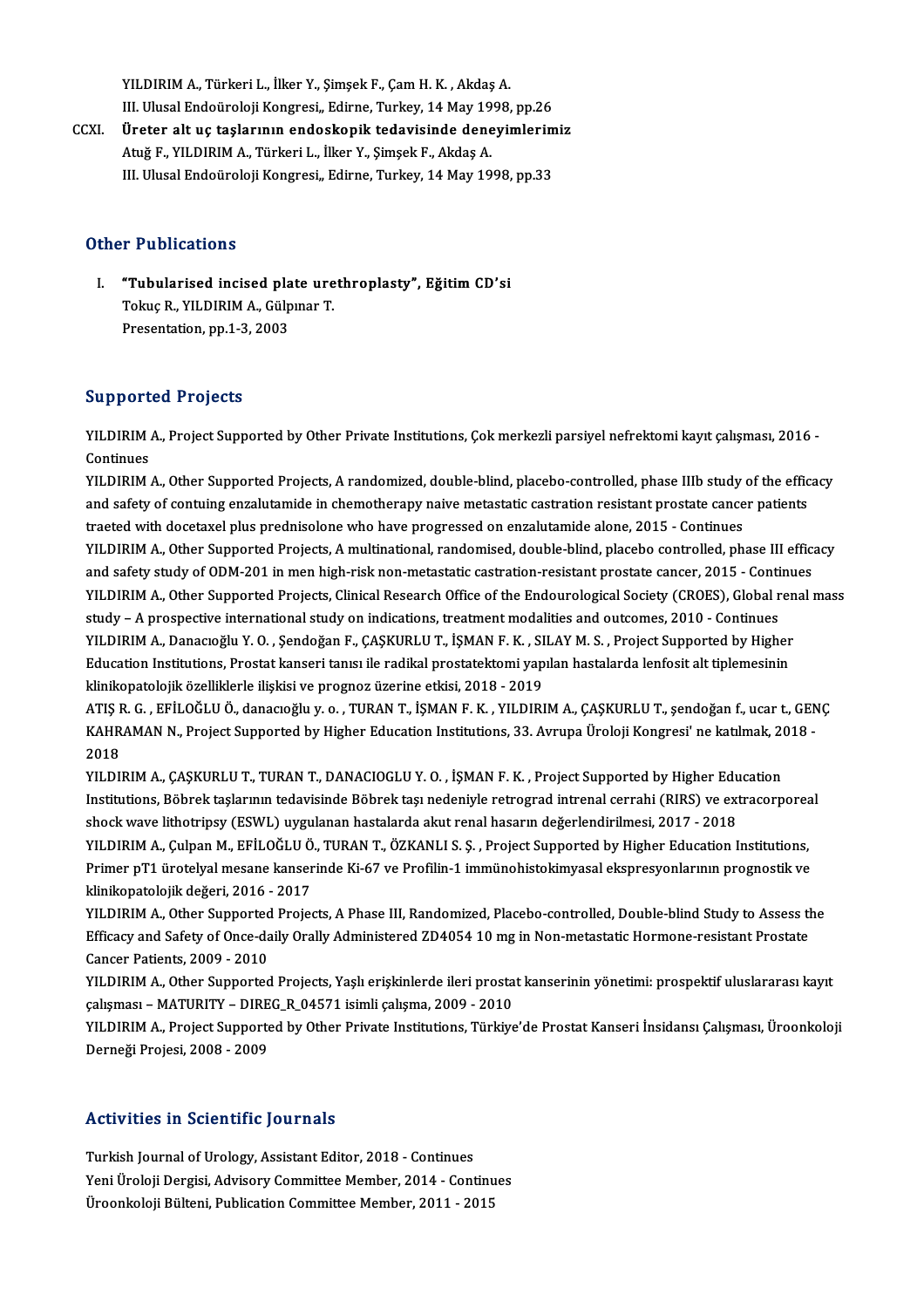YILDIRIM A., Türkeri L., İlker Y., Şimşek F., Çam H. K. , Akdaş A.
III. Ulusal Endoüroloji Kongresi,, Edirne, Turkey, 14 May 1998, pp.26

CCXI. **Üreter alt uç taşlarının endoskopik tedavisinde deneyimlerimiz**
Atuğ F., YILDIRIM A., Türkeri L., İlker Y., Şimşek F., Akdaş A.
III. Ulusal Endoüroloji Kongresi,, Edirne, Turkey, 14 May 1998, pp.33

## Other Publications

I. **"Tubularised incised plate urethroplasty", Eğitim CD'si**
Tokuç R., YILDIRIM A., Gülpınar T.
Presentation, pp.1-3, 2003

## Supported Projects

YILDIRIM A., Project Supported by Other Private Institutions, Çok merkezli parsiyel nefrektomi kayıt çalışması, 2016 - Continues

YILDIRIM A., Other Supported Projects, A randomized, double-blind, placebo-controlled, phase IIIb study of the efficacy and safety of contuing enzalutamide in chemotherapy naive metastatic castration resistant prostate cancer patients traeted with docetaxel plus prednisolone who have progressed on enzalutamide alone, 2015 - Continues

YILDIRIM A., Other Supported Projects, A multinational, randomised, double-blind, placebo controlled, phase III efficacy and safety study of ODM-201 in men high-risk non-metastatic castration-resistant prostate cancer, 2015 - Continues

YILDIRIM A., Other Supported Projects, Clinical Research Office of the Endourological Society (CROES), Global renal mass study – A prospective international study on indications, treatment modalities and outcomes, 2010 - Continues

YILDIRIM A., Danacıoğlu Y. O. , Şendoğan F., ÇAŞKURLU T., İŞMAN F. K. , SILAY M. S. , Project Supported by Higher Education Institutions, Prostat kanseri tanısı ile radikal prostatektomi yapılan hastalarda lenfosit alt tiplemesinin klinikopatolojik özelliklerle ilişkisi ve prognoz üzerine etkisi, 2018 - 2019

ATIŞ R. G. , EFİLOĞLU Ö., danacıoğlu y. o. , TURAN T., İŞMAN F. K. , YILDIRIM A., ÇAŞKURLU T., şendoğan f., ucar t., GENÇ KAHRAMAN N., Project Supported by Higher Education Institutions, 33. Avrupa Üroloji Kongresi' ne katılmak, 2018 - 2018

YILDIRIM A., ÇAŞKURLU T., TURAN T., DANACIOGLU Y. O. , İŞMAN F. K. , Project Supported by Higher Education Institutions, Böbrek taşlarının tedavisinde Böbrek taşı nedeniyle retrograd intrenal cerrahi (RIRS) ve extracorporeal shock wave lithotripsy (ESWL) uygulanan hastalarda akut renal hasarın değerlendirilmesi, 2017 - 2018

YILDIRIM A., Çulpan M., EFİLOĞLU Ö., TURAN T., ÖZKANLI S. Ş. , Project Supported by Higher Education Institutions, Primer pT1 ürotelyal mesane kanserinde Ki-67 ve Profilin-1 immünohistokimyasal ekspresyonlarının prognostik ve klinikopatolojik değeri, 2016 - 2017

YILDIRIM A., Other Supported Projects, A Phase III, Randomized, Placebo-controlled, Double-blind Study to Assess the Efficacy and Safety of Once-daily Orally Administered ZD4054 10 mg in Non-metastatic Hormone-resistant Prostate Cancer Patients, 2009 - 2010

YILDIRIM A., Other Supported Projects, Yaşlı erişkinlerde ileri prostat kanserinin yönetimi: prospektif uluslararası kayıt çalışması – MATURITY – DIREG_R_04571 isimli çalışma, 2009 - 2010

YILDIRIM A., Project Supported by Other Private Institutions, Türkiye'de Prostat Kanseri İnsidansı Çalışması, Üroonkoloji Derneği Projesi, 2008 - 2009

## Activities in Scientific Journals

Turkish Journal of Urology, Assistant Editor, 2018 - Continues
Yeni Üroloji Dergisi, Advisory Committee Member, 2014 - Continues
Üroonkoloji Bülteni, Publication Committee Member, 2011 - 2015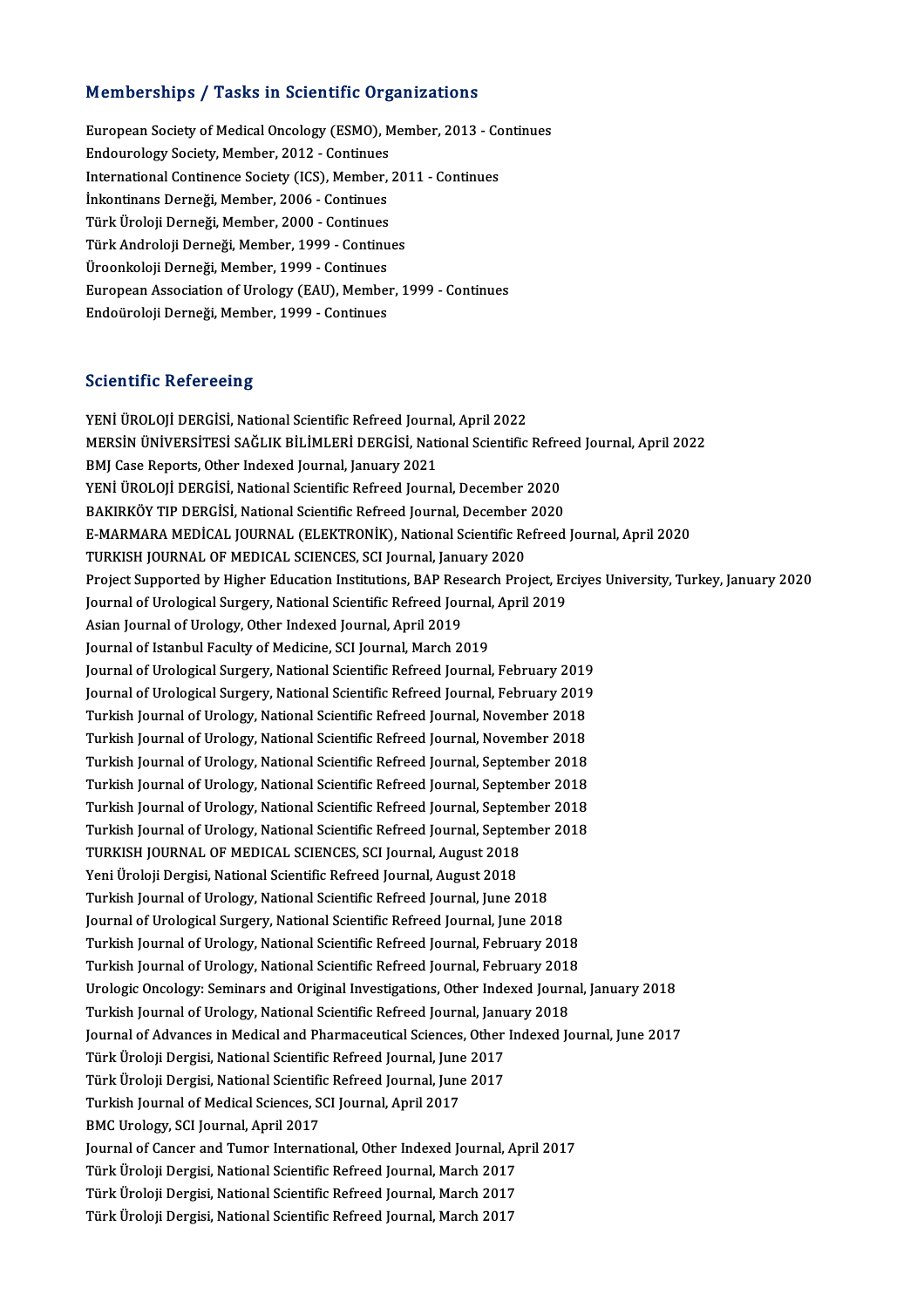## Memberships / Tasks in Scientific Organizations

European Society of Medical Oncology (ESMO), Member, 2013 - Continues
Endourology Society, Member, 2012 - Continues
International Continence Society (ICS), Member, 2011 - Continues
İnkontinans Derneği, Member, 2006 - Continues
Türk Üroloji Derneği, Member, 2000 - Continues
Türk Androloji Derneği, Member, 1999 - Continues
Üroonkoloji Derneği, Member, 1999 - Continues
European Association of Urology (EAU), Member, 1999 - Continues
Endoüroloji Derneği, Member, 1999 - Continues

## Scientific Refereeing

YENİ ÜROLOJİ DERGİSİ, National Scientific Refreed Journal, April 2022
MERSİN ÜNİVERSİTESİ SAĞLIK BİLİMLERİ DERGİSİ, National Scientific Refreed Journal, April 2022
BMJ Case Reports, Other Indexed Journal, January 2021
YENİ ÜROLOJİ DERGİSİ, National Scientific Refreed Journal, December 2020
BAKIRKÖY TIP DERGİSİ, National Scientific Refreed Journal, December 2020
E-MARMARA MEDİCAL JOURNAL (ELEKTRONİK), National Scientific Refreed Journal, April 2020
TURKISH JOURNAL OF MEDICAL SCIENCES, SCI Journal, January 2020
Project Supported by Higher Education Institutions, BAP Research Project, Erciyes University, Turkey, January 2020
Journal of Urological Surgery, National Scientific Refreed Journal, April 2019
Asian Journal of Urology, Other Indexed Journal, April 2019
Journal of Istanbul Faculty of Medicine, SCI Journal, March 2019
Journal of Urological Surgery, National Scientific Refreed Journal, February 2019
Journal of Urological Surgery, National Scientific Refreed Journal, February 2019
Turkish Journal of Urology, National Scientific Refreed Journal, November 2018
Turkish Journal of Urology, National Scientific Refreed Journal, November 2018
Turkish Journal of Urology, National Scientific Refreed Journal, September 2018
Turkish Journal of Urology, National Scientific Refreed Journal, September 2018
Turkish Journal of Urology, National Scientific Refreed Journal, September 2018
Turkish Journal of Urology, National Scientific Refreed Journal, September 2018
TURKISH JOURNAL OF MEDICAL SCIENCES, SCI Journal, August 2018
Yeni Üroloji Dergisi, National Scientific Refreed Journal, August 2018
Turkish Journal of Urology, National Scientific Refreed Journal, June 2018
Journal of Urological Surgery, National Scientific Refreed Journal, June 2018
Turkish Journal of Urology, National Scientific Refreed Journal, February 2018
Turkish Journal of Urology, National Scientific Refreed Journal, February 2018
Urologic Oncology: Seminars and Original Investigations, Other Indexed Journal, January 2018
Turkish Journal of Urology, National Scientific Refreed Journal, January 2018
Journal of Advances in Medical and Pharmaceutical Sciences, Other Indexed Journal, June 2017
Türk Üroloji Dergisi, National Scientific Refreed Journal, June 2017
Türk Üroloji Dergisi, National Scientific Refreed Journal, June 2017
Turkish Journal of Medical Sciences, SCI Journal, April 2017
BMC Urology, SCI Journal, April 2017
Journal of Cancer and Tumor International, Other Indexed Journal, April 2017
Türk Üroloji Dergisi, National Scientific Refreed Journal, March 2017
Türk Üroloji Dergisi, National Scientific Refreed Journal, March 2017
Türk Üroloji Dergisi, National Scientific Refreed Journal, March 2017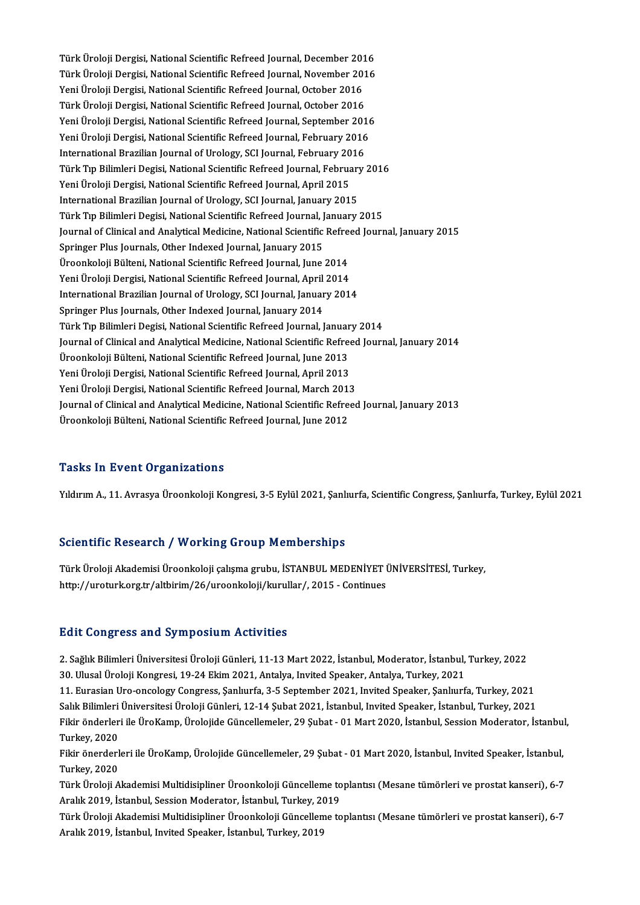Türk Üroloji Dergisi, National Scientific Refreed Journal, December 2016
Türk Üroloji Dergisi, National Scientific Refreed Journal, November 2016
Yeni Üroloji Dergisi, National Scientific Refreed Journal, October 2016
Türk Üroloji Dergisi, National Scientific Refreed Journal, October 2016
Yeni Üroloji Dergisi, National Scientific Refreed Journal, September 2016
Yeni Üroloji Dergisi, National Scientific Refreed Journal, February 2016
International Brazilian Journal of Urology, SCI Journal, February 2016
Türk Tıp Bilimleri Degisi, National Scientific Refreed Journal, February 2016
Yeni Üroloji Dergisi, National Scientific Refreed Journal, April 2015
International Brazilian Journal of Urology, SCI Journal, January 2015
Türk Tıp Bilimleri Degisi, National Scientific Refreed Journal, January 2015
Journal of Clinical and Analytical Medicine, National Scientific Refreed Journal, January 2015
Springer Plus Journals, Other Indexed Journal, January 2015
Üroonkoloji Bülteni, National Scientific Refreed Journal, June 2014
Yeni Üroloji Dergisi, National Scientific Refreed Journal, April 2014
International Brazilian Journal of Urology, SCI Journal, January 2014
Springer Plus Journals, Other Indexed Journal, January 2014
Türk Tıp Bilimleri Degisi, National Scientific Refreed Journal, January 2014
Journal of Clinical and Analytical Medicine, National Scientific Refreed Journal, January 2014
Üroonkoloji Bülteni, National Scientific Refreed Journal, June 2013
Yeni Üroloji Dergisi, National Scientific Refreed Journal, April 2013
Yeni Üroloji Dergisi, National Scientific Refreed Journal, March 2013
Journal of Clinical and Analytical Medicine, National Scientific Refreed Journal, January 2013
Üroonkoloji Bülteni, National Scientific Refreed Journal, June 2012

## Tasks In Event Organizations

Yıldırım A., 11. Avrasya Üroonkoloji Kongresi, 3-5 Eylül 2021, Şanlıurfa, Scientific Congress, Şanlıurfa, Turkey, Eylül 2021

## Scientific Research / Working Group Memberships

Türk Üroloji Akademisi Üroonkoloji çalışma grubu, İSTANBUL MEDENİYET ÜNİVERSİTESİ, Turkey,
http://uroturk.org.tr/altbirim/26/uroonkoloji/kurullar/, 2015 - Continues

## Edit Congress and Symposium Activities

2. Sağlık Bilimleri Üniversitesi Üroloji Günleri, 11-13 Mart 2022, İstanbul, Moderator, İstanbul, Turkey, 2022
30. Ulusal Üroloji Kongresi, 19-24 Ekim 2021, Antalya, Invited Speaker, Antalya, Turkey, 2021
11. Eurasian Uro-oncology Congress, Şanlıurfa, 3-5 September 2021, Invited Speaker, Şanlıurfa, Turkey, 2021
Salık Bilimleri Üniversitesi Üroloji Günleri, 12-14 Şubat 2021, İstanbul, Invited Speaker, İstanbul, Turkey, 2021
Fikir önderleri ile ÜroKamp, Ürolojide Güncellemeler, 29 Şubat - 01 Mart 2020, İstanbul, Session Moderator, İstanbul, Turkey, 2020
Fikir önerderleri ile ÜroKamp, Ürolojide Güncellemeler, 29 Şubat - 01 Mart 2020, İstanbul, Invited Speaker, İstanbul, Turkey, 2020
Türk Üroloji Akademisi Multidisipliner Üroonkoloji Güncelleme toplantısı (Mesane tümörleri ve prostat kanseri), 6-7 Aralık 2019, İstanbul, Session Moderator, İstanbul, Turkey, 2019
Türk Üroloji Akademisi Multidisipliner Üroonkoloji Güncelleme toplantısı (Mesane tümörleri ve prostat kanseri), 6-7 Aralık 2019, İstanbul, Invited Speaker, İstanbul, Turkey, 2019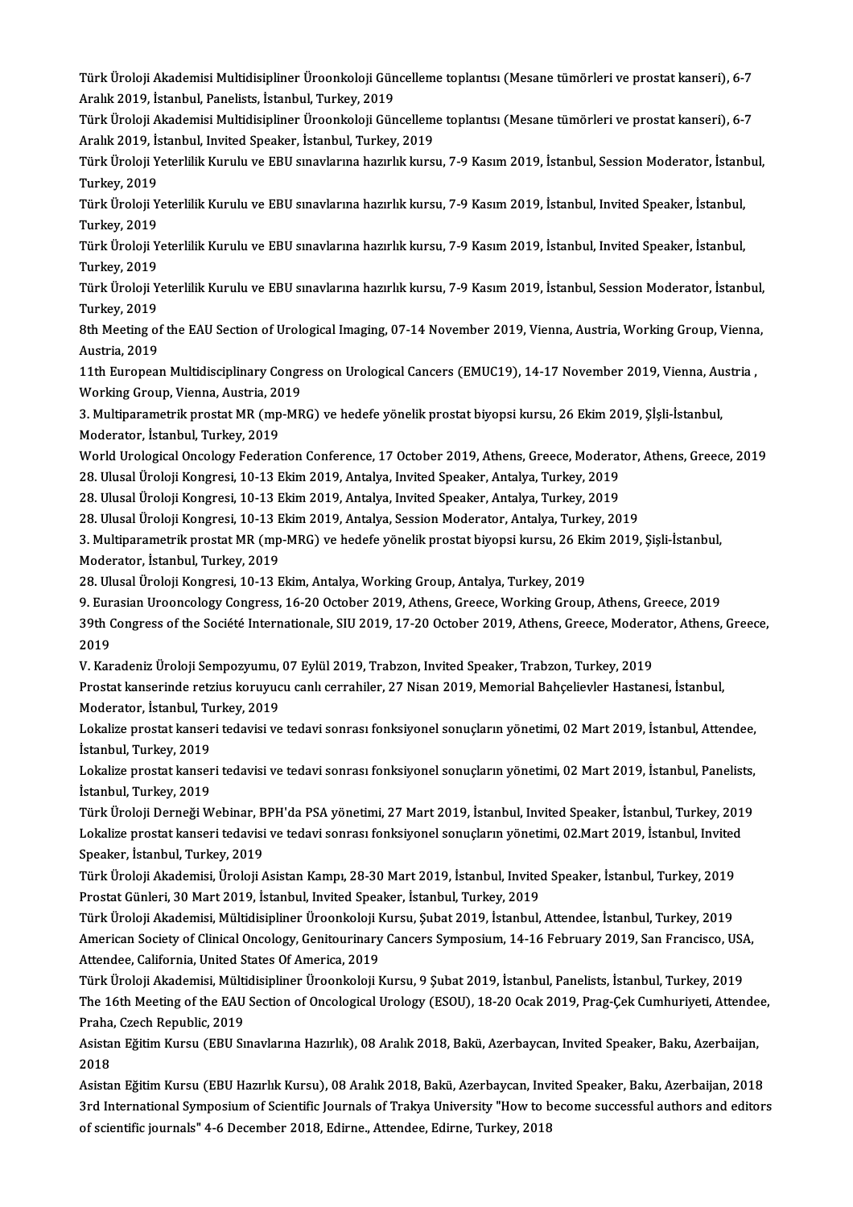Türk Üroloji Akademisi Multidisipliner Üroonkoloji Güncelleme toplantısı (Mesane tümörleri ve prostat kanseri), 6-7 Aralık 2019, İstanbul, Panelists, İstanbul, Turkey, 2019

Türk Üroloji Akademisi Multidisipliner Üroonkoloji Güncelleme toplantısı (Mesane tümörleri ve prostat kanseri), 6-7 Aralık 2019, İstanbul, Invited Speaker, İstanbul, Turkey, 2019

Türk Üroloji Yeterlilik Kurulu ve EBU sınavlarına hazırlık kursu, 7-9 Kasım 2019, İstanbul, Session Moderator, İstanbul, Turkey, 2019

Türk Üroloji Yeterlilik Kurulu ve EBU sınavlarına hazırlık kursu, 7-9 Kasım 2019, İstanbul, Invited Speaker, İstanbul, Turkey, 2019

Türk Üroloji Yeterlilik Kurulu ve EBU sınavlarına hazırlık kursu, 7-9 Kasım 2019, İstanbul, Invited Speaker, İstanbul, Turkey, 2019

Türk Üroloji Yeterlilik Kurulu ve EBU sınavlarına hazırlık kursu, 7-9 Kasım 2019, İstanbul, Session Moderator, İstanbul, Turkey, 2019

8th Meeting of the EAU Section of Urological Imaging, 07-14 November 2019, Vienna, Austria, Working Group, Vienna, Austria, 2019

11th European Multidisciplinary Congress on Urological Cancers (EMUC19), 14-17 November 2019, Vienna, Austria , Working Group, Vienna, Austria, 2019

3. Multiparametrik prostat MR (mp-MRG) ve hedefe yönelik prostat biyopsi kursu, 26 Ekim 2019, Şişli-İstanbul, Moderator, İstanbul, Turkey, 2019

World Urological Oncology Federation Conference, 17 October 2019, Athens, Greece, Moderator, Athens, Greece, 2019

28. Ulusal Üroloji Kongresi, 10-13 Ekim 2019, Antalya, Invited Speaker, Antalya, Turkey, 2019

28. Ulusal Üroloji Kongresi, 10-13 Ekim 2019, Antalya, Invited Speaker, Antalya, Turkey, 2019

28. Ulusal Üroloji Kongresi, 10-13 Ekim 2019, Antalya, Session Moderator, Antalya, Turkey, 2019

3. Multiparametrik prostat MR (mp-MRG) ve hedefe yönelik prostat biyopsi kursu, 26 Ekim 2019, Şişli-İstanbul, Moderator, İstanbul, Turkey, 2019

28. Ulusal Üroloji Kongresi, 10-13 Ekim, Antalya, Working Group, Antalya, Turkey, 2019

9. Eurasian Urooncology Congress, 16-20 October 2019, Athens, Greece, Working Group, Athens, Greece, 2019

39th Congress of the Société Internationale, SIU 2019, 17-20 October 2019, Athens, Greece, Moderator, Athens, Greece, 2019

V. Karadeniz Üroloji Sempozyumu, 07 Eylül 2019, Trabzon, Invited Speaker, Trabzon, Turkey, 2019

Prostat kanserinde retzius koruyucu canlı cerrahiler, 27 Nisan 2019, Memorial Bahçelievler Hastanesi, İstanbul, Moderator, İstanbul, Turkey, 2019

Lokalize prostat kanseri tedavisi ve tedavi sonrası fonksiyonel sonuçların yönetimi, 02 Mart 2019, İstanbul, Attendee, İstanbul, Turkey, 2019

Lokalize prostat kanseri tedavisi ve tedavi sonrası fonksiyonel sonuçların yönetimi, 02 Mart 2019, İstanbul, Panelists, İstanbul, Turkey, 2019

Türk Üroloji Derneği Webinar, BPH'da PSA yönetimi, 27 Mart 2019, İstanbul, Invited Speaker, İstanbul, Turkey, 2019

Lokalize prostat kanseri tedavisi ve tedavi sonrası fonksiyonel sonuçların yönetimi, 02.Mart 2019, İstanbul, Invited Speaker, İstanbul, Turkey, 2019

Türk Üroloji Akademisi, Üroloji Asistan Kampı, 28-30 Mart 2019, İstanbul, Invited Speaker, İstanbul, Turkey, 2019

Prostat Günleri, 30 Mart 2019, İstanbul, Invited Speaker, İstanbul, Turkey, 2019

Türk Üroloji Akademisi, Mültidisipliner Üroonkoloji Kursu, Şubat 2019, İstanbul, Attendee, İstanbul, Turkey, 2019

American Society of Clinical Oncology, Genitourinary Cancers Symposium, 14-16 February 2019, San Francisco, USA, Attendee, California, United States Of America, 2019

Türk Üroloji Akademisi, Mültidisipliner Üroonkoloji Kursu, 9 Şubat 2019, İstanbul, Panelists, İstanbul, Turkey, 2019

The 16th Meeting of the EAU Section of Oncological Urology (ESOU), 18-20 Ocak 2019, Prag-Çek Cumhuriyeti, Attendee, Praha, Czech Republic, 2019

Asistan Eğitim Kursu (EBU Sınavlarına Hazırlık), 08 Aralık 2018, Bakü, Azerbaycan, Invited Speaker, Baku, Azerbaijan, 2018

Asistan Eğitim Kursu (EBU Hazırlık Kursu), 08 Aralık 2018, Bakü, Azerbaycan, Invited Speaker, Baku, Azerbaijan, 2018

3rd International Symposium of Scientific Journals of Trakya University "How to become successful authors and editors of scientific journals" 4-6 December 2018, Edirne., Attendee, Edirne, Turkey, 2018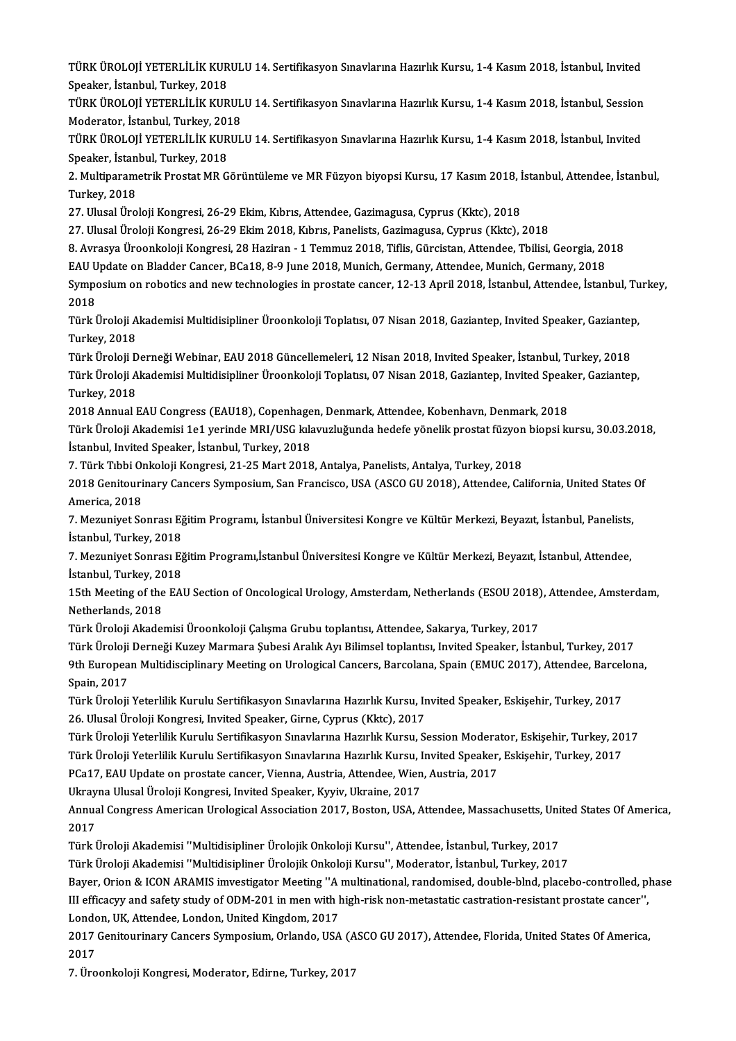TÜRK ÜROLOJİ YETERLİLİK KURULU 14. Sertifikasyon Sınavlarına Hazırlık Kursu, 1-4 Kasım 2018, İstanbul, Invited Speaker, İstanbul, Turkey, 2018

TÜRK ÜROLOJİ YETERLİLİK KURULU 14. Sertifikasyon Sınavlarına Hazırlık Kursu, 1-4 Kasım 2018, İstanbul, Session Moderator, İstanbul, Turkey, 2018

TÜRK ÜROLOJİ YETERLİLİK KURULU 14. Sertifikasyon Sınavlarına Hazırlık Kursu, 1-4 Kasım 2018, İstanbul, Invited Speaker, İstanbul, Turkey, 2018

2. Multiparametrik Prostat MR Görüntüleme ve MR Füzyon biyopsi Kursu, 17 Kasım 2018, İstanbul, Attendee, İstanbul, Turkey, 2018

27. Ulusal Üroloji Kongresi, 26-29 Ekim, Kıbrıs, Attendee, Gazimagusa, Cyprus (Kktc), 2018

27. Ulusal Üroloji Kongresi, 26-29 Ekim 2018, Kıbrıs, Panelists, Gazimagusa, Cyprus (Kktc), 2018

8. Avrasya Üroonkoloji Kongresi, 28 Haziran - 1 Temmuz 2018, Tiflis, Gürcistan, Attendee, Tbilisi, Georgia, 2018

EAU Update on Bladder Cancer, BCa18, 8-9 June 2018, Munich, Germany, Attendee, Munich, Germany, 2018

Symposium on robotics and new technologies in prostate cancer, 12-13 April 2018, İstanbul, Attendee, İstanbul, Turkey, 2018

Türk Üroloji Akademisi Multidisipliner Üroonkoloji Toplatısı, 07 Nisan 2018, Gaziantep, Invited Speaker, Gaziantep, Turkey, 2018

Türk Üroloji Derneği Webinar, EAU 2018 Güncellemeleri, 12 Nisan 2018, Invited Speaker, İstanbul, Turkey, 2018

Türk Üroloji Akademisi Multidisipliner Üroonkoloji Toplatısı, 07 Nisan 2018, Gaziantep, Invited Speaker, Gaziantep, Turkey, 2018

2018 Annual EAU Congress (EAU18), Copenhagen, Denmark, Attendee, Kobenhavn, Denmark, 2018

Türk Üroloji Akademisi 1e1 yerinde MRI/USG kılavuzluğunda hedefe yönelik prostat füzyon biopsi kursu, 30.03.2018, İstanbul, Invited Speaker, İstanbul, Turkey, 2018

7. Türk Tıbbi Onkoloji Kongresi, 21-25 Mart 2018, Antalya, Panelists, Antalya, Turkey, 2018

2018 Genitourinary Cancers Symposium, San Francisco, USA (ASCO GU 2018), Attendee, California, United States Of America, 2018

7. Mezuniyet Sonrası Eğitim Programı, İstanbul Üniversitesi Kongre ve Kültür Merkezi, Beyazıt, İstanbul, Panelists, İstanbul, Turkey, 2018

7. Mezuniyet Sonrası Eğitim Programı,İstanbul Üniversitesi Kongre ve Kültür Merkezi, Beyazıt, İstanbul, Attendee, İstanbul, Turkey, 2018

15th Meeting of the EAU Section of Oncological Urology, Amsterdam, Netherlands (ESOU 2018), Attendee, Amsterdam, Netherlands, 2018

Türk Üroloji Akademisi Üroonkoloji Çalışma Grubu toplantısı, Attendee, Sakarya, Turkey, 2017

Türk Üroloji Derneği Kuzey Marmara Şubesi Aralık Ayı Bilimsel toplantısı, Invited Speaker, İstanbul, Turkey, 2017

9th European Multidisciplinary Meeting on Urological Cancers, Barcolana, Spain (EMUC 2017), Attendee, Barcelona, Spain, 2017

Türk Üroloji Yeterlilik Kurulu Sertifikasyon Sınavlarına Hazırlık Kursu, Invited Speaker, Eskişehir, Turkey, 2017

26. Ulusal Üroloji Kongresi, Invited Speaker, Girne, Cyprus (Kktc), 2017

Türk Üroloji Yeterlilik Kurulu Sertifikasyon Sınavlarına Hazırlık Kursu, Session Moderator, Eskişehir, Turkey, 2017

Türk Üroloji Yeterlilik Kurulu Sertifikasyon Sınavlarına Hazırlık Kursu, Invited Speaker, Eskişehir, Turkey, 2017

PCa17, EAU Update on prostate cancer, Vienna, Austria, Attendee, Wien, Austria, 2017

Ukrayna Ulusal Üroloji Kongresi, Invited Speaker, Kyyiv, Ukraine, 2017

Annual Congress American Urological Association 2017, Boston, USA, Attendee, Massachusetts, United States Of America, 2017

Türk Üroloji Akademisi ''Multidisipliner Ürolojik Onkoloji Kursu'', Attendee, İstanbul, Turkey, 2017

Türk Üroloji Akademisi ''Multidisipliner Ürolojik Onkoloji Kursu'', Moderator, İstanbul, Turkey, 2017

Bayer, Orion & ICON ARAMIS imvestigator Meeting ''A multinational, randomised, double-blnd, placebo-controlled, phase III efficacyy and safety study of ODM-201 in men with high-risk non-metastatic castration-resistant prostate cancer'', London, UK, Attendee, London, United Kingdom, 2017

2017 Genitourinary Cancers Symposium, Orlando, USA (ASCO GU 2017), Attendee, Florida, United States Of America, 2017

7. Üroonkoloji Kongresi, Moderator, Edirne, Turkey, 2017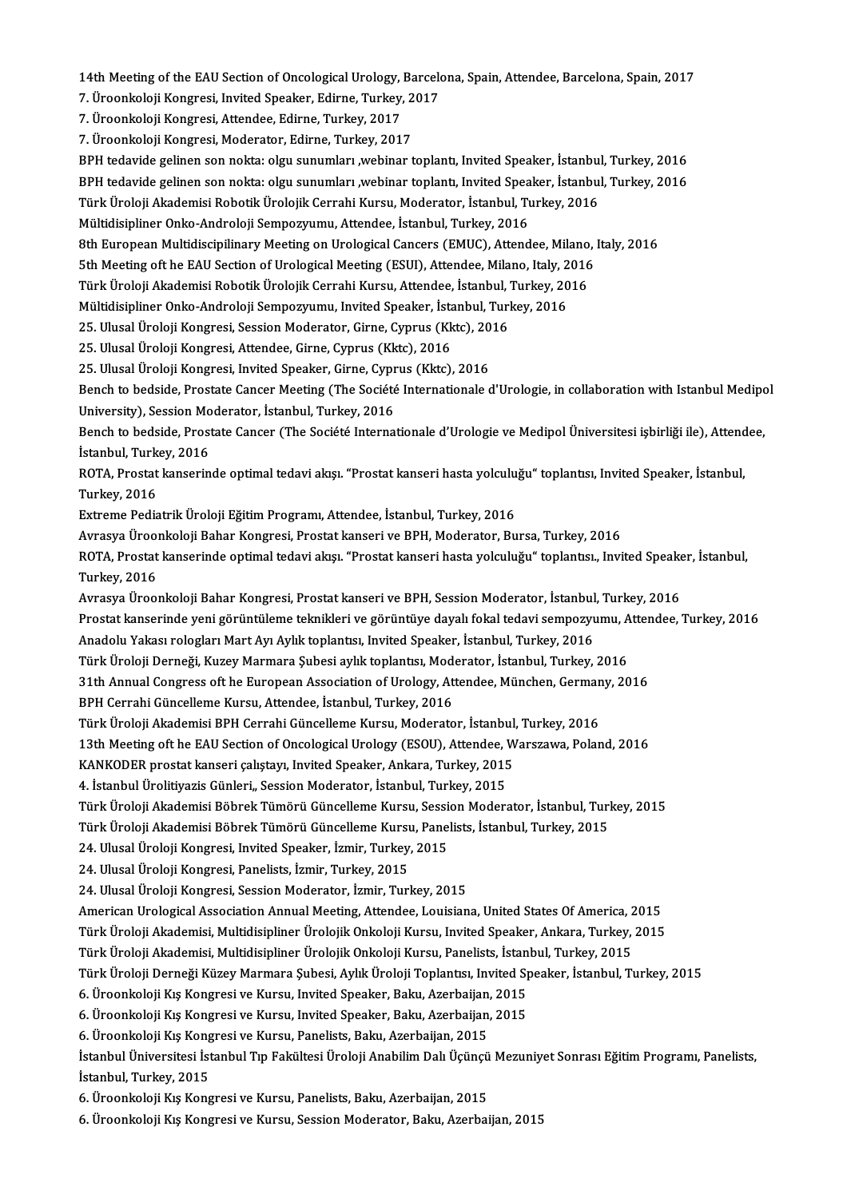14th Meeting of the EAU Section of Oncological Urology, Barcelona, Spain, Attendee, Barcelona, Spain, 2017
7. Üroonkoloji Kongresi, Invited Speaker, Edirne, Turkey, 2017
7. Üroonkoloji Kongresi, Attendee, Edirne, Turkey, 2017
7. Üroonkoloji Kongresi, Moderator, Edirne, Turkey, 2017
BPH tedavide gelinen son nokta: olgu sunumları ,webinar toplantı, Invited Speaker, İstanbul, Turkey, 2016
BPH tedavide gelinen son nokta: olgu sunumları ,webinar toplantı, Invited Speaker, İstanbul, Turkey, 2016
Türk Üroloji Akademisi Robotik Ürolojik Cerrahi Kursu, Moderator, İstanbul, Turkey, 2016
Mültidisipliner Onko-Androloji Sempozyumu, Attendee, İstanbul, Turkey, 2016
8th European Multidiscipilinary Meeting on Urological Cancers (EMUC), Attendee, Milano, Italy, 2016
5th Meeting oft he EAU Section of Urological Meeting (ESUI), Attendee, Milano, Italy, 2016
Türk Üroloji Akademisi Robotik Ürolojik Cerrahi Kursu, Attendee, İstanbul, Turkey, 2016
Mültidisipliner Onko-Androloji Sempozyumu, Invited Speaker, İstanbul, Turkey, 2016
25. Ulusal Üroloji Kongresi, Session Moderator, Girne, Cyprus (Kktc), 2016
25. Ulusal Üroloji Kongresi, Attendee, Girne, Cyprus (Kktc), 2016
25. Ulusal Üroloji Kongresi, Invited Speaker, Girne, Cyprus (Kktc), 2016
Bench to bedside, Prostate Cancer Meeting (The Société Internationale d'Urologie, in collaboration with Istanbul Medipol University), Session Moderator, İstanbul, Turkey, 2016
Bench to bedside, Prostate Cancer (The Société Internationale d'Urologie ve Medipol Üniversitesi işbirliği ile), Attendee, İstanbul, Turkey, 2016
ROTA, Prostat kanserinde optimal tedavi akışı. "Prostat kanseri hasta yolculuğu" toplantısı, Invited Speaker, İstanbul, Turkey, 2016
Extreme Pediatrik Üroloji Eğitim Programı, Attendee, İstanbul, Turkey, 2016
Avrasya Üroonkoloji Bahar Kongresi, Prostat kanseri ve BPH, Moderator, Bursa, Turkey, 2016
ROTA, Prostat kanserinde optimal tedavi akışı. "Prostat kanseri hasta yolculuğu" toplantısı., Invited Speaker, İstanbul, Turkey, 2016
Avrasya Üroonkoloji Bahar Kongresi, Prostat kanseri ve BPH, Session Moderator, İstanbul, Turkey, 2016
Prostat kanserinde yeni görüntüleme teknikleri ve görüntüye dayalı fokal tedavi sempozyumu, Attendee, Turkey, 2016
Anadolu Yakası rologları Mart Ayı Aylık toplantısı, Invited Speaker, İstanbul, Turkey, 2016
Türk Üroloji Derneği, Kuzey Marmara Şubesi aylık toplantısı, Moderator, İstanbul, Turkey, 2016
31th Annual Congress oft he European Association of Urology, Attendee, München, Germany, 2016
BPH Cerrahi Güncelleme Kursu, Attendee, İstanbul, Turkey, 2016
Türk Üroloji Akademisi BPH Cerrahi Güncelleme Kursu, Moderator, İstanbul, Turkey, 2016
13th Meeting oft he EAU Section of Oncological Urology (ESOU), Attendee, Warszawa, Poland, 2016
KANKODER prostat kanseri çalıştayı, Invited Speaker, Ankara, Turkey, 2015
4. İstanbul Ürolitiyazis Günleri,, Session Moderator, İstanbul, Turkey, 2015
Türk Üroloji Akademisi Böbrek Tümörü Güncelleme Kursu, Session Moderator, İstanbul, Turkey, 2015
Türk Üroloji Akademisi Böbrek Tümörü Güncelleme Kursu, Panelists, İstanbul, Turkey, 2015
24. Ulusal Üroloji Kongresi, Invited Speaker, İzmir, Turkey, 2015
24. Ulusal Üroloji Kongresi, Panelists, İzmir, Turkey, 2015
24. Ulusal Üroloji Kongresi, Session Moderator, İzmir, Turkey, 2015
American Urological Association Annual Meeting, Attendee, Louisiana, United States Of America, 2015
Türk Üroloji Akademisi, Multidisipliner Ürolojik Onkoloji Kursu, Invited Speaker, Ankara, Turkey, 2015
Türk Üroloji Akademisi, Multidisipliner Ürolojik Onkoloji Kursu, Panelists, İstanbul, Turkey, 2015
Türk Üroloji Derneği Küzey Marmara Şubesi, Aylık Üroloji Toplantısı, Invited Speaker, İstanbul, Turkey, 2015
6. Üroonkoloji Kış Kongresi ve Kursu, Invited Speaker, Baku, Azerbaijan, 2015
6. Üroonkoloji Kış Kongresi ve Kursu, Invited Speaker, Baku, Azerbaijan, 2015
6. Üroonkoloji Kış Kongresi ve Kursu, Panelists, Baku, Azerbaijan, 2015
İstanbul Üniversitesi İstanbul Tıp Fakültesi Üroloji Anabilim Dalı Üçüncü Mezuniyet Sonrası Eğitim Programı, Panelists, İstanbul, Turkey, 2015
6. Üroonkoloji Kış Kongresi ve Kursu, Panelists, Baku, Azerbaijan, 2015
6. Üroonkoloji Kış Kongresi ve Kursu, Session Moderator, Baku, Azerbaijan, 2015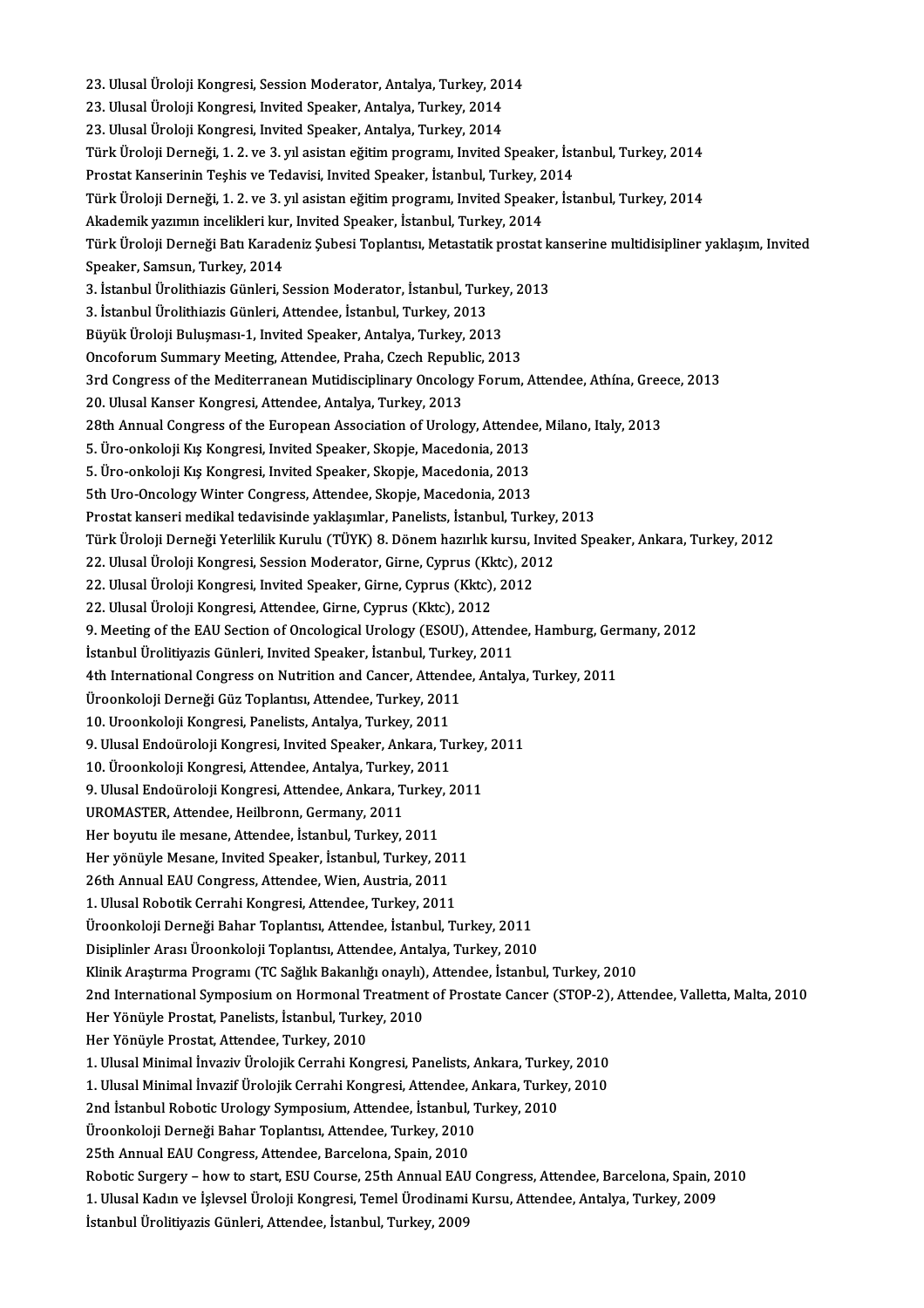23. Ulusal Üroloji Kongresi, Session Moderator, Antalya, Turkey, 2014
23. Ulusal Üroloji Kongresi, Invited Speaker, Antalya, Turkey, 2014
23. Ulusal Üroloji Kongresi, Invited Speaker, Antalya, Turkey, 2014
Türk Üroloji Derneği, 1. 2. ve 3. yıl asistan eğitim programı, Invited Speaker, İstanbul, Turkey, 2014
Prostat Kanserinin Teşhis ve Tedavisi, Invited Speaker, İstanbul, Turkey, 2014
Türk Üroloji Derneği, 1. 2. ve 3. yıl asistan eğitim programı, Invited Speaker, İstanbul, Turkey, 2014
Akademik yazımın incelikleri kur, Invited Speaker, İstanbul, Turkey, 2014
Türk Üroloji Derneği Batı Karadeniz Şubesi Toplantısı, Metastatik prostat kanserine multidisipliner yaklaşım, Invited Speaker, Samsun, Turkey, 2014
3. İstanbul Ürolithiazis Günleri, Session Moderator, İstanbul, Turkey, 2013
3. İstanbul Ürolithiazis Günleri, Attendee, İstanbul, Turkey, 2013
Büyük Üroloji Buluşması-1, Invited Speaker, Antalya, Turkey, 2013
Oncoforum Summary Meeting, Attendee, Praha, Czech Republic, 2013
3rd Congress of the Mediterranean Mutidisciplinary Oncology Forum, Attendee, Athína, Greece, 2013
20. Ulusal Kanser Kongresi, Attendee, Antalya, Turkey, 2013
28th Annual Congress of the European Association of Urology, Attendee, Milano, Italy, 2013
5. Üro-onkoloji Kış Kongresi, Invited Speaker, Skopje, Macedonia, 2013
5. Üro-onkoloji Kış Kongresi, Invited Speaker, Skopje, Macedonia, 2013
5th Uro-Oncology Winter Congress, Attendee, Skopje, Macedonia, 2013
Prostat kanseri medikal tedavisinde yaklaşımlar, Panelists, İstanbul, Turkey, 2013
Türk Üroloji Derneği Yeterlilik Kurulu (TÜYK) 8. Dönem hazırlık kursu, Invited Speaker, Ankara, Turkey, 2012
22. Ulusal Üroloji Kongresi, Session Moderator, Girne, Cyprus (Kktc), 2012
22. Ulusal Üroloji Kongresi, Invited Speaker, Girne, Cyprus (Kktc), 2012
22. Ulusal Üroloji Kongresi, Attendee, Girne, Cyprus (Kktc), 2012
9. Meeting of the EAU Section of Oncological Urology (ESOU), Attendee, Hamburg, Germany, 2012
İstanbul Ürolitiyazis Günleri, Invited Speaker, İstanbul, Turkey, 2011
4th International Congress on Nutrition and Cancer, Attendee, Antalya, Turkey, 2011
Üroonkoloji Derneği Güz Toplantısı, Attendee, Turkey, 2011
10. Uroonkoloji Kongresi, Panelists, Antalya, Turkey, 2011
9. Ulusal Endoüroloji Kongresi, Invited Speaker, Ankara, Turkey, 2011
10. Üroonkoloji Kongresi, Attendee, Antalya, Turkey, 2011
9. Ulusal Endoüroloji Kongresi, Attendee, Ankara, Turkey, 2011
UROMASTER, Attendee, Heilbronn, Germany, 2011
Her boyutu ile mesane, Attendee, İstanbul, Turkey, 2011
Her yönüyle Mesane, Invited Speaker, İstanbul, Turkey, 2011
26th Annual EAU Congress, Attendee, Wien, Austria, 2011
1. Ulusal Robotik Cerrahi Kongresi, Attendee, Turkey, 2011
Üroonkoloji Derneği Bahar Toplantısı, Attendee, İstanbul, Turkey, 2011
Disiplinler Arası Üroonkoloji Toplantısı, Attendee, Antalya, Turkey, 2010
Klinik Araştırma Programı (TC Sağlık Bakanlığı onaylı), Attendee, İstanbul, Turkey, 2010
2nd International Symposium on Hormonal Treatment of Prostate Cancer (STOP-2), Attendee, Valletta, Malta, 2010
Her Yönüyle Prostat, Panelists, İstanbul, Turkey, 2010
Her Yönüyle Prostat, Attendee, Turkey, 2010
1. Ulusal Minimal İnvaziv Ürolojik Cerrahi Kongresi, Panelists, Ankara, Turkey, 2010
1. Ulusal Minimal İnvazif Ürolojik Cerrahi Kongresi, Attendee, Ankara, Turkey, 2010
2nd İstanbul Robotic Urology Symposium, Attendee, İstanbul, Turkey, 2010
Üroonkoloji Derneği Bahar Toplantısı, Attendee, Turkey, 2010
25th Annual EAU Congress, Attendee, Barcelona, Spain, 2010
Robotic Surgery – how to start, ESU Course, 25th Annual EAU Congress, Attendee, Barcelona, Spain, 2010
1. Ulusal Kadın ve İşlevsel Üroloji Kongresi, Temel Ürodinami Kursu, Attendee, Antalya, Turkey, 2009
İstanbul Ürolitiyazis Günleri, Attendee, İstanbul, Turkey, 2009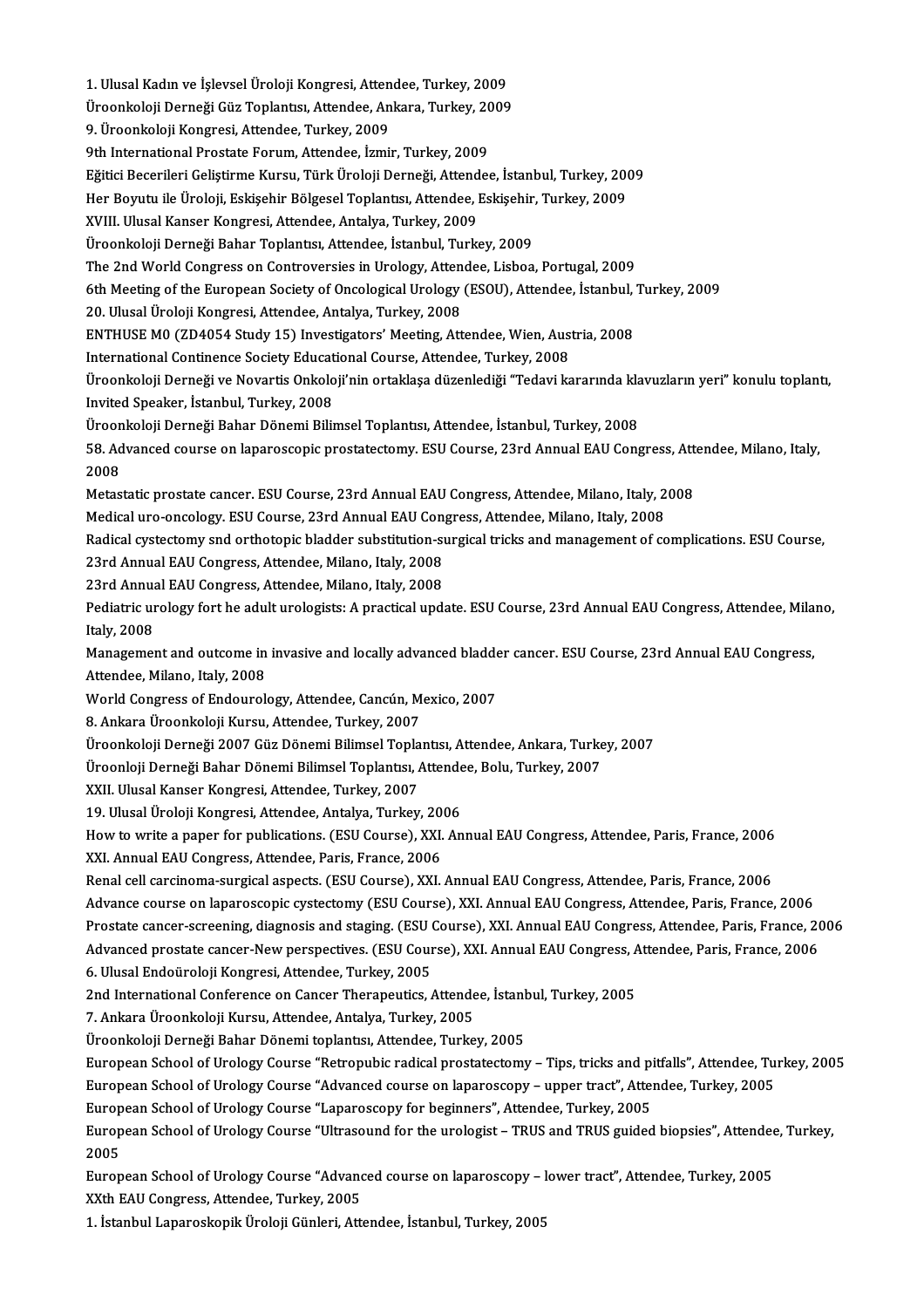1. Ulusal Kadın ve İşlevsel Üroloji Kongresi, Attendee, Turkey, 2009
Üroonkoloji Derneği Güz Toplantısı, Attendee, Ankara, Turkey, 2009
9. Üroonkoloji Kongresi, Attendee, Turkey, 2009
9th International Prostate Forum, Attendee, İzmir, Turkey, 2009
Eğitici Becerileri Geliştirme Kursu, Türk Üroloji Derneği, Attendee, İstanbul, Turkey, 2009
Her Boyutu ile Üroloji, Eskişehir Bölgesel Toplantısı, Attendee, Eskişehir, Turkey, 2009
XVIII. Ulusal Kanser Kongresi, Attendee, Antalya, Turkey, 2009
Üroonkoloji Derneği Bahar Toplantısı, Attendee, İstanbul, Turkey, 2009
The 2nd World Congress on Controversies in Urology, Attendee, Lisboa, Portugal, 2009
6th Meeting of the European Society of Oncological Urology (ESOU), Attendee, İstanbul, Turkey, 2009
20. Ulusal Üroloji Kongresi, Attendee, Antalya, Turkey, 2008
ENTHUSE M0 (ZD4054 Study 15) Investigators' Meeting, Attendee, Wien, Austria, 2008
International Continence Society Educational Course, Attendee, Turkey, 2008
Üroonkoloji Derneği ve Novartis Onkoloji'nin ortaklaşa düzenlediği "Tedavi kararında klavuzların yeri" konulu toplantı, Invited Speaker, İstanbul, Turkey, 2008
Üroonkoloji Derneği Bahar Dönemi Bilimsel Toplantısı, Attendee, İstanbul, Turkey, 2008
58. Advanced course on laparoscopic prostatectomy. ESU Course, 23rd Annual EAU Congress, Attendee, Milano, Italy, 2008
Metastatic prostate cancer. ESU Course, 23rd Annual EAU Congress, Attendee, Milano, Italy, 2008
Medical uro-oncology. ESU Course, 23rd Annual EAU Congress, Attendee, Milano, Italy, 2008
Radical cystectomy snd orthotopic bladder substitution-surgical tricks and management of complications. ESU Course, 23rd Annual EAU Congress, Attendee, Milano, Italy, 2008
23rd Annual EAU Congress, Attendee, Milano, Italy, 2008
Pediatric urology fort he adult urologists: A practical update. ESU Course, 23rd Annual EAU Congress, Attendee, Milano, Italy, 2008
Management and outcome in invasive and locally advanced bladder cancer. ESU Course, 23rd Annual EAU Congress, Attendee, Milano, Italy, 2008
World Congress of Endourology, Attendee, Cancún, Mexico, 2007
8. Ankara Üroonkoloji Kursu, Attendee, Turkey, 2007
Üroonkoloji Derneği 2007 Güz Dönemi Bilimsel Toplantısı, Attendee, Ankara, Turkey, 2007
Üroonloji Derneği Bahar Dönemi Bilimsel Toplantısı, Attendee, Bolu, Turkey, 2007
XXII. Ulusal Kanser Kongresi, Attendee, Turkey, 2007
19. Ulusal Üroloji Kongresi, Attendee, Antalya, Turkey, 2006
How to write a paper for publications. (ESU Course), XXI. Annual EAU Congress, Attendee, Paris, France, 2006
XXI. Annual EAU Congress, Attendee, Paris, France, 2006
Renal cell carcinoma-surgical aspects. (ESU Course), XXI. Annual EAU Congress, Attendee, Paris, France, 2006
Advance course on laparoscopic cystectomy (ESU Course), XXI. Annual EAU Congress, Attendee, Paris, France, 2006
Prostate cancer-screening, diagnosis and staging. (ESU Course), XXI. Annual EAU Congress, Attendee, Paris, France, 2006
Advanced prostate cancer-New perspectives. (ESU Course), XXI. Annual EAU Congress, Attendee, Paris, France, 2006
6. Ulusal Endoüroloji Kongresi, Attendee, Turkey, 2005
2nd International Conference on Cancer Therapeutics, Attendee, İstanbul, Turkey, 2005
7. Ankara Üroonkoloji Kursu, Attendee, Antalya, Turkey, 2005
Üroonkoloji Derneği Bahar Dönemi toplantısı, Attendee, Turkey, 2005
European School of Urology Course "Retropubic radical prostatectomy – Tips, tricks and pitfalls", Attendee, Turkey, 2005
European School of Urology Course "Advanced course on laparoscopy – upper tract", Attendee, Turkey, 2005
European School of Urology Course "Laparoscopy for beginners", Attendee, Turkey, 2005
European School of Urology Course "Ultrasound for the urologist – TRUS and TRUS guided biopsies", Attendee, Turkey, 2005
European School of Urology Course "Advanced course on laparoscopy – lower tract", Attendee, Turkey, 2005
XXth EAU Congress, Attendee, Turkey, 2005
1. İstanbul Laparoskopik Üroloji Günleri, Attendee, İstanbul, Turkey, 2005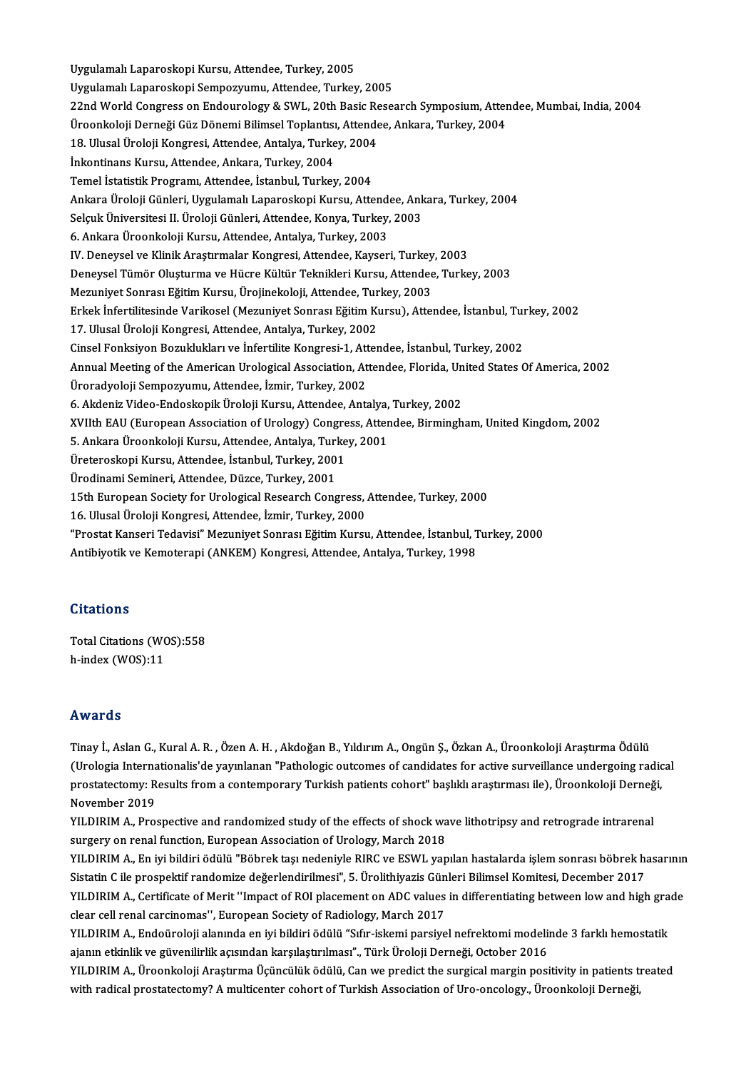Uygulamalı Laparoskopi Kursu, Attendee, Turkey, 2005
Uygulamalı Laparoskopi Sempozyumu, Attendee, Turkey, 2005
22nd World Congress on Endourology & SWL, 20th Basic Research Symposium, Attendee, Mumbai, India, 2004
Üroonkoloji Derneği Güz Dönemi Bilimsel Toplantısı, Attendee, Ankara, Turkey, 2004
18. Ulusal Üroloji Kongresi, Attendee, Antalya, Turkey, 2004
İnkontinans Kursu, Attendee, Ankara, Turkey, 2004
Temel İstatistik Programı, Attendee, İstanbul, Turkey, 2004
Ankara Üroloji Günleri, Uygulamalı Laparoskopi Kursu, Attendee, Ankara, Turkey, 2004
Selçuk Üniversitesi II. Üroloji Günleri, Attendee, Konya, Turkey, 2003
6. Ankara Üroonkoloji Kursu, Attendee, Antalya, Turkey, 2003
IV. Deneysel ve Klinik Araştırmalar Kongresi, Attendee, Kayseri, Turkey, 2003
Deneysel Tümör Oluşturma ve Hücre Kültür Teknikleri Kursu, Attendee, Turkey, 2003
Mezuniyet Sonrası Eğitim Kursu, Ürojinekoloji, Attendee, Turkey, 2003
Erkek İnfertilitesinde Varikosel (Mezuniyet Sonrası Eğitim Kursu), Attendee, İstanbul, Turkey, 2002
17. Ulusal Üroloji Kongresi, Attendee, Antalya, Turkey, 2002
Cinsel Fonksiyon Bozuklukları ve İnfertilite Kongresi-1, Attendee, İstanbul, Turkey, 2002
Annual Meeting of the American Urological Association, Attendee, Florida, United States Of America, 2002
Üroradyoloji Sempozyumu, Attendee, İzmir, Turkey, 2002
6. Akdeniz Video-Endoskopik Üroloji Kursu, Attendee, Antalya, Turkey, 2002
XVIIth EAU (European Association of Urology) Congress, Attendee, Birmingham, United Kingdom, 2002
5. Ankara Üroonkoloji Kursu, Attendee, Antalya, Turkey, 2001
Üreteroskopi Kursu, Attendee, İstanbul, Turkey, 2001
Ürodinami Semineri, Attendee, Düzce, Turkey, 2001
15th European Society for Urological Research Congress, Attendee, Turkey, 2000
16. Ulusal Üroloji Kongresi, Attendee, İzmir, Turkey, 2000
"Prostat Kanseri Tedavisi" Mezuniyet Sonrası Eğitim Kursu, Attendee, İstanbul, Turkey, 2000
Antibiyotik ve Kemoterapi (ANKEM) Kongresi, Attendee, Antalya, Turkey, 1998

## Citations

Total Citations (WOS):558
h-index (WOS):11

## Awards

Tinay İ., Aslan G., Kural A. R. , Özen A. H. , Akdoğan B., Yıldırım A., Ongün Ş., Özkan A., Üroonkoloji Araştırma Ödülü (Urologia Internationalis'de yayınlanan "Pathologic outcomes of candidates for active surveillance undergoing radical prostatectomy: Results from a contemporary Turkish patients cohort" başlıklı araştırması ile), Üroonkoloji Derneği, November 2019

YILDIRIM A., Prospective and randomized study of the effects of shock wave lithotripsy and retrograde intrarenal surgery on renal function, European Association of Urology, March 2018

YILDIRIM A., En iyi bildiri ödülü "Böbrek taşı nedeniyle RIRC ve ESWL yapılan hastalarda işlem sonrası böbrek hasarının Sistatin C ile prospektif randomize değerlendirilmesi", 5. Ürolithiyazis Günleri Bilimsel Komitesi, December 2017

YILDIRIM A., Certificate of Merit ''Impact of ROI placement on ADC values in differentiating between low and high grade clear cell renal carcinomas'', European Society of Radiology, March 2017

YILDIRIM A., Endoüroloji alanında en iyi bildiri ödülü "Sıfır-iskemi parsiyel nefrektomi modelinde 3 farklı hemostatik ajanın etkinlik ve güvenilirlik açısından karşılaştırılması"., Türk Üroloji Derneği, October 2016

YILDIRIM A., Üroonkoloji Araştırma Üçüncülük ödülü, Can we predict the surgical margin positivity in patients treated with radical prostatectomy? A multicenter cohort of Turkish Association of Uro-oncology., Üroonkoloji Derneği,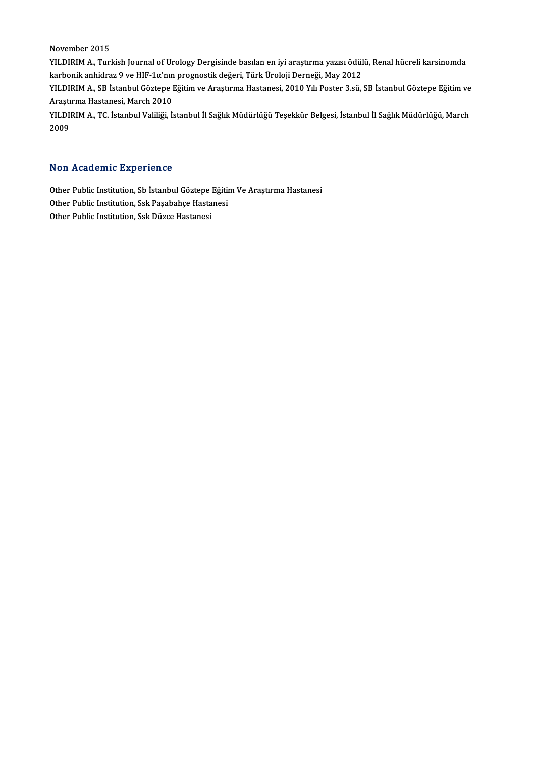November 2015

YILDIRIM A., Turkish Journal of Urology Dergisinde basılan en iyi araştırma yazısı ödülü, Renal hücreli karsinomda karbonik anhidraz 9 ve HIF-1α'nın prognostik değeri, Türk Üroloji Derneği, May 2012

YILDIRIM A., SB İstanbul Göztepe Eğitim ve Araştırma Hastanesi, 2010 Yılı Poster 3.sü, SB İstanbul Göztepe Eğitim ve Araştırma Hastanesi, March 2010

YILDIRIM A., TC. İstanbul Valiliği, İstanbul İl Sağlık Müdürlüğü Teşekkür Belgesi, İstanbul İl Sağlık Müdürlüğü, March 2009

## Non Academic Experience

Other Public Institution, Sb İstanbul Göztepe Eğitim Ve Araştırma Hastanesi
Other Public Institution, Ssk Paşabahçe Hastanesi
Other Public Institution, Ssk Düzce Hastanesi